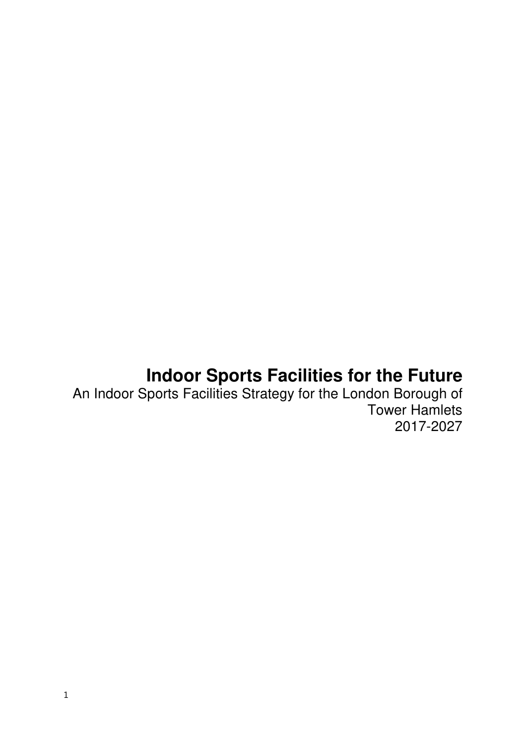# Indoor Sports Facilities for the Future

An Indoor Sports Facilities Strategy for the London Borough of Tower Hamlets
2017-2027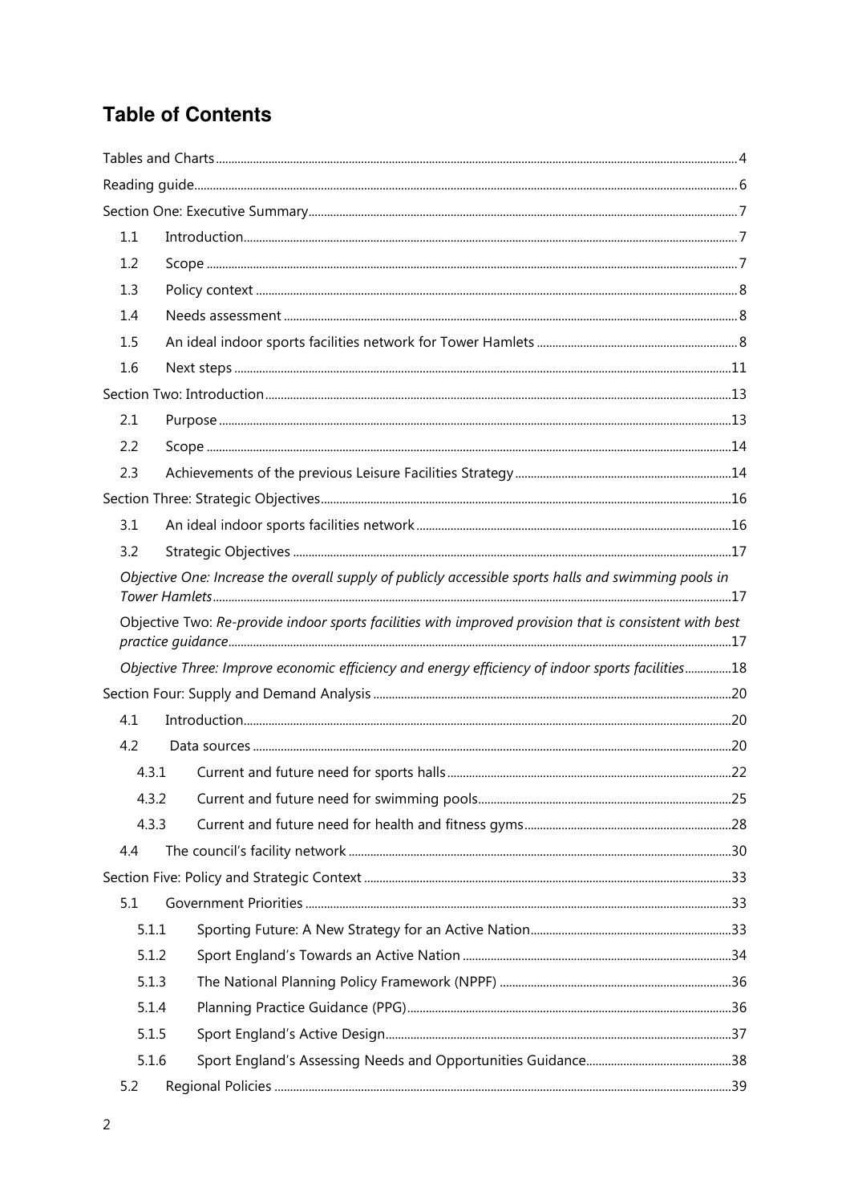# Table of Contents

Tables and Charts ..... 4
Reading guide ..... 6
Section One: Executive Summary ..... 7
- 1.1 Introduction ..... 7
- 1.2 Scope ..... 7
- 1.3 Policy context ..... 8
- 1.4 Needs assessment ..... 8
- 1.5 An ideal indoor sports facilities network for Tower Hamlets ..... 8
- 1.6 Next steps ..... 11

Section Two: Introduction ..... 13
- 2.1 Purpose ..... 13
- 2.2 Scope ..... 14
- 2.3 Achievements of the previous Leisure Facilities Strategy ..... 14

Section Three: Strategic Objectives ..... 16
- 3.1 An ideal indoor sports facilities network ..... 16
- 3.2 Strategic Objectives ..... 17
  - *Objective One: Increase the overall supply of publicly accessible sports halls and swimming pools in Tower Hamlets* ..... 17
  - Objective Two: *Re-provide indoor sports facilities with improved provision that is consistent with best practice guidance* ..... 17
  - *Objective Three: Improve economic efficiency and energy efficiency of indoor sports facilities* ..... 18

Section Four: Supply and Demand Analysis ..... 20
- 4.1 Introduction ..... 20
- 4.2 Data sources ..... 20
  - 4.3.1 Current and future need for sports halls ..... 22
  - 4.3.2 Current and future need for swimming pools ..... 25
  - 4.3.3 Current and future need for health and fitness gyms ..... 28
- 4.4 The council's facility network ..... 30

Section Five: Policy and Strategic Context ..... 33
- 5.1 Government Priorities ..... 33
  - 5.1.1 Sporting Future: A New Strategy for an Active Nation ..... 33
  - 5.1.2 Sport England's Towards an Active Nation ..... 34
  - 5.1.3 The National Planning Policy Framework (NPPF) ..... 36
  - 5.1.4 Planning Practice Guidance (PPG) ..... 36
  - 5.1.5 Sport England's Active Design ..... 37
  - 5.1.6 Sport England's Assessing Needs and Opportunities Guidance ..... 38
- 5.2 Regional Policies ..... 39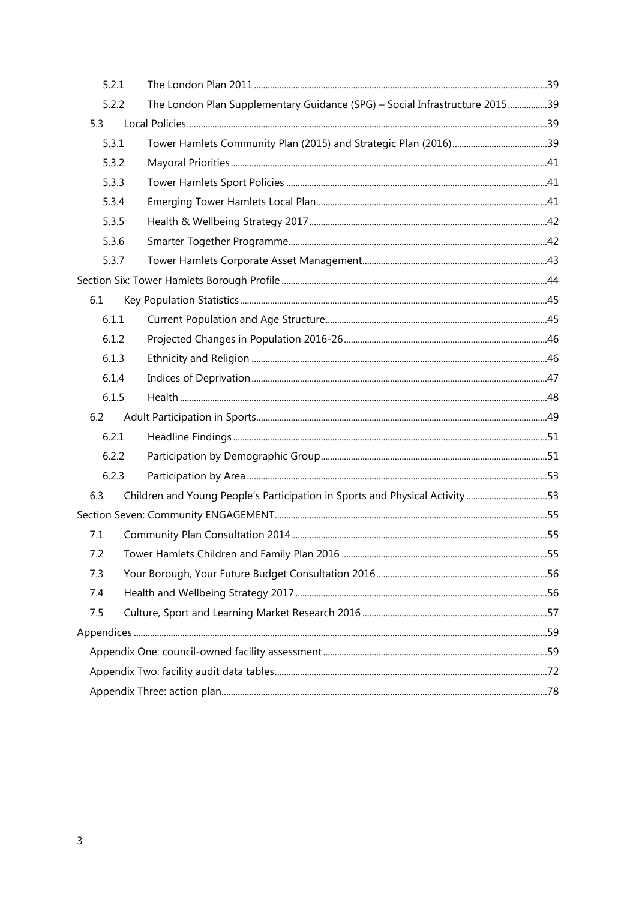| | | |
|---|---|---|
| 5.2.1 | The London Plan 2011 | 39 |
| 5.2.2 | The London Plan Supplementary Guidance (SPG) – Social Infrastructure 2015 | 39 |
| 5.3 | Local Policies | 39 |
| 5.3.1 | Tower Hamlets Community Plan (2015) and Strategic Plan (2016) | 39 |
| 5.3.2 | Mayoral Priorities | 41 |
| 5.3.3 | Tower Hamlets Sport Policies | 41 |
| 5.3.4 | Emerging Tower Hamlets Local Plan | 41 |
| 5.3.5 | Health & Wellbeing Strategy 2017 | 42 |
| 5.3.6 | Smarter Together Programme | 42 |
| 5.3.7 | Tower Hamlets Corporate Asset Management | 43 |
| Section Six: Tower Hamlets Borough Profile | | 44 |
| 6.1 | Key Population Statistics | 45 |
| 6.1.1 | Current Population and Age Structure | 45 |
| 6.1.2 | Projected Changes in Population 2016-26 | 46 |
| 6.1.3 | Ethnicity and Religion | 46 |
| 6.1.4 | Indices of Deprivation | 47 |
| 6.1.5 | Health | 48 |
| 6.2 | Adult Participation in Sports | 49 |
| 6.2.1 | Headline Findings | 51 |
| 6.2.2 | Participation by Demographic Group | 51 |
| 6.2.3 | Participation by Area | 53 |
| 6.3 | Children and Young People's Participation in Sports and Physical Activity | 53 |
| Section Seven: Community ENGAGEMENT | | 55 |
| 7.1 | Community Plan Consultation 2014 | 55 |
| 7.2 | Tower Hamlets Children and Family Plan 2016 | 55 |
| 7.3 | Your Borough, Your Future Budget Consultation 2016 | 56 |
| 7.4 | Health and Wellbeing Strategy 2017 | 56 |
| 7.5 | Culture, Sport and Learning Market Research 2016 | 57 |
| Appendices | | 59 |
| Appendix One: council-owned facility assessment | | 59 |
| Appendix Two: facility audit data tables | | 72 |
| Appendix Three: action plan | | 78 |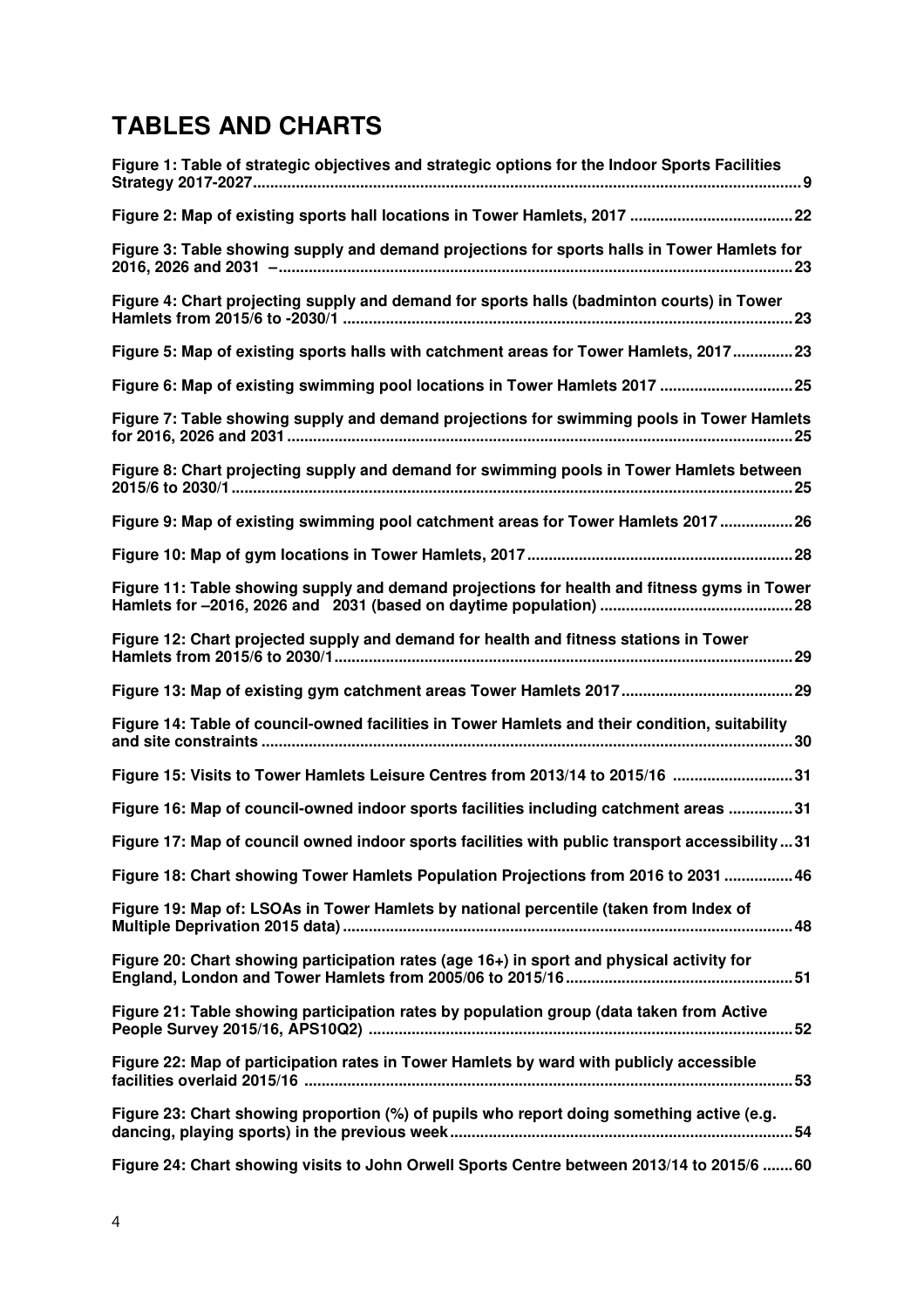# TABLES AND CHARTS

**Figure 1: Table of strategic objectives and strategic options for the Indoor Sports Facilities Strategy 2017-2027 .......... 9**

**Figure 2: Map of existing sports hall locations in Tower Hamlets, 2017 .......... 22**

**Figure 3: Table showing supply and demand projections for sports halls in Tower Hamlets for 2016, 2026 and 2031 – .......... 23**

**Figure 4: Chart projecting supply and demand for sports halls (badminton courts) in Tower Hamlets from 2015/6 to -2030/1 .......... 23**

**Figure 5: Map of existing sports halls with catchment areas for Tower Hamlets, 2017 .......... 23**

**Figure 6: Map of existing swimming pool locations in Tower Hamlets 2017 .......... 25**

**Figure 7: Table showing supply and demand projections for swimming pools in Tower Hamlets for 2016, 2026 and 2031 .......... 25**

**Figure 8: Chart projecting supply and demand for swimming pools in Tower Hamlets between 2015/6 to 2030/1 .......... 25**

**Figure 9: Map of existing swimming pool catchment areas for Tower Hamlets 2017 .......... 26**

**Figure 10: Map of gym locations in Tower Hamlets, 2017 .......... 28**

**Figure 11: Table showing supply and demand projections for health and fitness gyms in Tower Hamlets for –2016, 2026 and 2031 (based on daytime population) .......... 28**

**Figure 12: Chart projected supply and demand for health and fitness stations in Tower Hamlets from 2015/6 to 2030/1 .......... 29**

**Figure 13: Map of existing gym catchment areas Tower Hamlets 2017 .......... 29**

**Figure 14: Table of council-owned facilities in Tower Hamlets and their condition, suitability and site constraints .......... 30**

**Figure 15: Visits to Tower Hamlets Leisure Centres from 2013/14 to 2015/16 .......... 31**

**Figure 16: Map of council-owned indoor sports facilities including catchment areas .......... 31**

**Figure 17: Map of council owned indoor sports facilities with public transport accessibility .......... 31**

**Figure 18: Chart showing Tower Hamlets Population Projections from 2016 to 2031 .......... 46**

**Figure 19: Map of: LSOAs in Tower Hamlets by national percentile (taken from Index of Multiple Deprivation 2015 data) .......... 48**

**Figure 20: Chart showing participation rates (age 16+) in sport and physical activity for England, London and Tower Hamlets from 2005/06 to 2015/16 .......... 51**

**Figure 21: Table showing participation rates by population group (data taken from Active People Survey 2015/16, APS10Q2) .......... 52**

**Figure 22: Map of participation rates in Tower Hamlets by ward with publicly accessible facilities overlaid 2015/16 .......... 53**

**Figure 23: Chart showing proportion (%) of pupils who report doing something active (e.g. dancing, playing sports) in the previous week .......... 54**

**Figure 24: Chart showing visits to John Orwell Sports Centre between 2013/14 to 2015/6 .......... 60**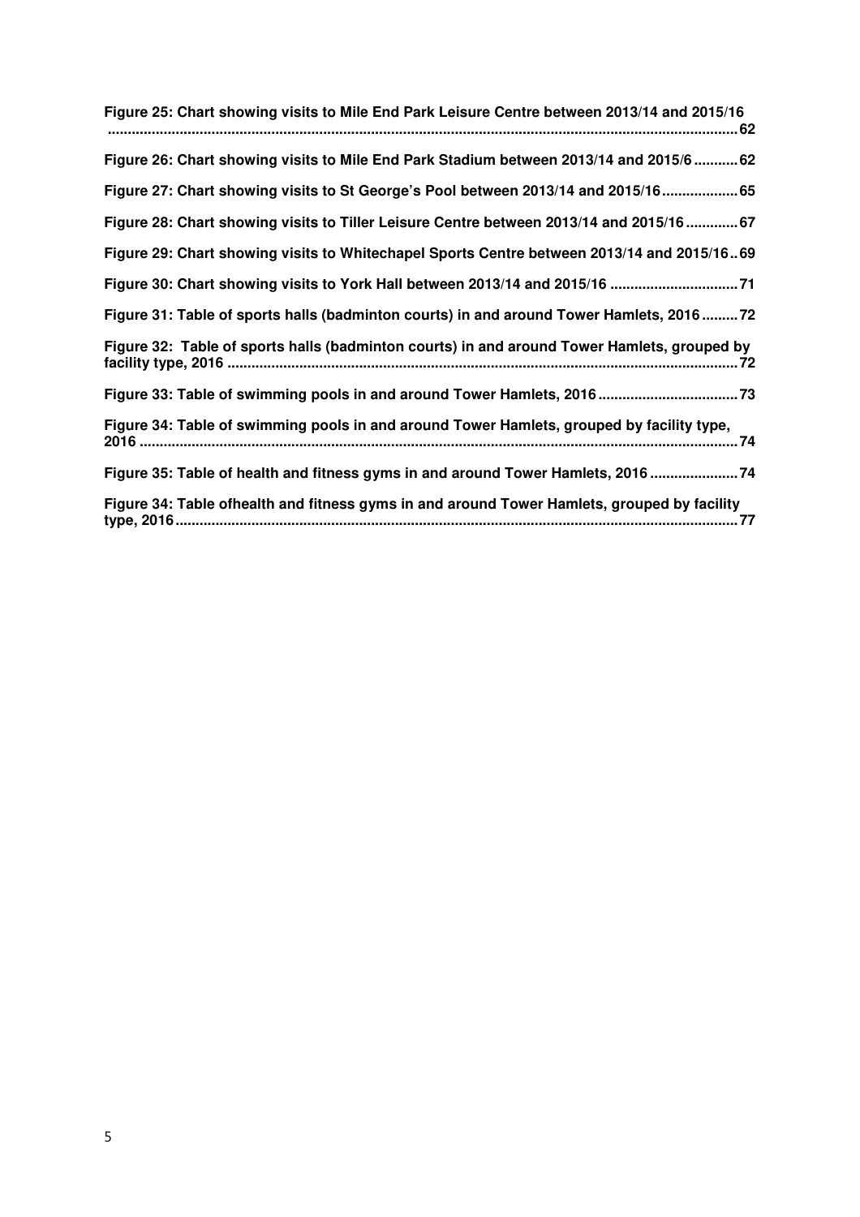**Figure 25: Chart showing visits to Mile End Park Leisure Centre between 2013/14 and 2015/16 ........................................................................................................................................62**

**Figure 26: Chart showing visits to Mile End Park Stadium between 2013/14 and 2015/6 ...........62**

**Figure 27: Chart showing visits to St George's Pool between 2013/14 and 2015/16...................65**

**Figure 28: Chart showing visits to Tiller Leisure Centre between 2013/14 and 2015/16.............67**

**Figure 29: Chart showing visits to Whitechapel Sports Centre between 2013/14 and 2015/16..69**

**Figure 30: Chart showing visits to York Hall between 2013/14 and 2015/16 ................................71**

**Figure 31: Table of sports halls (badminton courts) in and around Tower Hamlets, 2016.........72**

**Figure 32: Table of sports halls (badminton courts) in and around Tower Hamlets, grouped by facility type, 2016 ..............................................................................................................................72**

**Figure 33: Table of swimming pools in and around Tower Hamlets, 2016..................................73**

**Figure 34: Table of swimming pools in and around Tower Hamlets, grouped by facility type, 2016 ....................................................................................................................................................74**

**Figure 35: Table of health and fitness gyms in and around Tower Hamlets, 2016......................74**

**Figure 34: Table ofhealth and fitness gyms in and around Tower Hamlets, grouped by facility type, 2016...........................................................................................................................................77**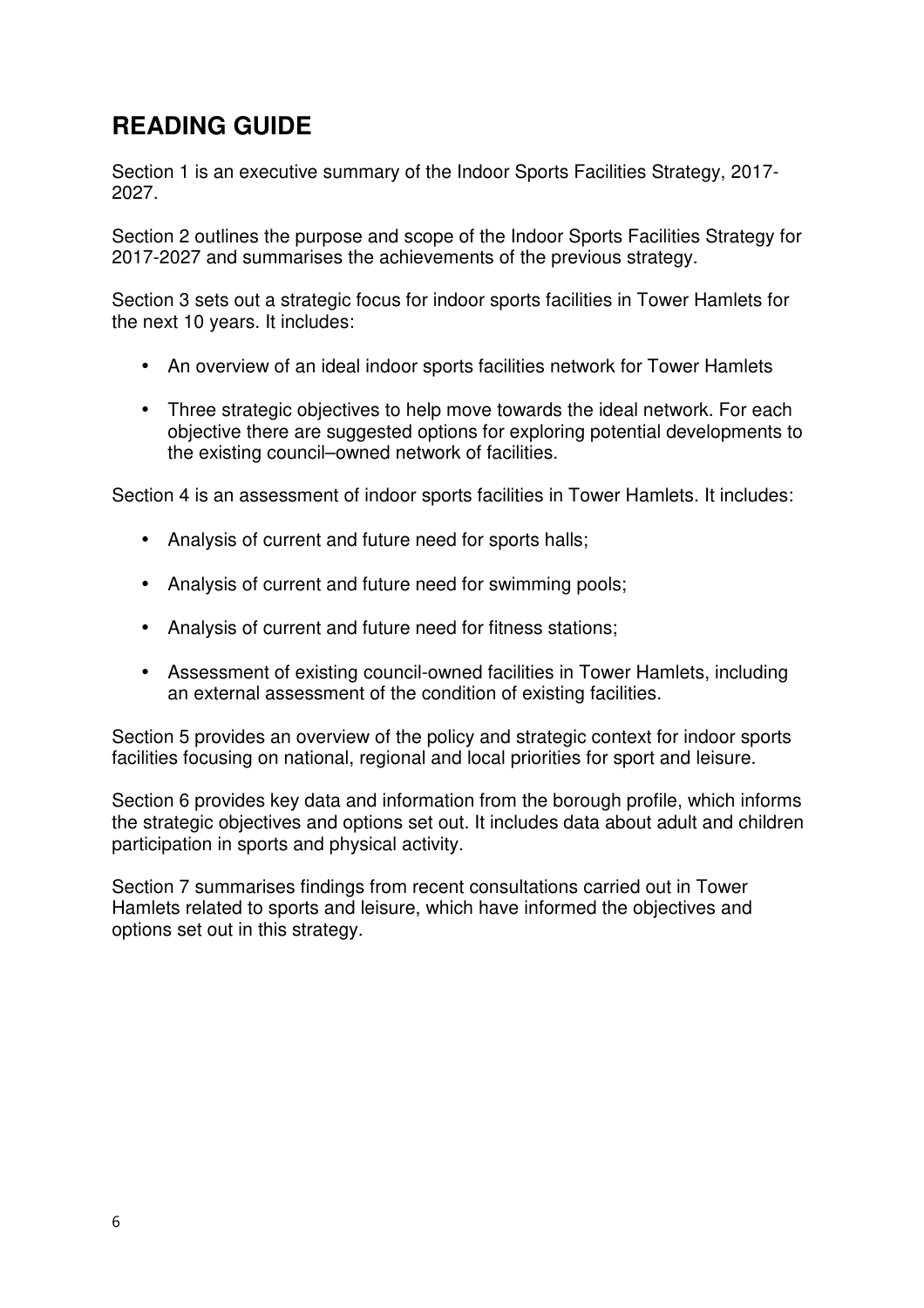## READING GUIDE

Section 1 is an executive summary of the Indoor Sports Facilities Strategy, 2017-2027.

Section 2 outlines the purpose and scope of the Indoor Sports Facilities Strategy for 2017-2027 and summarises the achievements of the previous strategy.

Section 3 sets out a strategic focus for indoor sports facilities in Tower Hamlets for the next 10 years. It includes:

- An overview of an ideal indoor sports facilities network for Tower Hamlets
- Three strategic objectives to help move towards the ideal network. For each objective there are suggested options for exploring potential developments to the existing council–owned network of facilities.

Section 4 is an assessment of indoor sports facilities in Tower Hamlets. It includes:

- Analysis of current and future need for sports halls;
- Analysis of current and future need for swimming pools;
- Analysis of current and future need for fitness stations;
- Assessment of existing council-owned facilities in Tower Hamlets, including an external assessment of the condition of existing facilities.

Section 5 provides an overview of the policy and strategic context for indoor sports facilities focusing on national, regional and local priorities for sport and leisure.

Section 6 provides key data and information from the borough profile, which informs the strategic objectives and options set out. It includes data about adult and children participation in sports and physical activity.

Section 7 summarises findings from recent consultations carried out in Tower Hamlets related to sports and leisure, which have informed the objectives and options set out in this strategy.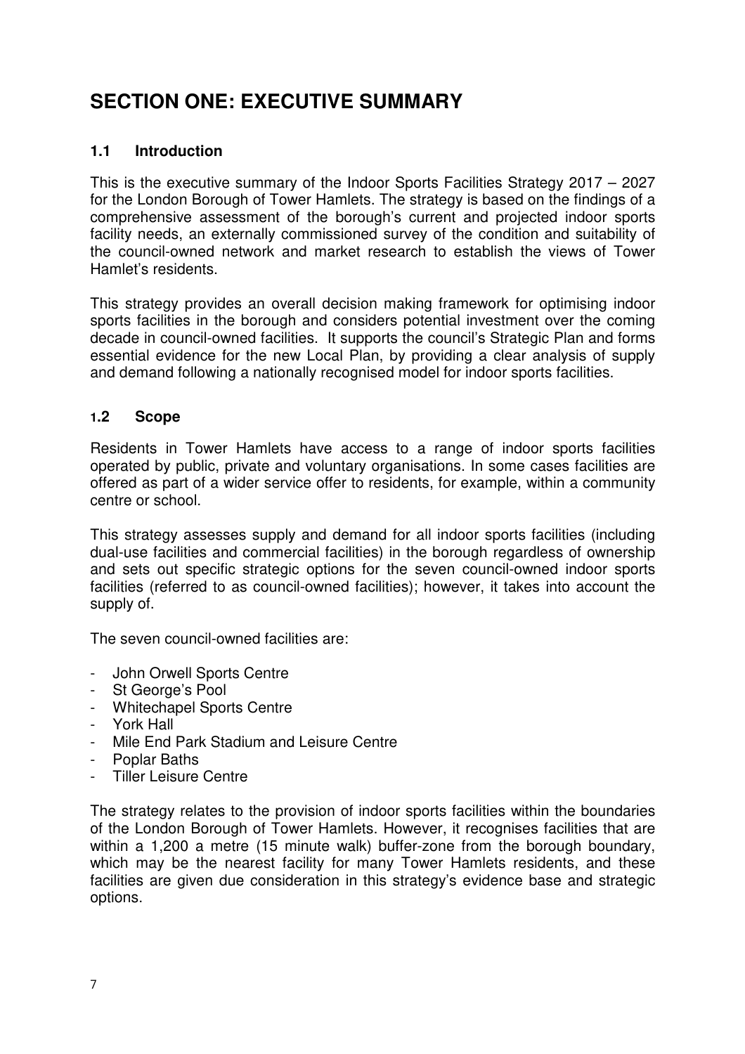# SECTION ONE: EXECUTIVE SUMMARY

## 1.1 Introduction

This is the executive summary of the Indoor Sports Facilities Strategy 2017 – 2027 for the London Borough of Tower Hamlets. The strategy is based on the findings of a comprehensive assessment of the borough's current and projected indoor sports facility needs, an externally commissioned survey of the condition and suitability of the council-owned network and market research to establish the views of Tower Hamlet's residents.

This strategy provides an overall decision making framework for optimising indoor sports facilities in the borough and considers potential investment over the coming decade in council-owned facilities. It supports the council's Strategic Plan and forms essential evidence for the new Local Plan, by providing a clear analysis of supply and demand following a nationally recognised model for indoor sports facilities.

## 1.2 Scope

Residents in Tower Hamlets have access to a range of indoor sports facilities operated by public, private and voluntary organisations. In some cases facilities are offered as part of a wider service offer to residents, for example, within a community centre or school.

This strategy assesses supply and demand for all indoor sports facilities (including dual-use facilities and commercial facilities) in the borough regardless of ownership and sets out specific strategic options for the seven council-owned indoor sports facilities (referred to as council-owned facilities); however, it takes into account the supply of.

The seven council-owned facilities are:

- John Orwell Sports Centre
- St George's Pool
- Whitechapel Sports Centre
- York Hall
- Mile End Park Stadium and Leisure Centre
- Poplar Baths
- Tiller Leisure Centre

The strategy relates to the provision of indoor sports facilities within the boundaries of the London Borough of Tower Hamlets. However, it recognises facilities that are within a 1,200 a metre (15 minute walk) buffer-zone from the borough boundary, which may be the nearest facility for many Tower Hamlets residents, and these facilities are given due consideration in this strategy's evidence base and strategic options.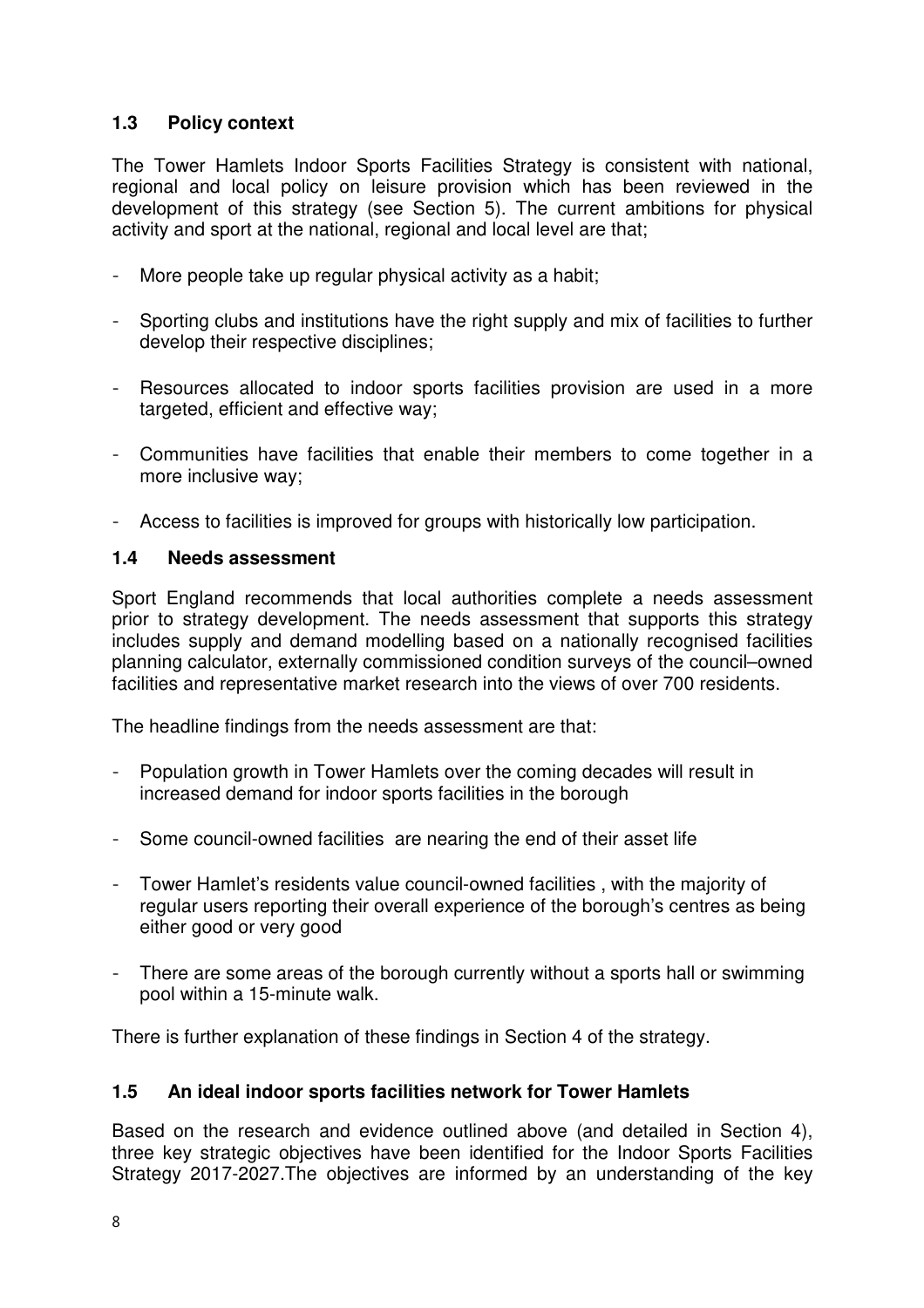## 1.3 Policy context

The Tower Hamlets Indoor Sports Facilities Strategy is consistent with national, regional and local policy on leisure provision which has been reviewed in the development of this strategy (see Section 5). The current ambitions for physical activity and sport at the national, regional and local level are that;

- More people take up regular physical activity as a habit;
- Sporting clubs and institutions have the right supply and mix of facilities to further develop their respective disciplines;
- Resources allocated to indoor sports facilities provision are used in a more targeted, efficient and effective way;
- Communities have facilities that enable their members to come together in a more inclusive way;
- Access to facilities is improved for groups with historically low participation.

## 1.4 Needs assessment

Sport England recommends that local authorities complete a needs assessment prior to strategy development. The needs assessment that supports this strategy includes supply and demand modelling based on a nationally recognised facilities planning calculator, externally commissioned condition surveys of the council–owned facilities and representative market research into the views of over 700 residents.

The headline findings from the needs assessment are that:

- Population growth in Tower Hamlets over the coming decades will result in increased demand for indoor sports facilities in the borough
- Some council-owned facilities are nearing the end of their asset life
- Tower Hamlet's residents value council-owned facilities , with the majority of regular users reporting their overall experience of the borough's centres as being either good or very good
- There are some areas of the borough currently without a sports hall or swimming pool within a 15-minute walk.

There is further explanation of these findings in Section 4 of the strategy.

## 1.5 An ideal indoor sports facilities network for Tower Hamlets

Based on the research and evidence outlined above (and detailed in Section 4), three key strategic objectives have been identified for the Indoor Sports Facilities Strategy 2017-2027.The objectives are informed by an understanding of the key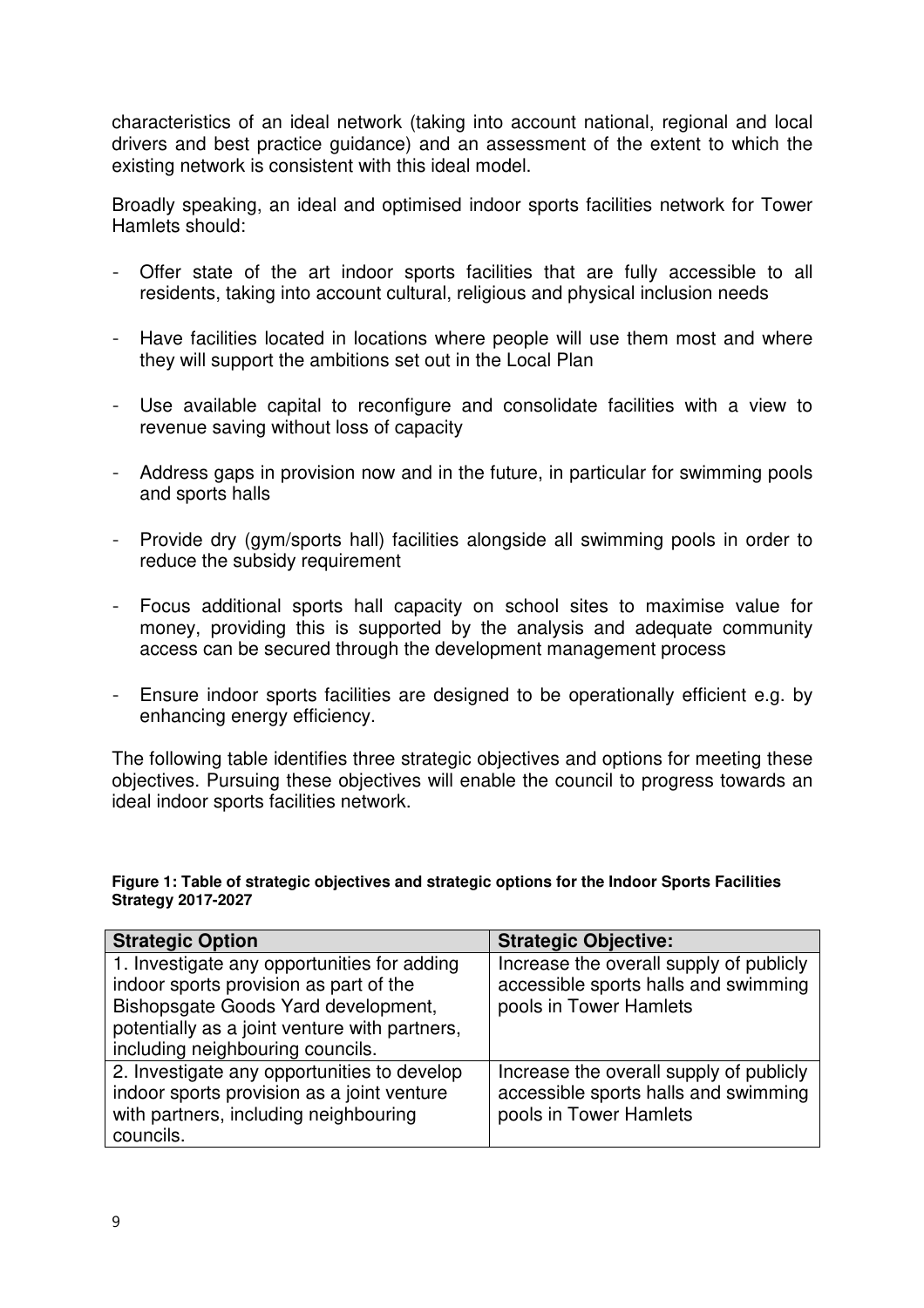characteristics of an ideal network (taking into account national, regional and local drivers and best practice guidance) and an assessment of the extent to which the existing network is consistent with this ideal model.

Broadly speaking, an ideal and optimised indoor sports facilities network for Tower Hamlets should:

- Offer state of the art indoor sports facilities that are fully accessible to all residents, taking into account cultural, religious and physical inclusion needs
- Have facilities located in locations where people will use them most and where they will support the ambitions set out in the Local Plan
- Use available capital to reconfigure and consolidate facilities with a view to revenue saving without loss of capacity
- Address gaps in provision now and in the future, in particular for swimming pools and sports halls
- Provide dry (gym/sports hall) facilities alongside all swimming pools in order to reduce the subsidy requirement
- Focus additional sports hall capacity on school sites to maximise value for money, providing this is supported by the analysis and adequate community access can be secured through the development management process
- Ensure indoor sports facilities are designed to be operationally efficient e.g. by enhancing energy efficiency.

The following table identifies three strategic objectives and options for meeting these objectives. Pursuing these objectives will enable the council to progress towards an ideal indoor sports facilities network.

**Figure 1: Table of strategic objectives and strategic options for the Indoor Sports Facilities Strategy 2017-2027**

| Strategic Option | Strategic Objective: |
|---|---|
| 1. Investigate any opportunities for adding indoor sports provision as part of the Bishopsgate Goods Yard development, potentially as a joint venture with partners, including neighbouring councils. | Increase the overall supply of publicly accessible sports halls and swimming pools in Tower Hamlets |
| 2. Investigate any opportunities to develop indoor sports provision as a joint venture with partners, including neighbouring councils. | Increase the overall supply of publicly accessible sports halls and swimming pools in Tower Hamlets |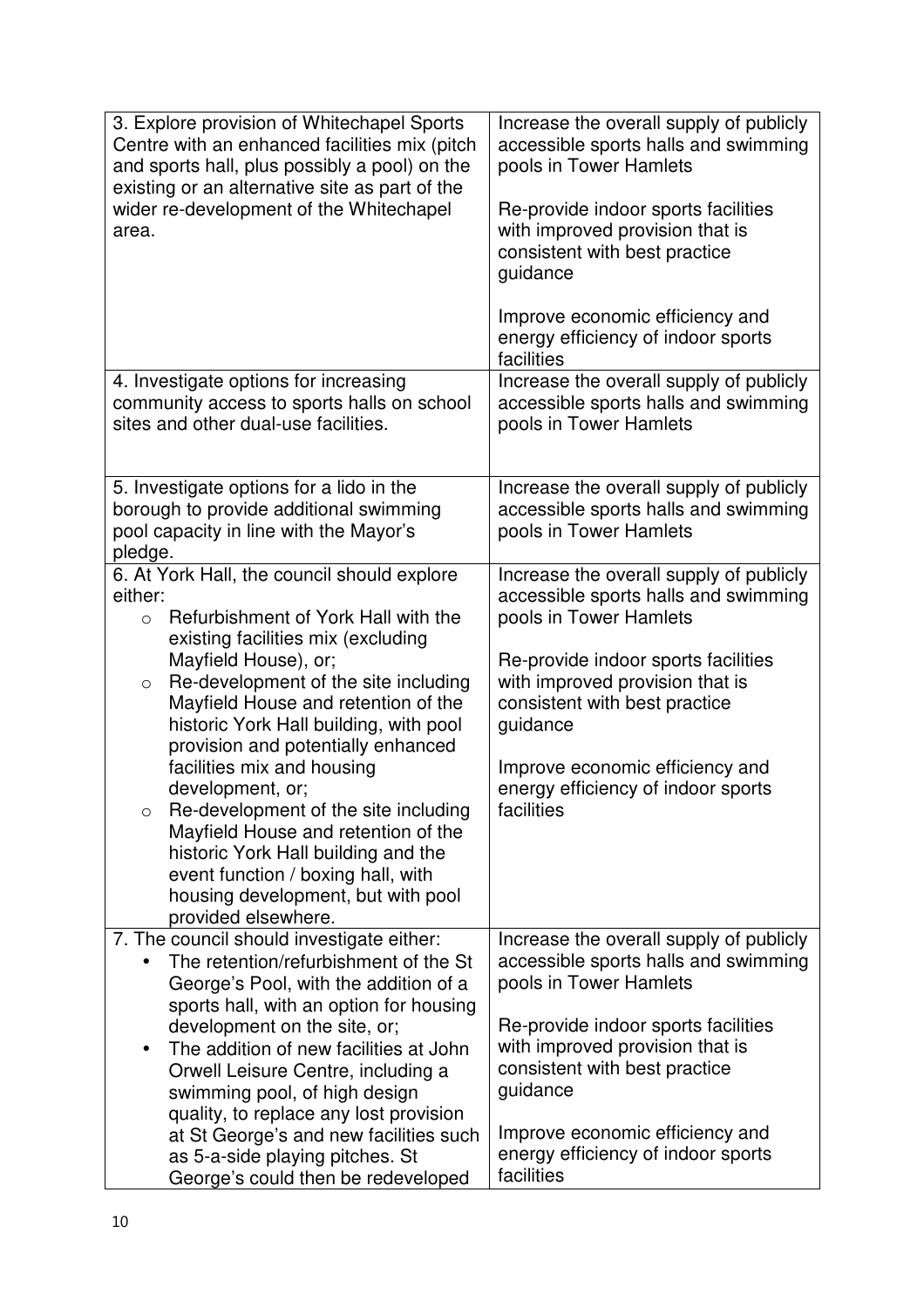| | |
|---|---|
| 3. Explore provision of Whitechapel Sports Centre with an enhanced facilities mix (pitch and sports hall, plus possibly a pool) on the existing or an alternative site as part of the wider re-development of the Whitechapel area. | Increase the overall supply of publicly accessible sports halls and swimming pools in Tower Hamlets<br><br>Re-provide indoor sports facilities with improved provision that is consistent with best practice guidance<br><br>Improve economic efficiency and energy efficiency of indoor sports facilities |
| 4. Investigate options for increasing community access to sports halls on school sites and other dual-use facilities. | Increase the overall supply of publicly accessible sports halls and swimming pools in Tower Hamlets |
| 5. Investigate options for a lido in the borough to provide additional swimming pool capacity in line with the Mayor's pledge. | Increase the overall supply of publicly accessible sports halls and swimming pools in Tower Hamlets |
| 6. At York Hall, the council should explore either:<br>o Refurbishment of York Hall with the existing facilities mix (excluding Mayfield House), or;<br>o Re-development of the site including Mayfield House and retention of the historic York Hall building, with pool provision and potentially enhanced facilities mix and housing development, or;<br>o Re-development of the site including Mayfield House and retention of the historic York Hall building and the event function / boxing hall, with housing development, but with pool provided elsewhere. | Increase the overall supply of publicly accessible sports halls and swimming pools in Tower Hamlets<br><br>Re-provide indoor sports facilities with improved provision that is consistent with best practice guidance<br><br>Improve economic efficiency and energy efficiency of indoor sports facilities |
| 7. The council should investigate either:<br>• The retention/refurbishment of the St George's Pool, with the addition of a sports hall, with an option for housing development on the site, or;<br>• The addition of new facilities at John Orwell Leisure Centre, including a swimming pool, of high design quality, to replace any lost provision at St George's and new facilities such as 5-a-side playing pitches. St George's could then be redeveloped | Increase the overall supply of publicly accessible sports halls and swimming pools in Tower Hamlets<br><br>Re-provide indoor sports facilities with improved provision that is consistent with best practice guidance<br><br>Improve economic efficiency and energy efficiency of indoor sports facilities |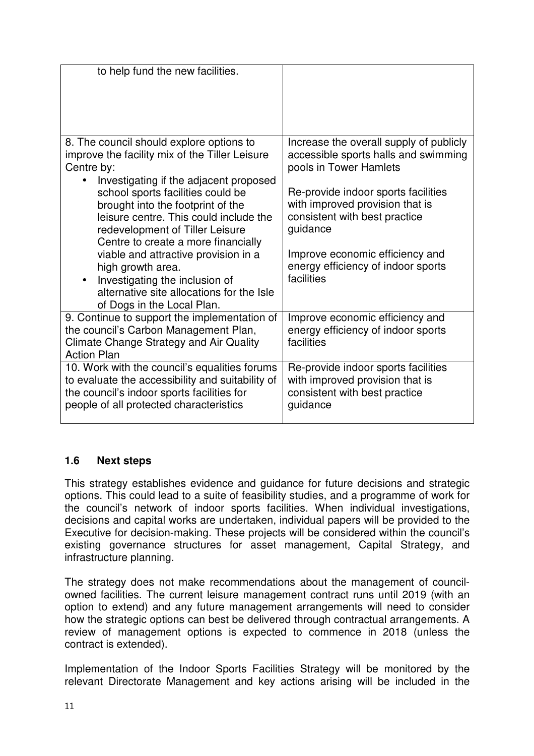| | |
|---|---|
| to help fund the new facilities. | |
| 8. The council should explore options to improve the facility mix of the Tiller Leisure Centre by:<br>• Investigating if the adjacent proposed school sports facilities could be brought into the footprint of the leisure centre. This could include the redevelopment of Tiller Leisure Centre to create a more financially viable and attractive provision in a high growth area.<br>• Investigating the inclusion of alternative site allocations for the Isle of Dogs in the Local Plan. | Increase the overall supply of publicly accessible sports halls and swimming pools in Tower Hamlets<br><br>Re-provide indoor sports facilities with improved provision that is consistent with best practice guidance<br><br>Improve economic efficiency and energy efficiency of indoor sports facilities |
| 9. Continue to support the implementation of the council's Carbon Management Plan, Climate Change Strategy and Air Quality Action Plan | Improve economic efficiency and energy efficiency of indoor sports facilities |
| 10. Work with the council's equalities forums to evaluate the accessibility and suitability of the council's indoor sports facilities for people of all protected characteristics | Re-provide indoor sports facilities with improved provision that is consistent with best practice guidance |

### 1.6 Next steps

This strategy establishes evidence and guidance for future decisions and strategic options. This could lead to a suite of feasibility studies, and a programme of work for the council's network of indoor sports facilities. When individual investigations, decisions and capital works are undertaken, individual papers will be provided to the Executive for decision-making. These projects will be considered within the council's existing governance structures for asset management, Capital Strategy, and infrastructure planning.

The strategy does not make recommendations about the management of council-owned facilities. The current leisure management contract runs until 2019 (with an option to extend) and any future management arrangements will need to consider how the strategic options can best be delivered through contractual arrangements. A review of management options is expected to commence in 2018 (unless the contract is extended).

Implementation of the Indoor Sports Facilities Strategy will be monitored by the relevant Directorate Management and key actions arising will be included in the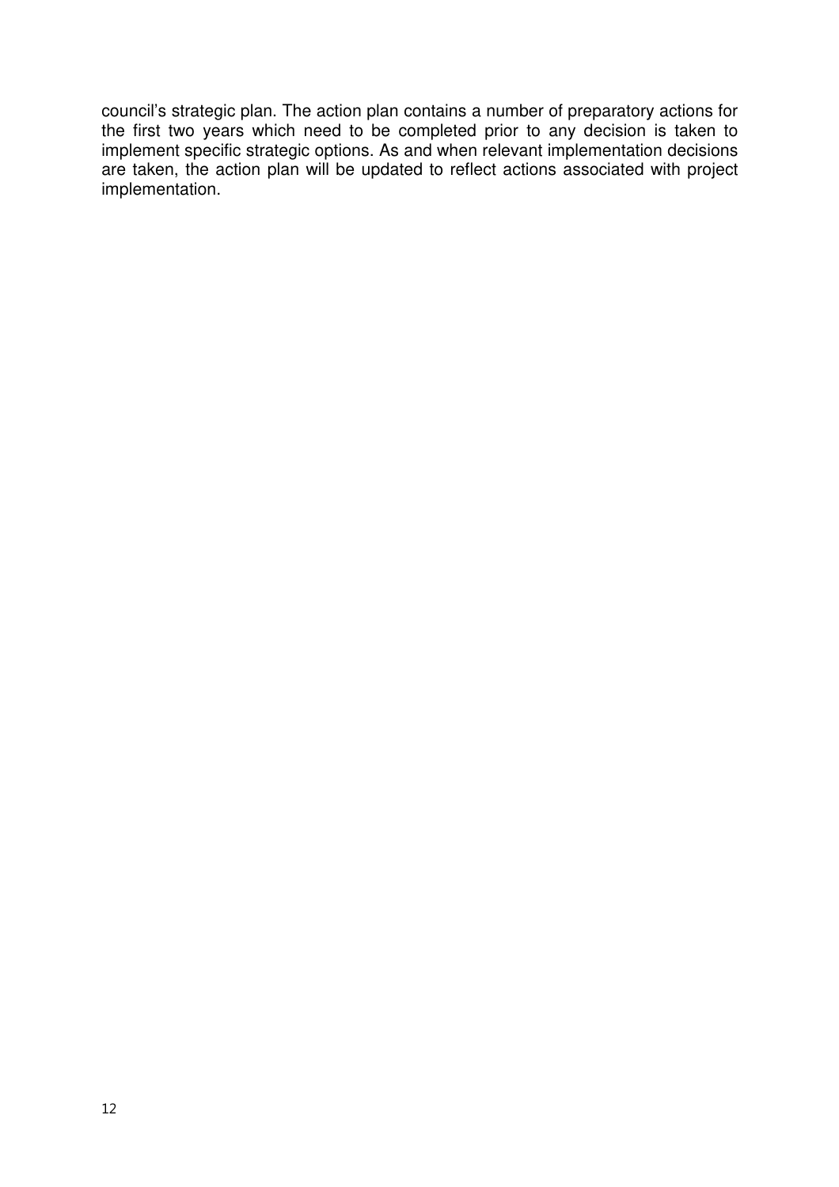council's strategic plan. The action plan contains a number of preparatory actions for the first two years which need to be completed prior to any decision is taken to implement specific strategic options. As and when relevant implementation decisions are taken, the action plan will be updated to reflect actions associated with project implementation.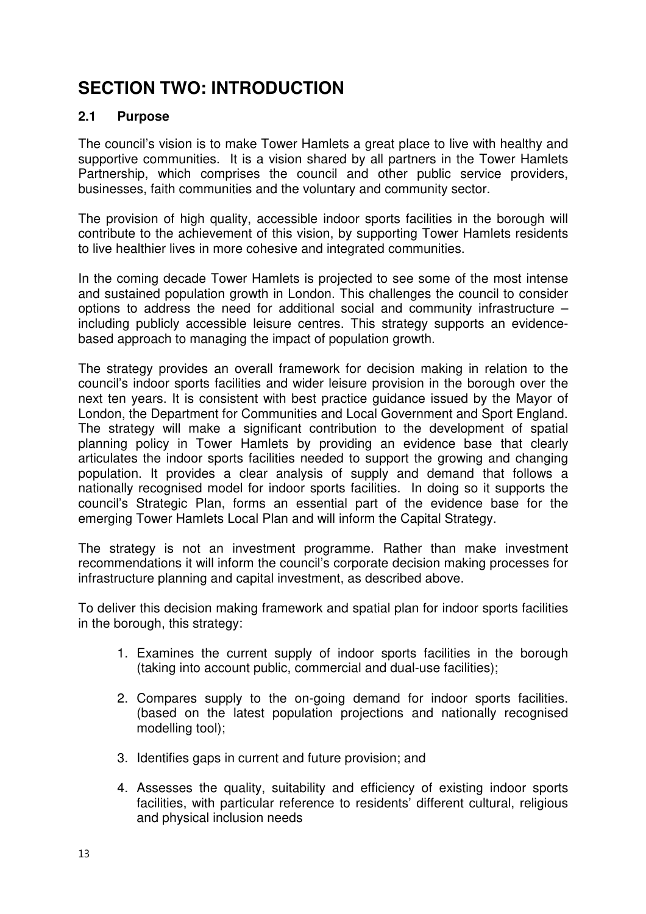# SECTION TWO: INTRODUCTION

## 2.1 Purpose

The council's vision is to make Tower Hamlets a great place to live with healthy and supportive communities. It is a vision shared by all partners in the Tower Hamlets Partnership, which comprises the council and other public service providers, businesses, faith communities and the voluntary and community sector.

The provision of high quality, accessible indoor sports facilities in the borough will contribute to the achievement of this vision, by supporting Tower Hamlets residents to live healthier lives in more cohesive and integrated communities.

In the coming decade Tower Hamlets is projected to see some of the most intense and sustained population growth in London. This challenges the council to consider options to address the need for additional social and community infrastructure – including publicly accessible leisure centres. This strategy supports an evidence-based approach to managing the impact of population growth.

The strategy provides an overall framework for decision making in relation to the council's indoor sports facilities and wider leisure provision in the borough over the next ten years. It is consistent with best practice guidance issued by the Mayor of London, the Department for Communities and Local Government and Sport England. The strategy will make a significant contribution to the development of spatial planning policy in Tower Hamlets by providing an evidence base that clearly articulates the indoor sports facilities needed to support the growing and changing population. It provides a clear analysis of supply and demand that follows a nationally recognised model for indoor sports facilities. In doing so it supports the council's Strategic Plan, forms an essential part of the evidence base for the emerging Tower Hamlets Local Plan and will inform the Capital Strategy.

The strategy is not an investment programme. Rather than make investment recommendations it will inform the council's corporate decision making processes for infrastructure planning and capital investment, as described above.

To deliver this decision making framework and spatial plan for indoor sports facilities in the borough, this strategy:

1. Examines the current supply of indoor sports facilities in the borough (taking into account public, commercial and dual-use facilities);

2. Compares supply to the on-going demand for indoor sports facilities. (based on the latest population projections and nationally recognised modelling tool);

3. Identifies gaps in current and future provision; and

4. Assesses the quality, suitability and efficiency of existing indoor sports facilities, with particular reference to residents' different cultural, religious and physical inclusion needs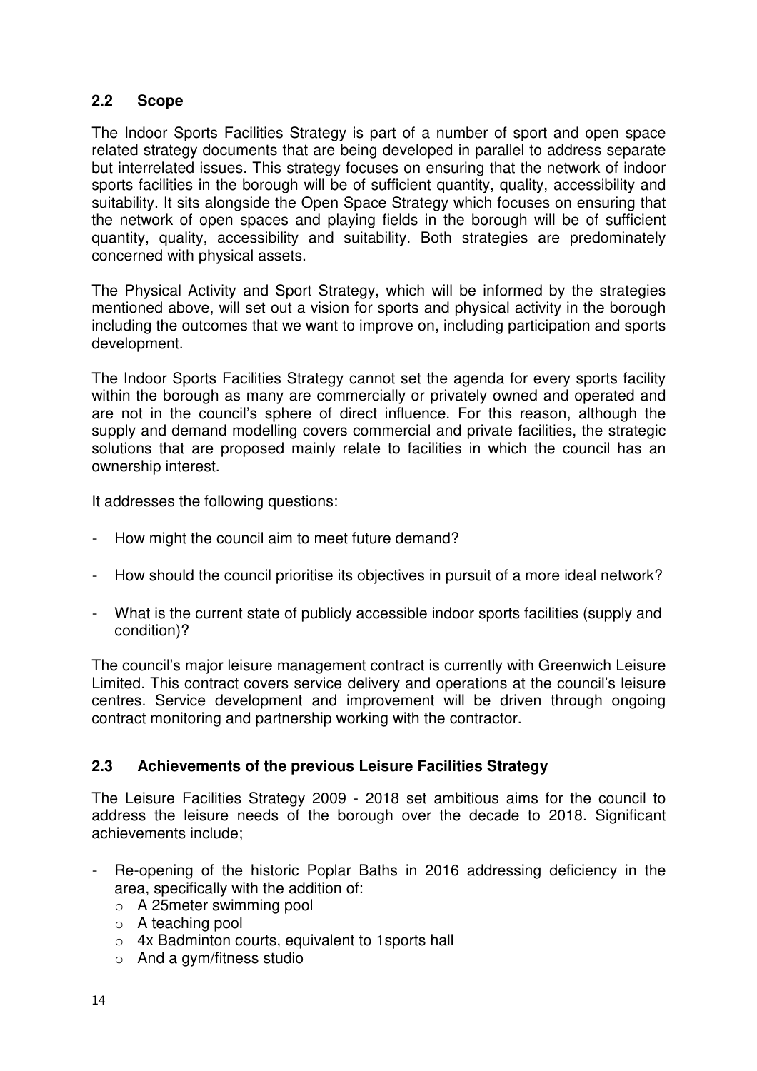## 2.2 Scope

The Indoor Sports Facilities Strategy is part of a number of sport and open space related strategy documents that are being developed in parallel to address separate but interrelated issues. This strategy focuses on ensuring that the network of indoor sports facilities in the borough will be of sufficient quantity, quality, accessibility and suitability. It sits alongside the Open Space Strategy which focuses on ensuring that the network of open spaces and playing fields in the borough will be of sufficient quantity, quality, accessibility and suitability. Both strategies are predominately concerned with physical assets.

The Physical Activity and Sport Strategy, which will be informed by the strategies mentioned above, will set out a vision for sports and physical activity in the borough including the outcomes that we want to improve on, including participation and sports development.

The Indoor Sports Facilities Strategy cannot set the agenda for every sports facility within the borough as many are commercially or privately owned and operated and are not in the council's sphere of direct influence. For this reason, although the supply and demand modelling covers commercial and private facilities, the strategic solutions that are proposed mainly relate to facilities in which the council has an ownership interest.

It addresses the following questions:

- How might the council aim to meet future demand?
- How should the council prioritise its objectives in pursuit of a more ideal network?
- What is the current state of publicly accessible indoor sports facilities (supply and condition)?

The council's major leisure management contract is currently with Greenwich Leisure Limited. This contract covers service delivery and operations at the council's leisure centres. Service development and improvement will be driven through ongoing contract monitoring and partnership working with the contractor.

## 2.3 Achievements of the previous Leisure Facilities Strategy

The Leisure Facilities Strategy 2009 - 2018 set ambitious aims for the council to address the leisure needs of the borough over the decade to 2018. Significant achievements include;

- Re-opening of the historic Poplar Baths in 2016 addressing deficiency in the area, specifically with the addition of:
  - A 25meter swimming pool
  - A teaching pool
  - 4x Badminton courts, equivalent to 1sports hall
  - And a gym/fitness studio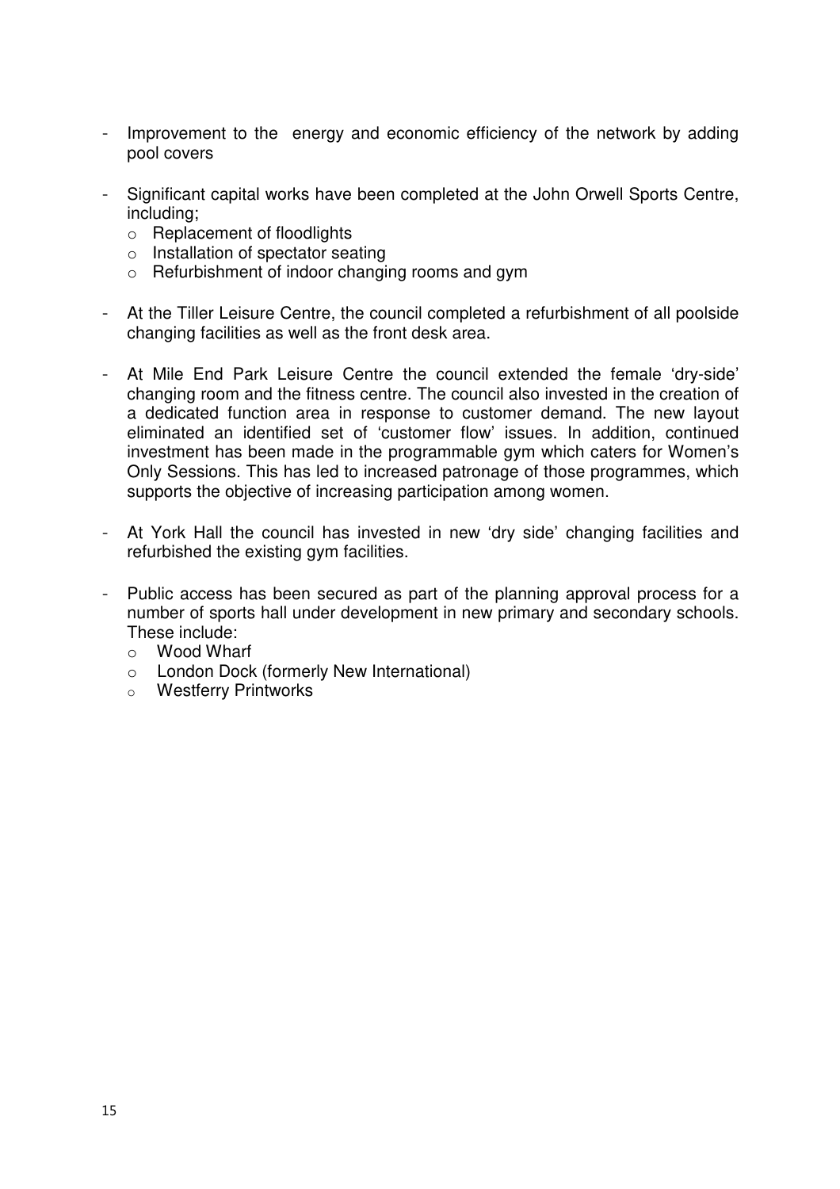- Improvement to the energy and economic efficiency of the network by adding pool covers

- Significant capital works have been completed at the John Orwell Sports Centre, including;
  - Replacement of floodlights
  - Installation of spectator seating
  - Refurbishment of indoor changing rooms and gym

- At the Tiller Leisure Centre, the council completed a refurbishment of all poolside changing facilities as well as the front desk area.

- At Mile End Park Leisure Centre the council extended the female 'dry-side' changing room and the fitness centre. The council also invested in the creation of a dedicated function area in response to customer demand. The new layout eliminated an identified set of 'customer flow' issues. In addition, continued investment has been made in the programmable gym which caters for Women's Only Sessions. This has led to increased patronage of those programmes, which supports the objective of increasing participation among women.

- At York Hall the council has invested in new 'dry side' changing facilities and refurbished the existing gym facilities.

- Public access has been secured as part of the planning approval process for a number of sports hall under development in new primary and secondary schools. These include:
  - Wood Wharf
  - London Dock (formerly New International)
  - Westferry Printworks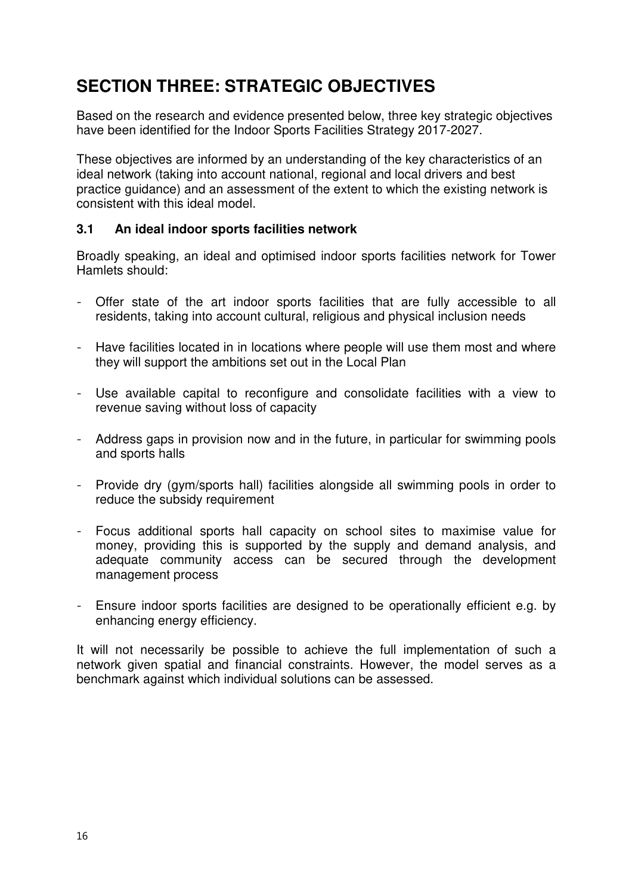# SECTION THREE: STRATEGIC OBJECTIVES

Based on the research and evidence presented below, three key strategic objectives have been identified for the Indoor Sports Facilities Strategy 2017-2027.

These objectives are informed by an understanding of the key characteristics of an ideal network (taking into account national, regional and local drivers and best practice guidance) and an assessment of the extent to which the existing network is consistent with this ideal model.

### 3.1 An ideal indoor sports facilities network

Broadly speaking, an ideal and optimised indoor sports facilities network for Tower Hamlets should:

- Offer state of the art indoor sports facilities that are fully accessible to all residents, taking into account cultural, religious and physical inclusion needs
- Have facilities located in in locations where people will use them most and where they will support the ambitions set out in the Local Plan
- Use available capital to reconfigure and consolidate facilities with a view to revenue saving without loss of capacity
- Address gaps in provision now and in the future, in particular for swimming pools and sports halls
- Provide dry (gym/sports hall) facilities alongside all swimming pools in order to reduce the subsidy requirement
- Focus additional sports hall capacity on school sites to maximise value for money, providing this is supported by the supply and demand analysis, and adequate community access can be secured through the development management process
- Ensure indoor sports facilities are designed to be operationally efficient e.g. by enhancing energy efficiency.

It will not necessarily be possible to achieve the full implementation of such a network given spatial and financial constraints. However, the model serves as a benchmark against which individual solutions can be assessed.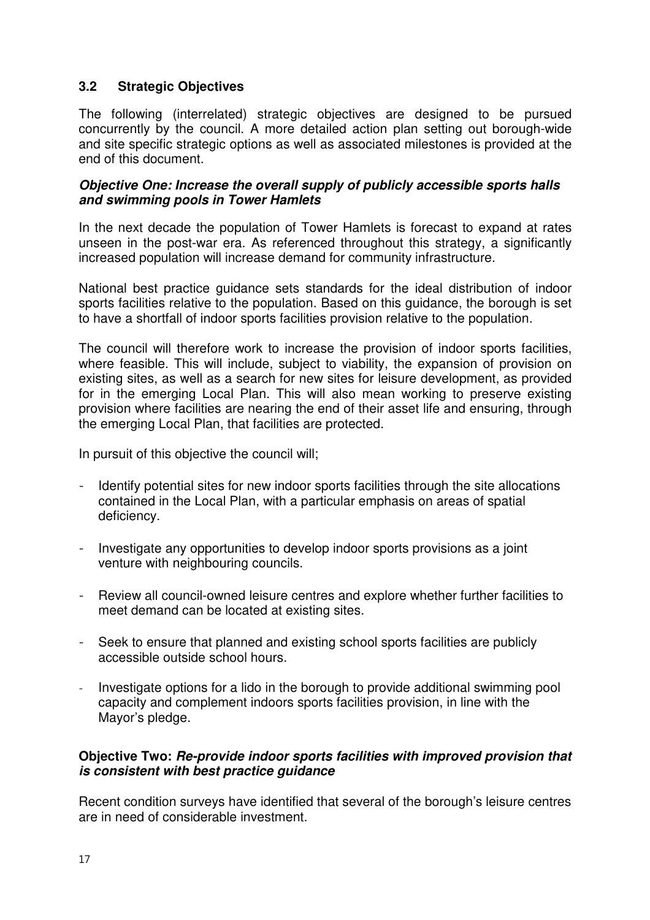### 3.2 Strategic Objectives

The following (interrelated) strategic objectives are designed to be pursued concurrently by the council. A more detailed action plan setting out borough-wide and site specific strategic options as well as associated milestones is provided at the end of this document.

***Objective One: Increase the overall supply of publicly accessible sports halls and swimming pools in Tower Hamlets***

In the next decade the population of Tower Hamlets is forecast to expand at rates unseen in the post-war era. As referenced throughout this strategy, a significantly increased population will increase demand for community infrastructure.

National best practice guidance sets standards for the ideal distribution of indoor sports facilities relative to the population. Based on this guidance, the borough is set to have a shortfall of indoor sports facilities provision relative to the population.

The council will therefore work to increase the provision of indoor sports facilities, where feasible. This will include, subject to viability, the expansion of provision on existing sites, as well as a search for new sites for leisure development, as provided for in the emerging Local Plan. This will also mean working to preserve existing provision where facilities are nearing the end of their asset life and ensuring, through the emerging Local Plan, that facilities are protected.

In pursuit of this objective the council will;

- Identify potential sites for new indoor sports facilities through the site allocations contained in the Local Plan, with a particular emphasis on areas of spatial deficiency.
- Investigate any opportunities to develop indoor sports provisions as a joint venture with neighbouring councils.
- Review all council-owned leisure centres and explore whether further facilities to meet demand can be located at existing sites.
- Seek to ensure that planned and existing school sports facilities are publicly accessible outside school hours.
- Investigate options for a lido in the borough to provide additional swimming pool capacity and complement indoors sports facilities provision, in line with the Mayor's pledge.

**Objective Two: *Re-provide indoor sports facilities with improved provision that is consistent with best practice guidance***

Recent condition surveys have identified that several of the borough's leisure centres are in need of considerable investment.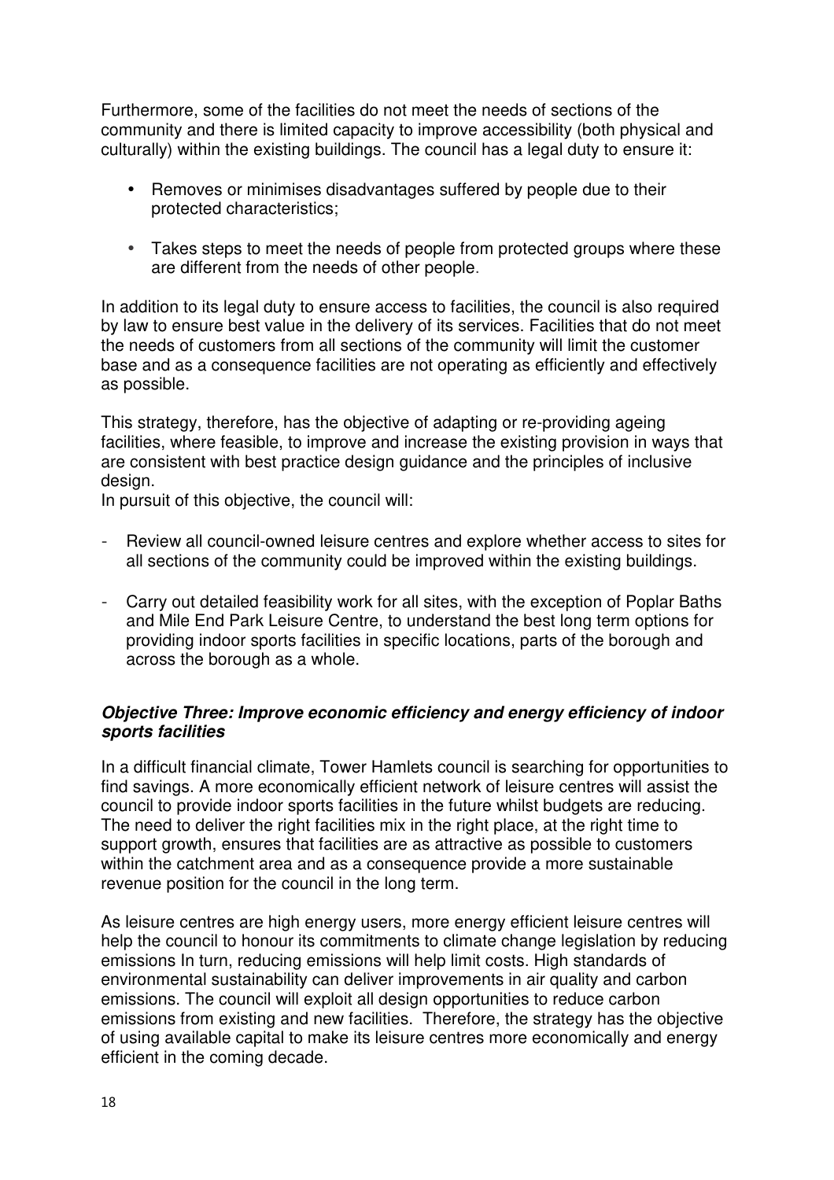Furthermore, some of the facilities do not meet the needs of sections of the community and there is limited capacity to improve accessibility (both physical and culturally) within the existing buildings. The council has a legal duty to ensure it:

- Removes or minimises disadvantages suffered by people due to their protected characteristics;
- Takes steps to meet the needs of people from protected groups where these are different from the needs of other people.

In addition to its legal duty to ensure access to facilities, the council is also required by law to ensure best value in the delivery of its services. Facilities that do not meet the needs of customers from all sections of the community will limit the customer base and as a consequence facilities are not operating as efficiently and effectively as possible.

This strategy, therefore, has the objective of adapting or re-providing ageing facilities, where feasible, to improve and increase the existing provision in ways that are consistent with best practice design guidance and the principles of inclusive design.

In pursuit of this objective, the council will:

- Review all council-owned leisure centres and explore whether access to sites for all sections of the community could be improved within the existing buildings.
- Carry out detailed feasibility work for all sites, with the exception of Poplar Baths and Mile End Park Leisure Centre, to understand the best long term options for providing indoor sports facilities in specific locations, parts of the borough and across the borough as a whole.

***Objective Three: Improve economic efficiency and energy efficiency of indoor sports facilities***

In a difficult financial climate, Tower Hamlets council is searching for opportunities to find savings. A more economically efficient network of leisure centres will assist the council to provide indoor sports facilities in the future whilst budgets are reducing. The need to deliver the right facilities mix in the right place, at the right time to support growth, ensures that facilities are as attractive as possible to customers within the catchment area and as a consequence provide a more sustainable revenue position for the council in the long term.

As leisure centres are high energy users, more energy efficient leisure centres will help the council to honour its commitments to climate change legislation by reducing emissions In turn, reducing emissions will help limit costs. High standards of environmental sustainability can deliver improvements in air quality and carbon emissions. The council will exploit all design opportunities to reduce carbon emissions from existing and new facilities. Therefore, the strategy has the objective of using available capital to make its leisure centres more economically and energy efficient in the coming decade.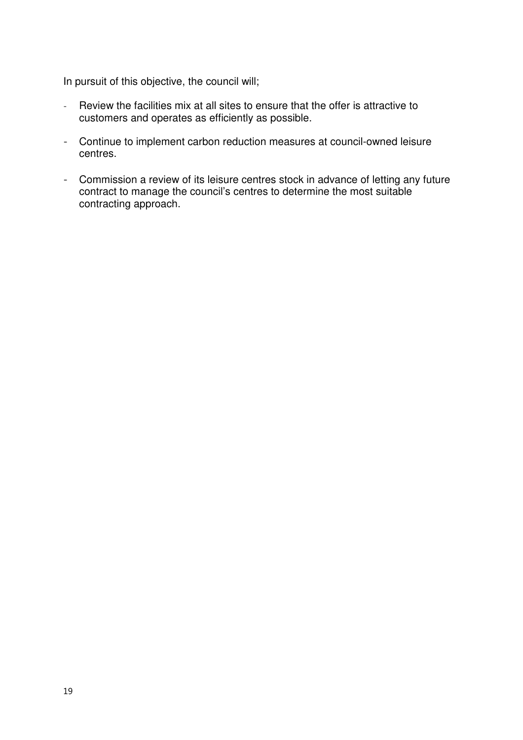In pursuit of this objective, the council will;

- Review the facilities mix at all sites to ensure that the offer is attractive to customers and operates as efficiently as possible.
- Continue to implement carbon reduction measures at council-owned leisure centres.
- Commission a review of its leisure centres stock in advance of letting any future contract to manage the council's centres to determine the most suitable contracting approach.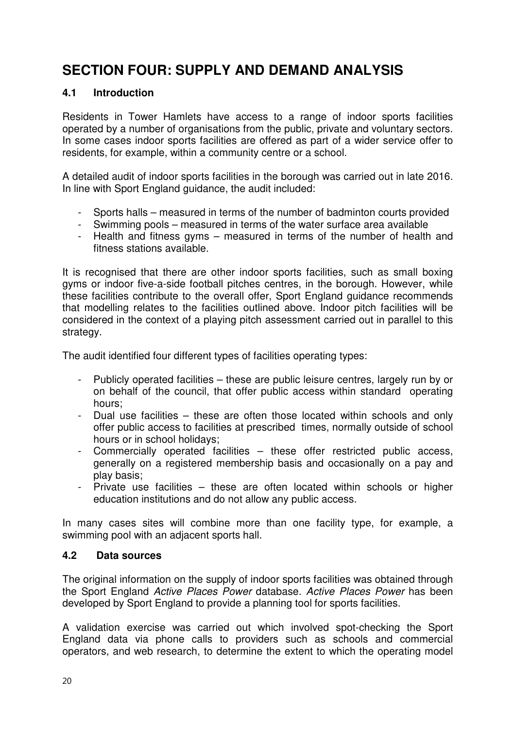# SECTION FOUR: SUPPLY AND DEMAND ANALYSIS

## 4.1 Introduction

Residents in Tower Hamlets have access to a range of indoor sports facilities operated by a number of organisations from the public, private and voluntary sectors. In some cases indoor sports facilities are offered as part of a wider service offer to residents, for example, within a community centre or a school.

A detailed audit of indoor sports facilities in the borough was carried out in late 2016. In line with Sport England guidance, the audit included:

- Sports halls – measured in terms of the number of badminton courts provided
- Swimming pools – measured in terms of the water surface area available
- Health and fitness gyms – measured in terms of the number of health and fitness stations available.

It is recognised that there are other indoor sports facilities, such as small boxing gyms or indoor five-a-side football pitches centres, in the borough. However, while these facilities contribute to the overall offer, Sport England guidance recommends that modelling relates to the facilities outlined above. Indoor pitch facilities will be considered in the context of a playing pitch assessment carried out in parallel to this strategy.

The audit identified four different types of facilities operating types:

- Publicly operated facilities – these are public leisure centres, largely run by or on behalf of the council, that offer public access within standard operating hours;
- Dual use facilities – these are often those located within schools and only offer public access to facilities at prescribed times, normally outside of school hours or in school holidays;
- Commercially operated facilities – these offer restricted public access, generally on a registered membership basis and occasionally on a pay and play basis;
- Private use facilities – these are often located within schools or higher education institutions and do not allow any public access.

In many cases sites will combine more than one facility type, for example, a swimming pool with an adjacent sports hall.

## 4.2 Data sources

The original information on the supply of indoor sports facilities was obtained through the Sport England *Active Places Power* database. *Active Places Power* has been developed by Sport England to provide a planning tool for sports facilities.

A validation exercise was carried out which involved spot-checking the Sport England data via phone calls to providers such as schools and commercial operators, and web research, to determine the extent to which the operating model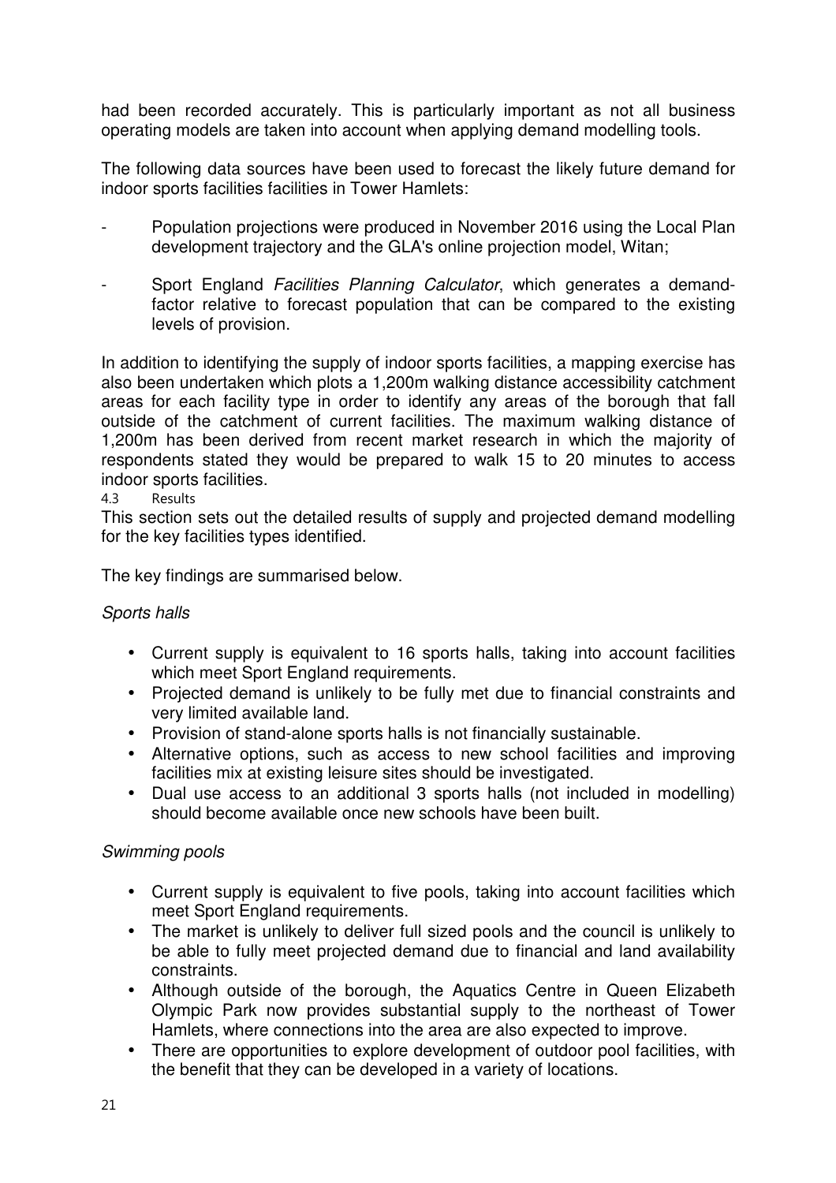had been recorded accurately. This is particularly important as not all business operating models are taken into account when applying demand modelling tools.

The following data sources have been used to forecast the likely future demand for indoor sports facilities facilities in Tower Hamlets:

- Population projections were produced in November 2016 using the Local Plan development trajectory and the GLA's online projection model, Witan;
- Sport England *Facilities Planning Calculator*, which generates a demand-factor relative to forecast population that can be compared to the existing levels of provision.

In addition to identifying the supply of indoor sports facilities, a mapping exercise has also been undertaken which plots a 1,200m walking distance accessibility catchment areas for each facility type in order to identify any areas of the borough that fall outside of the catchment of current facilities. The maximum walking distance of 1,200m has been derived from recent market research in which the majority of respondents stated they would be prepared to walk 15 to 20 minutes to access indoor sports facilities.

### 4.3 Results

This section sets out the detailed results of supply and projected demand modelling for the key facilities types identified.

The key findings are summarised below.

*Sports halls*

- Current supply is equivalent to 16 sports halls, taking into account facilities which meet Sport England requirements.
- Projected demand is unlikely to be fully met due to financial constraints and very limited available land.
- Provision of stand-alone sports halls is not financially sustainable.
- Alternative options, such as access to new school facilities and improving facilities mix at existing leisure sites should be investigated.
- Dual use access to an additional 3 sports halls (not included in modelling) should become available once new schools have been built.

*Swimming pools*

- Current supply is equivalent to five pools, taking into account facilities which meet Sport England requirements.
- The market is unlikely to deliver full sized pools and the council is unlikely to be able to fully meet projected demand due to financial and land availability constraints.
- Although outside of the borough, the Aquatics Centre in Queen Elizabeth Olympic Park now provides substantial supply to the northeast of Tower Hamlets, where connections into the area are also expected to improve.
- There are opportunities to explore development of outdoor pool facilities, with the benefit that they can be developed in a variety of locations.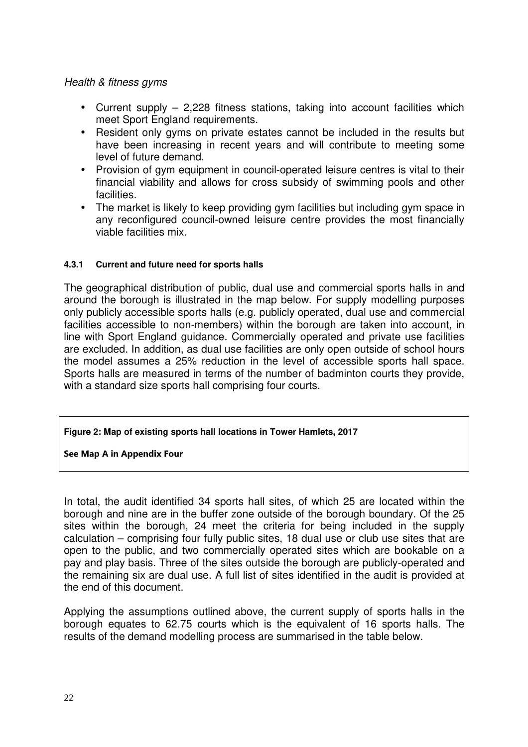*Health & fitness gyms*

- Current supply – 2,228 fitness stations, taking into account facilities which meet Sport England requirements.
- Resident only gyms on private estates cannot be included in the results but have been increasing in recent years and will contribute to meeting some level of future demand.
- Provision of gym equipment in council-operated leisure centres is vital to their financial viability and allows for cross subsidy of swimming pools and other facilities.
- The market is likely to keep providing gym facilities but including gym space in any reconfigured council-owned leisure centre provides the most financially viable facilities mix.

#### 4.3.1 Current and future need for sports halls

The geographical distribution of public, dual use and commercial sports halls in and around the borough is illustrated in the map below. For supply modelling purposes only publicly accessible sports halls (e.g. publicly operated, dual use and commercial facilities accessible to non-members) within the borough are taken into account, in line with Sport England guidance. Commercially operated and private use facilities are excluded. In addition, as dual use facilities are only open outside of school hours the model assumes a 25% reduction in the level of accessible sports hall space. Sports halls are measured in terms of the number of badminton courts they provide, with a standard size sports hall comprising four courts.

**Figure 2: Map of existing sports hall locations in Tower Hamlets, 2017**

**See Map A in Appendix Four**

In total, the audit identified 34 sports hall sites, of which 25 are located within the borough and nine are in the buffer zone outside of the borough boundary. Of the 25 sites within the borough, 24 meet the criteria for being included in the supply calculation – comprising four fully public sites, 18 dual use or club use sites that are open to the public, and two commercially operated sites which are bookable on a pay and play basis. Three of the sites outside the borough are publicly-operated and the remaining six are dual use. A full list of sites identified in the audit is provided at the end of this document.

Applying the assumptions outlined above, the current supply of sports halls in the borough equates to 62.75 courts which is the equivalent of 16 sports halls. The results of the demand modelling process are summarised in the table below.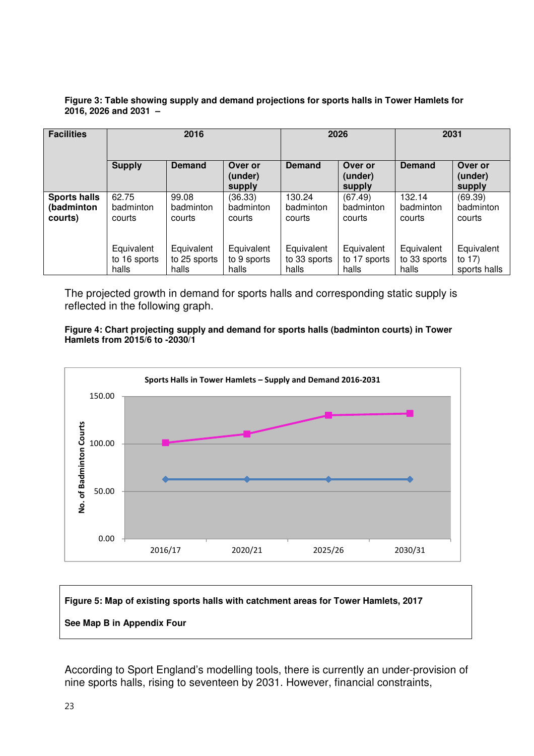**Figure 3: Table showing supply and demand projections for sports halls in Tower Hamlets for 2016, 2026 and 2031 –**

| Facilities | 2016 | | | 2026 | | 2031 | |
|---|---|---|---|---|---|---|---|
| | **Supply** | **Demand** | **Over or (under) supply** | **Demand** | **Over or (under) supply** | **Demand** | **Over or (under) supply** |
| **Sports halls (badminton courts)** | 62.75 badminton courts<br><br>Equivalent to 16 sports halls | 99.08 badminton courts<br><br>Equivalent to 25 sports halls | (36.33) badminton courts<br><br>Equivalent to 9 sports halls | 130.24 badminton courts<br><br>Equivalent to 33 sports halls | (67.49) badminton courts<br><br>Equivalent to 17 sports halls | 132.14 badminton courts<br><br>Equivalent to 33 sports halls | (69.39) badminton courts<br><br>Equivalent to 17) sports halls |

The projected growth in demand for sports halls and corresponding static supply is reflected in the following graph.

**Figure 4: Chart projecting supply and demand for sports halls (badminton courts) in Tower Hamlets from 2015/6 to -2030/1**

Sports Halls in Tower Hamlets – Supply and Demand 2016-2031

**Figure 5: Map of existing sports halls with catchment areas for Tower Hamlets, 2017**

**See Map B in Appendix Four**

According to Sport England's modelling tools, there is currently an under-provision of nine sports halls, rising to seventeen by 2031. However, financial constraints,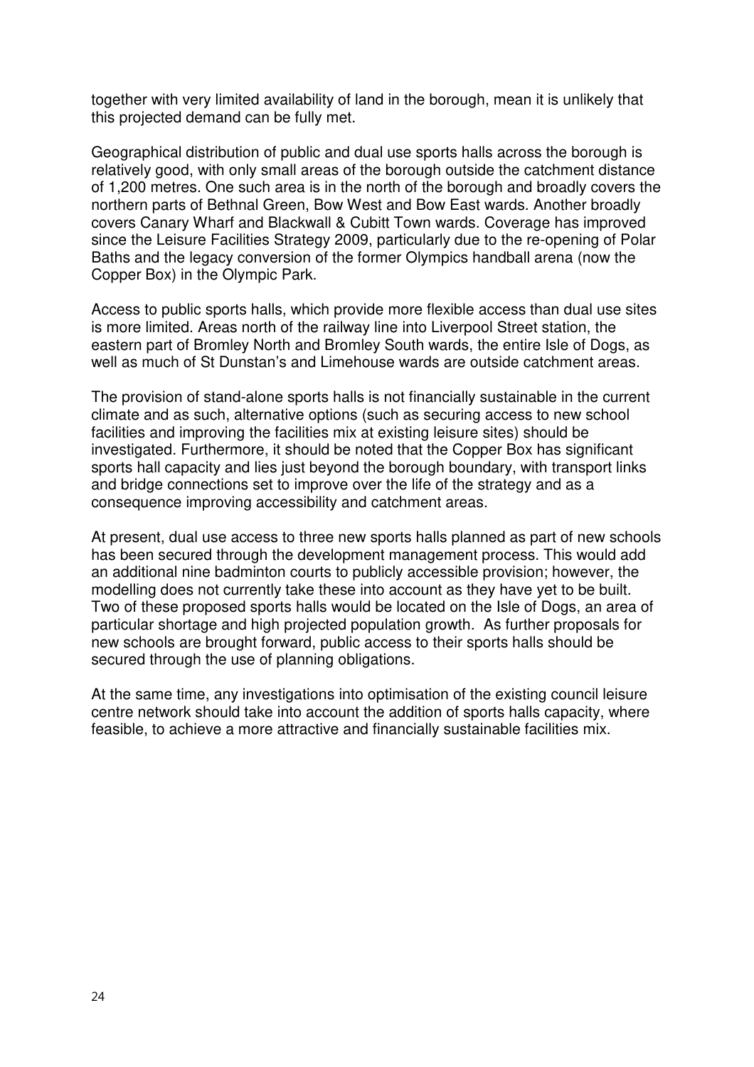together with very limited availability of land in the borough, mean it is unlikely that this projected demand can be fully met.

Geographical distribution of public and dual use sports halls across the borough is relatively good, with only small areas of the borough outside the catchment distance of 1,200 metres. One such area is in the north of the borough and broadly covers the northern parts of Bethnal Green, Bow West and Bow East wards. Another broadly covers Canary Wharf and Blackwall & Cubitt Town wards. Coverage has improved since the Leisure Facilities Strategy 2009, particularly due to the re-opening of Polar Baths and the legacy conversion of the former Olympics handball arena (now the Copper Box) in the Olympic Park.

Access to public sports halls, which provide more flexible access than dual use sites is more limited. Areas north of the railway line into Liverpool Street station, the eastern part of Bromley North and Bromley South wards, the entire Isle of Dogs, as well as much of St Dunstan's and Limehouse wards are outside catchment areas.

The provision of stand-alone sports halls is not financially sustainable in the current climate and as such, alternative options (such as securing access to new school facilities and improving the facilities mix at existing leisure sites) should be investigated. Furthermore, it should be noted that the Copper Box has significant sports hall capacity and lies just beyond the borough boundary, with transport links and bridge connections set to improve over the life of the strategy and as a consequence improving accessibility and catchment areas.

At present, dual use access to three new sports halls planned as part of new schools has been secured through the development management process. This would add an additional nine badminton courts to publicly accessible provision; however, the modelling does not currently take these into account as they have yet to be built. Two of these proposed sports halls would be located on the Isle of Dogs, an area of particular shortage and high projected population growth. As further proposals for new schools are brought forward, public access to their sports halls should be secured through the use of planning obligations.

At the same time, any investigations into optimisation of the existing council leisure centre network should take into account the addition of sports halls capacity, where feasible, to achieve a more attractive and financially sustainable facilities mix.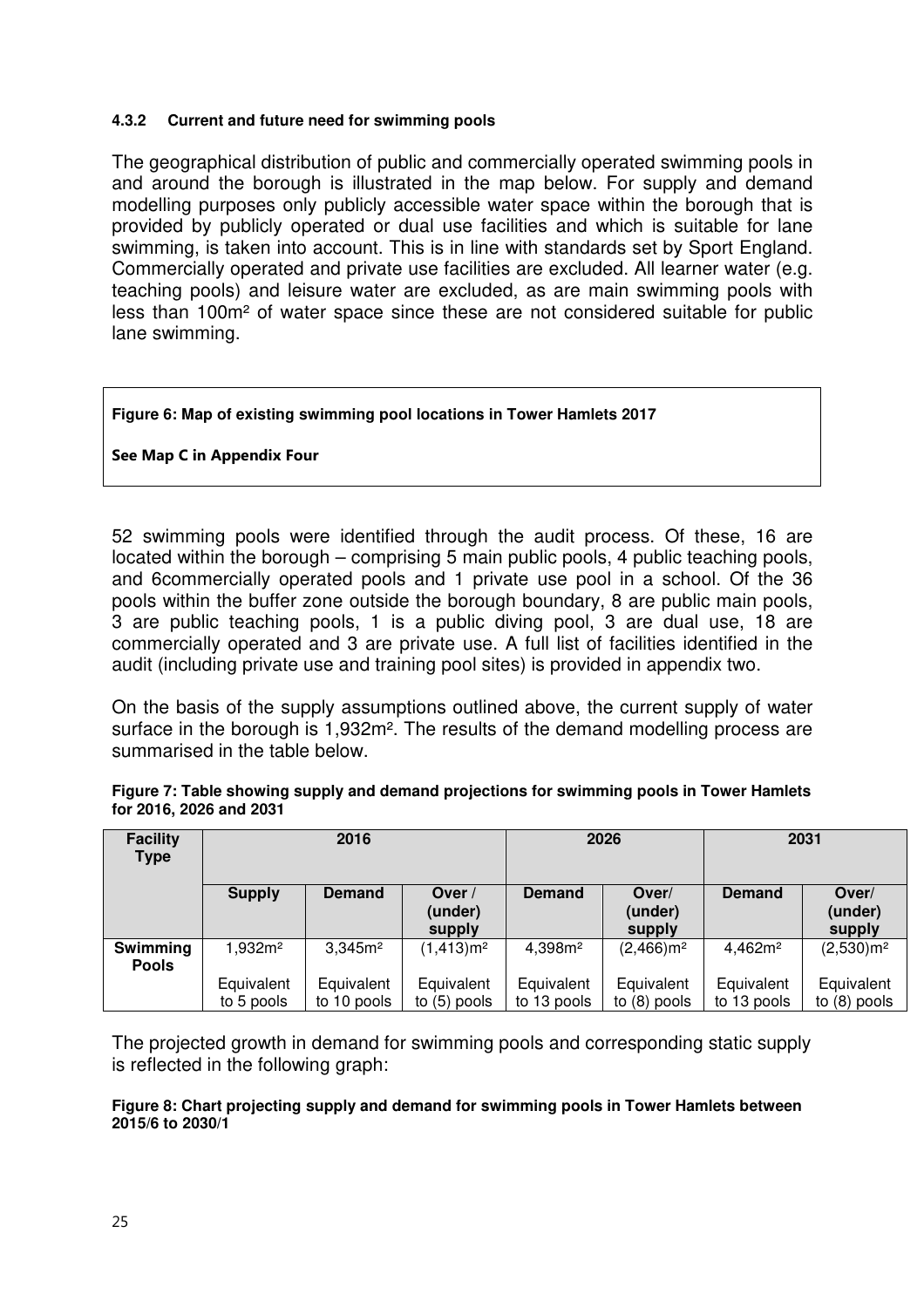#### 4.3.2 Current and future need for swimming pools

The geographical distribution of public and commercially operated swimming pools in and around the borough is illustrated in the map below. For supply and demand modelling purposes only publicly accessible water space within the borough that is provided by publicly operated or dual use facilities and which is suitable for lane swimming, is taken into account. This is in line with standards set by Sport England. Commercially operated and private use facilities are excluded. All learner water (e.g. teaching pools) and leisure water are excluded, as are main swimming pools with less than 100m² of water space since these are not considered suitable for public lane swimming.

**Figure 6: Map of existing swimming pool locations in Tower Hamlets 2017**

**See Map C in Appendix Four**

52 swimming pools were identified through the audit process. Of these, 16 are located within the borough – comprising 5 main public pools, 4 public teaching pools, and 6commercially operated pools and 1 private use pool in a school. Of the 36 pools within the buffer zone outside the borough boundary, 8 are public main pools, 3 are public teaching pools, 1 is a public diving pool, 3 are dual use, 18 are commercially operated and 3 are private use. A full list of facilities identified in the audit (including private use and training pool sites) is provided in appendix two.

On the basis of the supply assumptions outlined above, the current supply of water surface in the borough is 1,932m². The results of the demand modelling process are summarised in the table below.

**Figure 7: Table showing supply and demand projections for swimming pools in Tower Hamlets for 2016, 2026 and 2031**

| Facility Type | 2016 | | | 2026 | | 2031 | |
|---|---|---|---|---|---|---|---|
| | Supply | Demand | Over / (under) supply | Demand | Over/ (under) supply | Demand | Over/ (under) supply |
| Swimming Pools | 1,932m² | 3,345m² | (1,413)m² | 4,398m² | (2,466)m² | 4,462m² | (2,530)m² |
| | Equivalent to 5 pools | Equivalent to 10 pools | Equivalent to (5) pools | Equivalent to 13 pools | Equivalent to (8) pools | Equivalent to 13 pools | Equivalent to (8) pools |

The projected growth in demand for swimming pools and corresponding static supply is reflected in the following graph:

**Figure 8: Chart projecting supply and demand for swimming pools in Tower Hamlets between 2015/6 to 2030/1**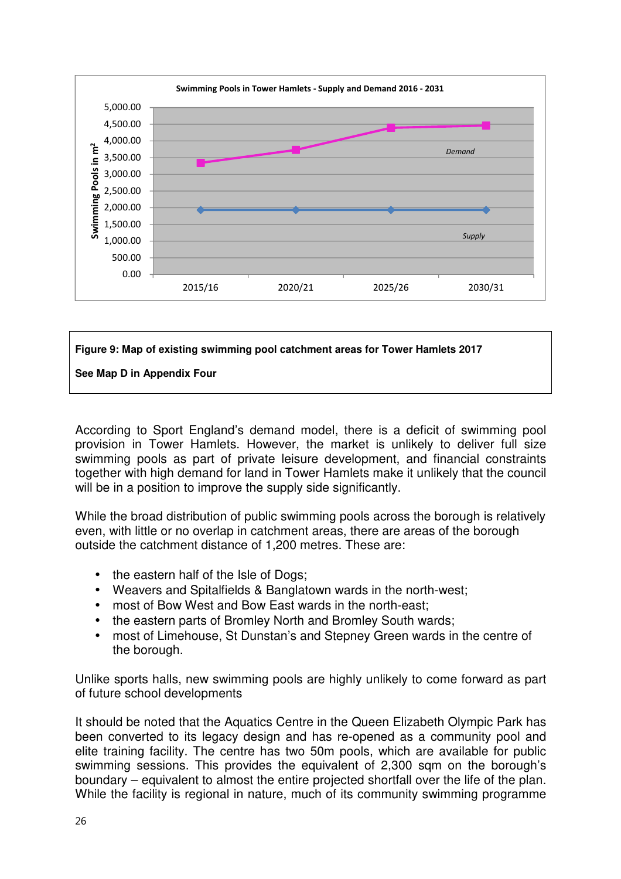**Swimming Pools in Tower Hamlets - Supply and Demand 2016 - 2031**

| | 2015/16 | 2020/21 | 2025/26 | 2030/31 |
|---|---|---|---|---|
| Demand | ~3,350 | ~3,720 | ~4,390 | ~4,450 |
| Supply | ~1,930 | ~1,930 | ~1,930 | ~1,930 |

*Swimming Pools in $m^2$*

**Figure 9: Map of existing swimming pool catchment areas for Tower Hamlets 2017**

**See Map D in Appendix Four**

According to Sport England's demand model, there is a deficit of swimming pool provision in Tower Hamlets. However, the market is unlikely to deliver full size swimming pools as part of private leisure development, and financial constraints together with high demand for land in Tower Hamlets make it unlikely that the council will be in a position to improve the supply side significantly.

While the broad distribution of public swimming pools across the borough is relatively even, with little or no overlap in catchment areas, there are areas of the borough outside the catchment distance of 1,200 metres. These are:

- the eastern half of the Isle of Dogs;
- Weavers and Spitalfields & Banglatown wards in the north-west;
- most of Bow West and Bow East wards in the north-east;
- the eastern parts of Bromley North and Bromley South wards;
- most of Limehouse, St Dunstan's and Stepney Green wards in the centre of the borough.

Unlike sports halls, new swimming pools are highly unlikely to come forward as part of future school developments

It should be noted that the Aquatics Centre in the Queen Elizabeth Olympic Park has been converted to its legacy design and has re-opened as a community pool and elite training facility. The centre has two 50m pools, which are available for public swimming sessions. This provides the equivalent of 2,300 sqm on the borough's boundary – equivalent to almost the entire projected shortfall over the life of the plan. While the facility is regional in nature, much of its community swimming programme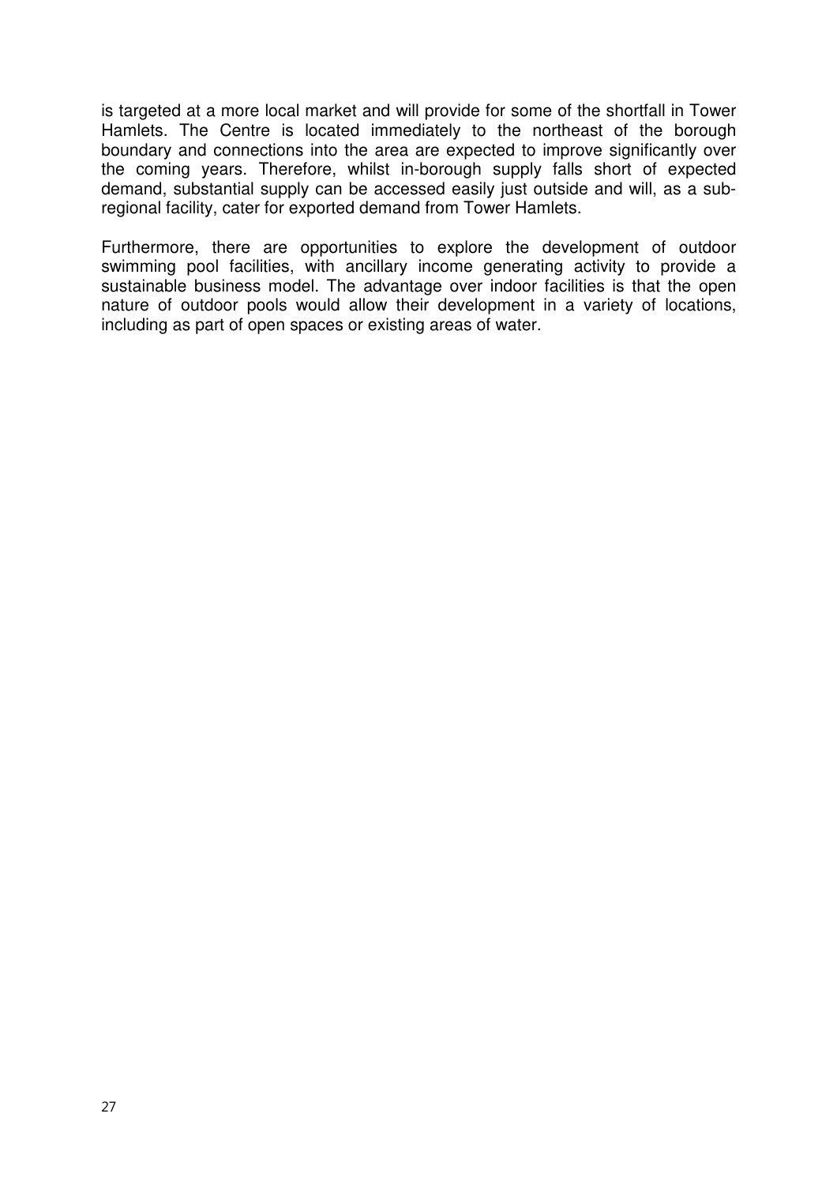is targeted at a more local market and will provide for some of the shortfall in Tower Hamlets. The Centre is located immediately to the northeast of the borough boundary and connections into the area are expected to improve significantly over the coming years. Therefore, whilst in-borough supply falls short of expected demand, substantial supply can be accessed easily just outside and will, as a sub-regional facility, cater for exported demand from Tower Hamlets.

Furthermore, there are opportunities to explore the development of outdoor swimming pool facilities, with ancillary income generating activity to provide a sustainable business model. The advantage over indoor facilities is that the open nature of outdoor pools would allow their development in a variety of locations, including as part of open spaces or existing areas of water.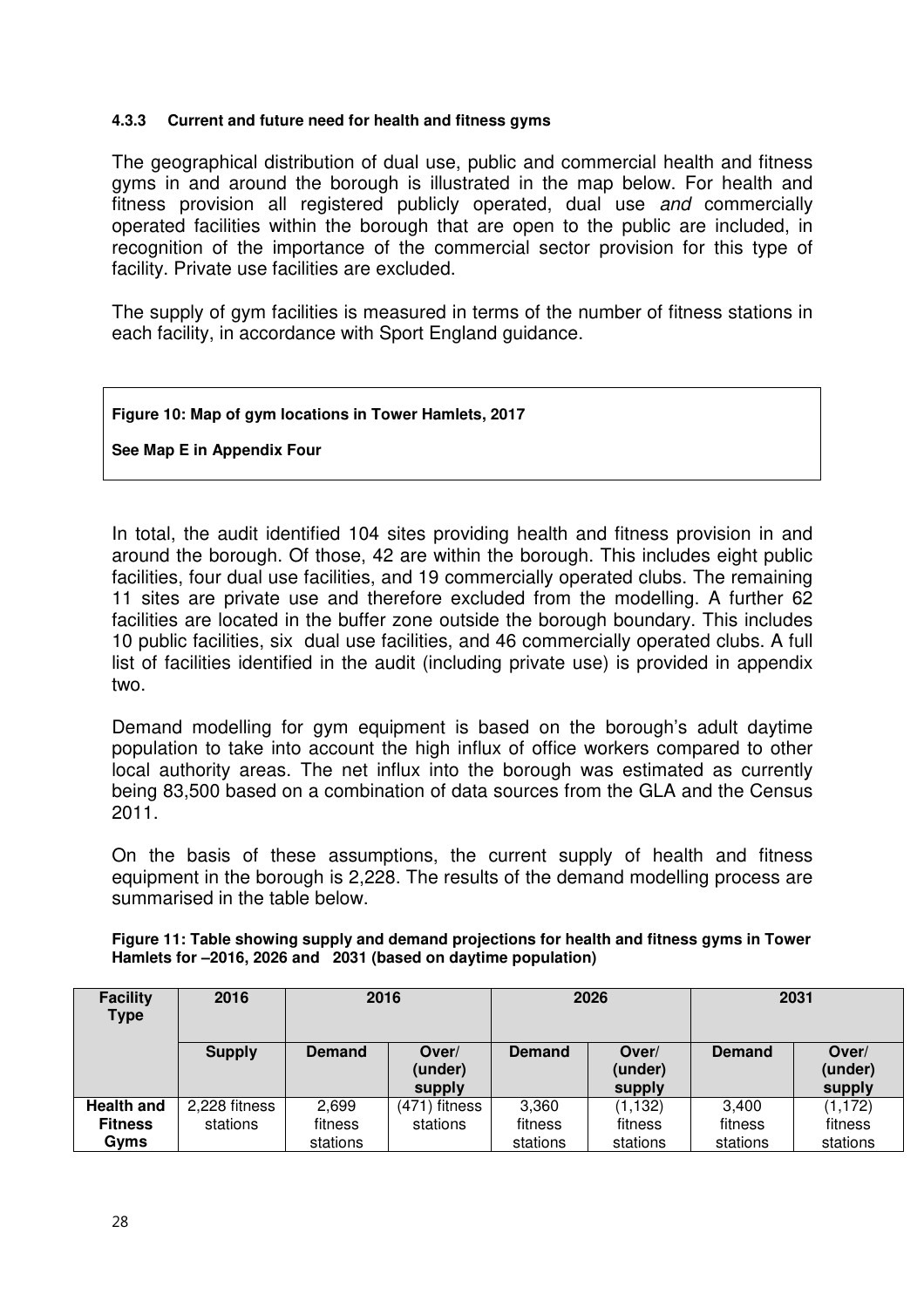#### 4.3.3 Current and future need for health and fitness gyms

The geographical distribution of dual use, public and commercial health and fitness gyms in and around the borough is illustrated in the map below. For health and fitness provision all registered publicly operated, dual use *and* commercially operated facilities within the borough that are open to the public are included, in recognition of the importance of the commercial sector provision for this type of facility. Private use facilities are excluded.

The supply of gym facilities is measured in terms of the number of fitness stations in each facility, in accordance with Sport England guidance.

**Figure 10: Map of gym locations in Tower Hamlets, 2017**

**See Map E in Appendix Four**

In total, the audit identified 104 sites providing health and fitness provision in and around the borough. Of those, 42 are within the borough. This includes eight public facilities, four dual use facilities, and 19 commercially operated clubs. The remaining 11 sites are private use and therefore excluded from the modelling. A further 62 facilities are located in the buffer zone outside the borough boundary. This includes 10 public facilities, six dual use facilities, and 46 commercially operated clubs. A full list of facilities identified in the audit (including private use) is provided in appendix two.

Demand modelling for gym equipment is based on the borough's adult daytime population to take into account the high influx of office workers compared to other local authority areas. The net influx into the borough was estimated as currently being 83,500 based on a combination of data sources from the GLA and the Census 2011.

On the basis of these assumptions, the current supply of health and fitness equipment in the borough is 2,228. The results of the demand modelling process are summarised in the table below.

**Figure 11: Table showing supply and demand projections for health and fitness gyms in Tower Hamlets for –2016, 2026 and 2031 (based on daytime population)**

| Facility Type | 2016 | 2016 | | 2026 | | 2031 | |
|---|---|---|---|---|---|---|---|
| | **Supply** | **Demand** | **Over/ (under) supply** | **Demand** | **Over/ (under) supply** | **Demand** | **Over/ (under) supply** |
| **Health and Fitness Gyms** | 2,228 fitness stations | 2,699 fitness stations | (471) fitness stations | 3,360 fitness stations | (1,132) fitness stations | 3,400 fitness stations | (1,172) fitness stations |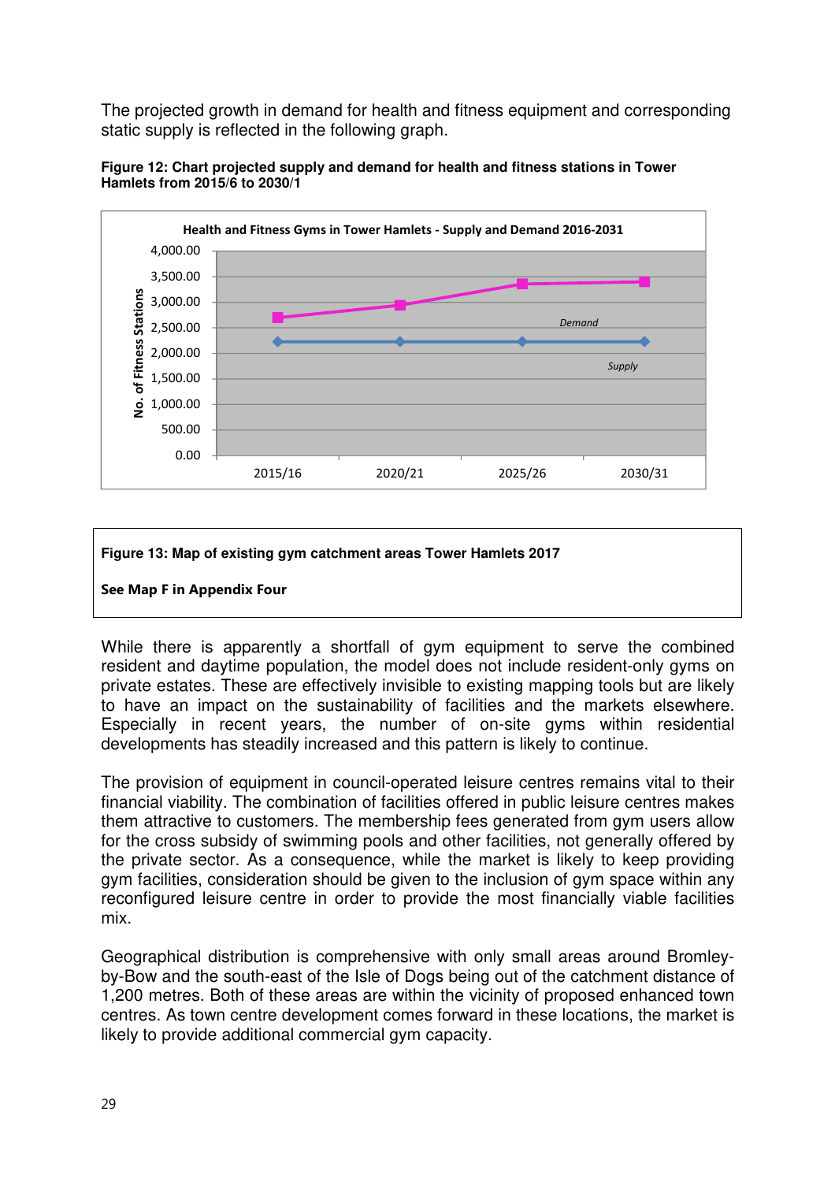The projected growth in demand for health and fitness equipment and corresponding static supply is reflected in the following graph.

**Figure 12: Chart projected supply and demand for health and fitness stations in Tower Hamlets from 2015/6 to 2030/1**

**Figure 13: Map of existing gym catchment areas Tower Hamlets 2017**

**See Map F in Appendix Four**

While there is apparently a shortfall of gym equipment to serve the combined resident and daytime population, the model does not include resident-only gyms on private estates. These are effectively invisible to existing mapping tools but are likely to have an impact on the sustainability of facilities and the markets elsewhere. Especially in recent years, the number of on-site gyms within residential developments has steadily increased and this pattern is likely to continue.

The provision of equipment in council-operated leisure centres remains vital to their financial viability. The combination of facilities offered in public leisure centres makes them attractive to customers. The membership fees generated from gym users allow for the cross subsidy of swimming pools and other facilities, not generally offered by the private sector. As a consequence, while the market is likely to keep providing gym facilities, consideration should be given to the inclusion of gym space within any reconfigured leisure centre in order to provide the most financially viable facilities mix.

Geographical distribution is comprehensive with only small areas around Bromley-by-Bow and the south-east of the Isle of Dogs being out of the catchment distance of 1,200 metres. Both of these areas are within the vicinity of proposed enhanced town centres. As town centre development comes forward in these locations, the market is likely to provide additional commercial gym capacity.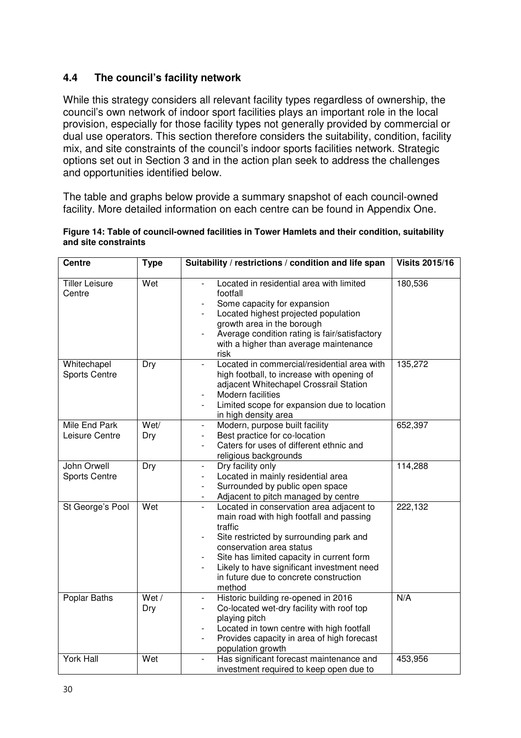## 4.4 The council's facility network

While this strategy considers all relevant facility types regardless of ownership, the council's own network of indoor sport facilities plays an important role in the local provision, especially for those facility types not generally provided by commercial or dual use operators. This section therefore considers the suitability, condition, facility mix, and site constraints of the council's indoor sports facilities network. Strategic options set out in Section 3 and in the action plan seek to address the challenges and opportunities identified below.

The table and graphs below provide a summary snapshot of each council-owned facility. More detailed information on each centre can be found in Appendix One.

**Figure 14: Table of council-owned facilities in Tower Hamlets and their condition, suitability and site constraints**

| Centre | Type | Suitability / restrictions / condition and life span | Visits 2015/16 |
|---|---|---|---|
| Tiller Leisure Centre | Wet | - Located in residential area with limited footfall<br>- Some capacity for expansion<br>- Located highest projected population growth area in the borough<br>- Average condition rating is fair/satisfactory with a higher than average maintenance risk | 180,536 |
| Whitechapel Sports Centre | Dry | - Located in commercial/residential area with high football, to increase with opening of adjacent Whitechapel Crossrail Station<br>- Modern facilities<br>- Limited scope for expansion due to location in high density area | 135,272 |
| Mile End Park Leisure Centre | Wet/ Dry | - Modern, purpose built facility<br>- Best practice for co-location<br>- Caters for uses of different ethnic and religious backgrounds | 652,397 |
| John Orwell Sports Centre | Dry | - Dry facility only<br>- Located in mainly residential area<br>- Surrounded by public open space<br>- Adjacent to pitch managed by centre | 114,288 |
| St George's Pool | Wet | - Located in conservation area adjacent to main road with high footfall and passing traffic<br>- Site restricted by surrounding park and conservation area status<br>- Site has limited capacity in current form<br>- Likely to have significant investment need in future due to concrete construction method | 222,132 |
| Poplar Baths | Wet / Dry | - Historic building re-opened in 2016<br>- Co-located wet-dry facility with roof top playing pitch<br>- Located in town centre with high footfall<br>- Provides capacity in area of high forecast population growth | N/A |
| York Hall | Wet | - Has significant forecast maintenance and investment required to keep open due to | 453,956 |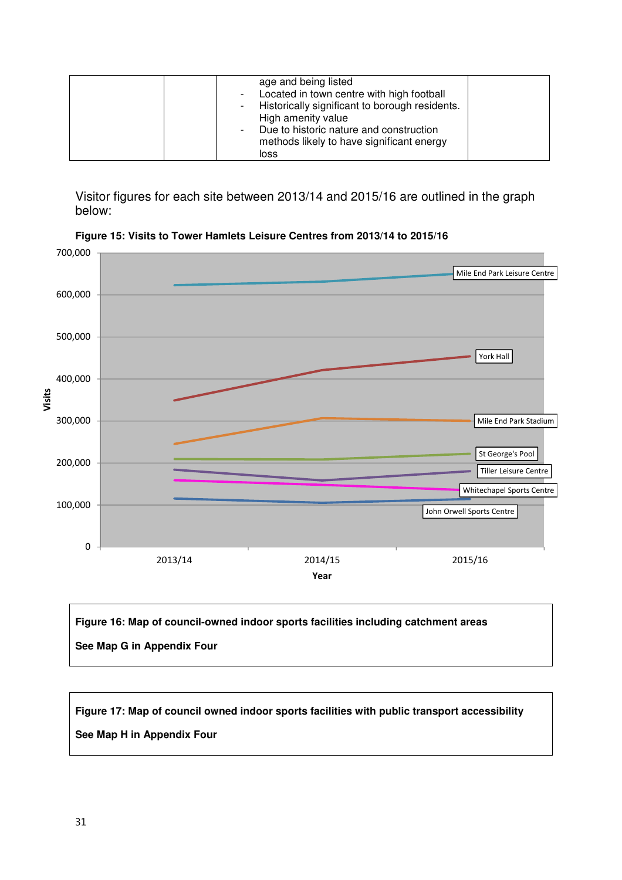|  |  | age and being listed<br>- Located in town centre with high football<br>- Historically significant to borough residents. High amenity value<br>- Due to historic nature and construction methods likely to have significant energy loss |  |
|---|---|---|---|

Visitor figures for each site between 2013/14 and 2015/16 are outlined in the graph below:

**Figure 15: Visits to Tower Hamlets Leisure Centres from 2013/14 to 2015/16**

**Figure 16: Map of council-owned indoor sports facilities including catchment areas**

**See Map G in Appendix Four**

**Figure 17: Map of council owned indoor sports facilities with public transport accessibility**

**See Map H in Appendix Four**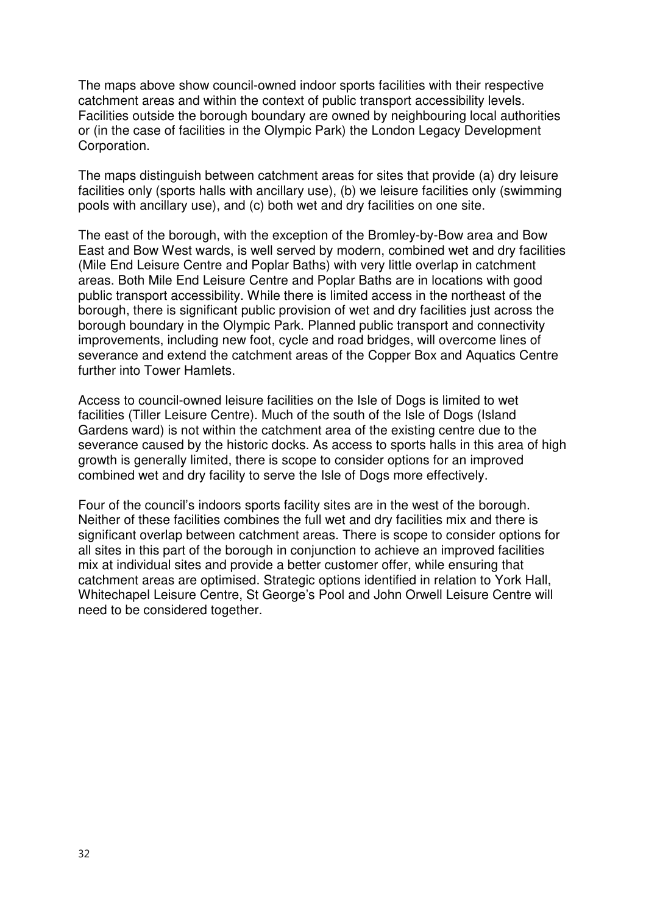The maps above show council-owned indoor sports facilities with their respective catchment areas and within the context of public transport accessibility levels. Facilities outside the borough boundary are owned by neighbouring local authorities or (in the case of facilities in the Olympic Park) the London Legacy Development Corporation.

The maps distinguish between catchment areas for sites that provide (a) dry leisure facilities only (sports halls with ancillary use), (b) we leisure facilities only (swimming pools with ancillary use), and (c) both wet and dry facilities on one site.

The east of the borough, with the exception of the Bromley-by-Bow area and Bow East and Bow West wards, is well served by modern, combined wet and dry facilities (Mile End Leisure Centre and Poplar Baths) with very little overlap in catchment areas. Both Mile End Leisure Centre and Poplar Baths are in locations with good public transport accessibility. While there is limited access in the northeast of the borough, there is significant public provision of wet and dry facilities just across the borough boundary in the Olympic Park. Planned public transport and connectivity improvements, including new foot, cycle and road bridges, will overcome lines of severance and extend the catchment areas of the Copper Box and Aquatics Centre further into Tower Hamlets.

Access to council-owned leisure facilities on the Isle of Dogs is limited to wet facilities (Tiller Leisure Centre). Much of the south of the Isle of Dogs (Island Gardens ward) is not within the catchment area of the existing centre due to the severance caused by the historic docks. As access to sports halls in this area of high growth is generally limited, there is scope to consider options for an improved combined wet and dry facility to serve the Isle of Dogs more effectively.

Four of the council's indoors sports facility sites are in the west of the borough. Neither of these facilities combines the full wet and dry facilities mix and there is significant overlap between catchment areas. There is scope to consider options for all sites in this part of the borough in conjunction to achieve an improved facilities mix at individual sites and provide a better customer offer, while ensuring that catchment areas are optimised. Strategic options identified in relation to York Hall, Whitechapel Leisure Centre, St George's Pool and John Orwell Leisure Centre will need to be considered together.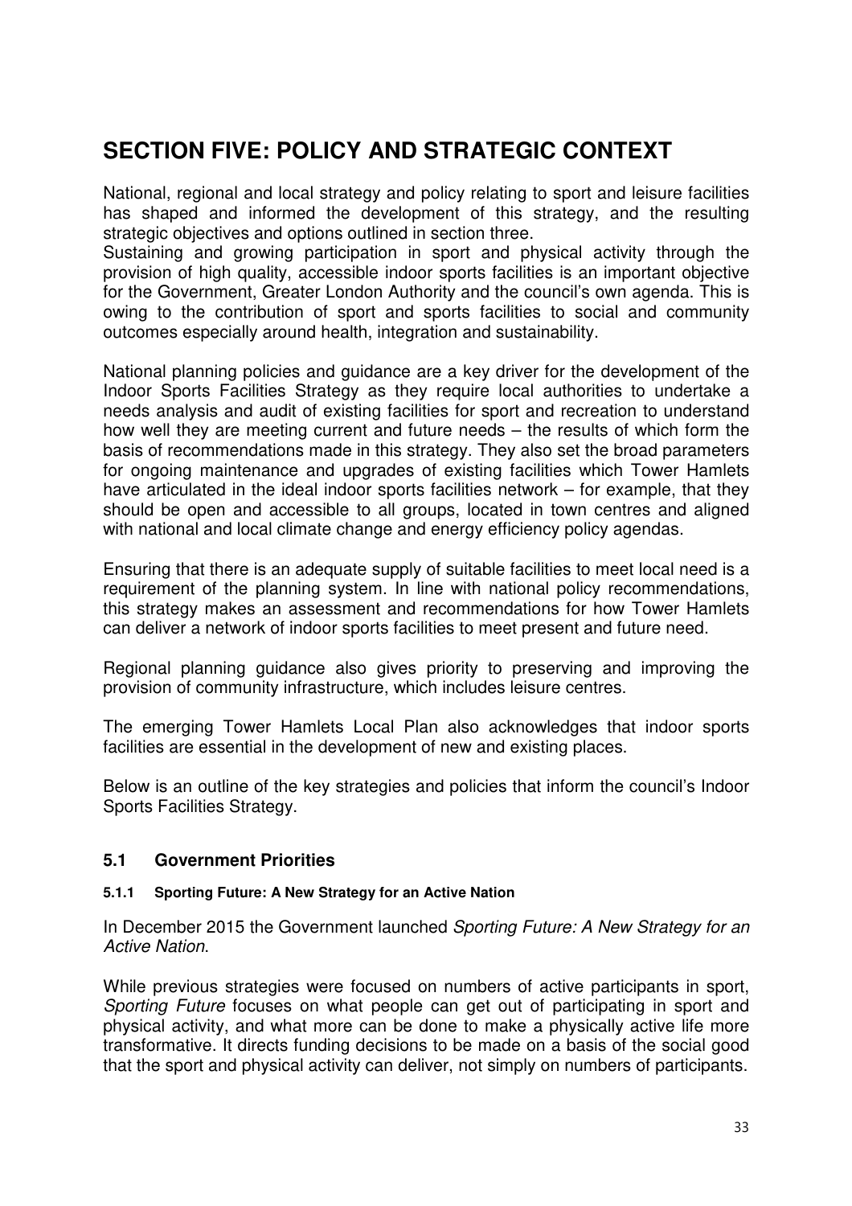# SECTION FIVE: POLICY AND STRATEGIC CONTEXT

National, regional and local strategy and policy relating to sport and leisure facilities has shaped and informed the development of this strategy, and the resulting strategic objectives and options outlined in section three.

Sustaining and growing participation in sport and physical activity through the provision of high quality, accessible indoor sports facilities is an important objective for the Government, Greater London Authority and the council's own agenda. This is owing to the contribution of sport and sports facilities to social and community outcomes especially around health, integration and sustainability.

National planning policies and guidance are a key driver for the development of the Indoor Sports Facilities Strategy as they require local authorities to undertake a needs analysis and audit of existing facilities for sport and recreation to understand how well they are meeting current and future needs – the results of which form the basis of recommendations made in this strategy. They also set the broad parameters for ongoing maintenance and upgrades of existing facilities which Tower Hamlets have articulated in the ideal indoor sports facilities network – for example, that they should be open and accessible to all groups, located in town centres and aligned with national and local climate change and energy efficiency policy agendas.

Ensuring that there is an adequate supply of suitable facilities to meet local need is a requirement of the planning system. In line with national policy recommendations, this strategy makes an assessment and recommendations for how Tower Hamlets can deliver a network of indoor sports facilities to meet present and future need.

Regional planning guidance also gives priority to preserving and improving the provision of community infrastructure, which includes leisure centres.

The emerging Tower Hamlets Local Plan also acknowledges that indoor sports facilities are essential in the development of new and existing places.

Below is an outline of the key strategies and policies that inform the council's Indoor Sports Facilities Strategy.

## 5.1 Government Priorities

### 5.1.1 Sporting Future: A New Strategy for an Active Nation

In December 2015 the Government launched *Sporting Future: A New Strategy for an Active Nation*.

While previous strategies were focused on numbers of active participants in sport, *Sporting Future* focuses on what people can get out of participating in sport and physical activity, and what more can be done to make a physically active life more transformative. It directs funding decisions to be made on a basis of the social good that the sport and physical activity can deliver, not simply on numbers of participants.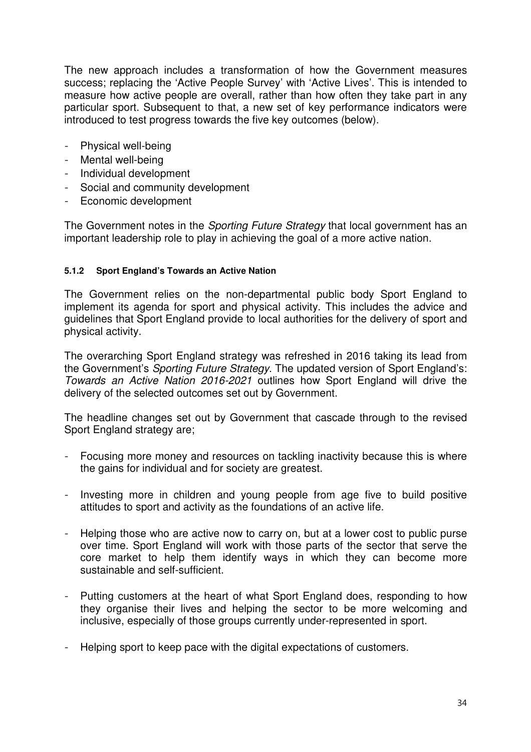The new approach includes a transformation of how the Government measures success; replacing the 'Active People Survey' with 'Active Lives'. This is intended to measure how active people are overall, rather than how often they take part in any particular sport. Subsequent to that, a new set of key performance indicators were introduced to test progress towards the five key outcomes (below).

- Physical well-being
- Mental well-being
- Individual development
- Social and community development
- Economic development

The Government notes in the *Sporting Future Strategy* that local government has an important leadership role to play in achieving the goal of a more active nation.

#### 5.1.2 Sport England's Towards an Active Nation

The Government relies on the non-departmental public body Sport England to implement its agenda for sport and physical activity. This includes the advice and guidelines that Sport England provide to local authorities for the delivery of sport and physical activity.

The overarching Sport England strategy was refreshed in 2016 taking its lead from the Government's *Sporting Future Strategy*. The updated version of Sport England's: *Towards an Active Nation 2016-2021* outlines how Sport England will drive the delivery of the selected outcomes set out by Government.

The headline changes set out by Government that cascade through to the revised Sport England strategy are;

- Focusing more money and resources on tackling inactivity because this is where the gains for individual and for society are greatest.

- Investing more in children and young people from age five to build positive attitudes to sport and activity as the foundations of an active life.

- Helping those who are active now to carry on, but at a lower cost to public purse over time. Sport England will work with those parts of the sector that serve the core market to help them identify ways in which they can become more sustainable and self-sufficient.

- Putting customers at the heart of what Sport England does, responding to how they organise their lives and helping the sector to be more welcoming and inclusive, especially of those groups currently under-represented in sport.

- Helping sport to keep pace with the digital expectations of customers.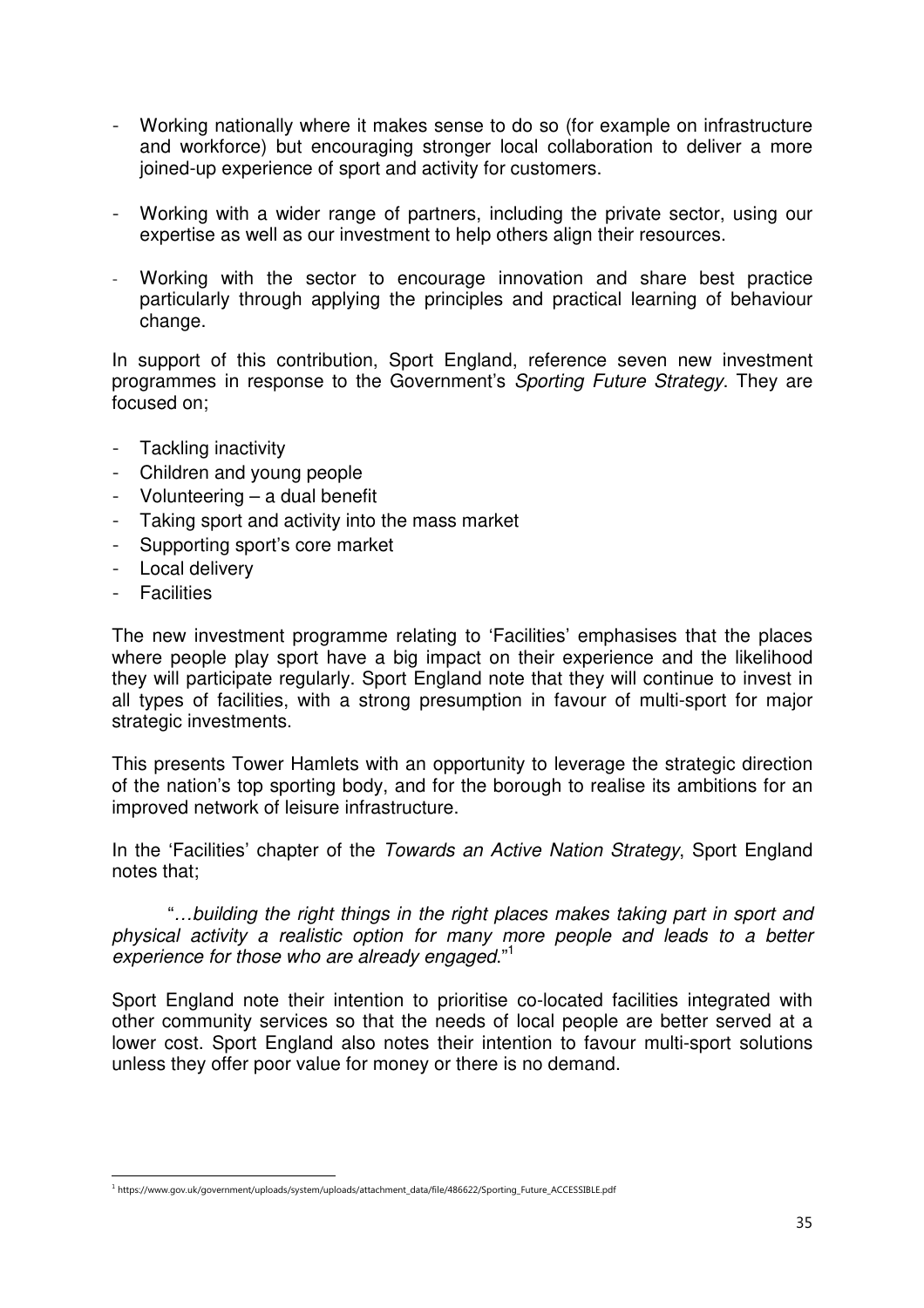- Working nationally where it makes sense to do so (for example on infrastructure and workforce) but encouraging stronger local collaboration to deliver a more joined-up experience of sport and activity for customers.

- Working with a wider range of partners, including the private sector, using our expertise as well as our investment to help others align their resources.

- Working with the sector to encourage innovation and share best practice particularly through applying the principles and practical learning of behaviour change.

In support of this contribution, Sport England, reference seven new investment programmes in response to the Government's *Sporting Future Strategy*. They are focused on;

- Tackling inactivity
- Children and young people
- Volunteering – a dual benefit
- Taking sport and activity into the mass market
- Supporting sport's core market
- Local delivery
- Facilities

The new investment programme relating to 'Facilities' emphasises that the places where people play sport have a big impact on their experience and the likelihood they will participate regularly. Sport England note that they will continue to invest in all types of facilities, with a strong presumption in favour of multi-sport for major strategic investments.

This presents Tower Hamlets with an opportunity to leverage the strategic direction of the nation's top sporting body, and for the borough to realise its ambitions for an improved network of leisure infrastructure.

In the 'Facilities' chapter of the *Towards an Active Nation Strategy*, Sport England notes that;

> "*…building the right things in the right places makes taking part in sport and physical activity a realistic option for many more people and leads to a better experience for those who are already engaged*."[1]

Sport England note their intention to prioritise co-located facilities integrated with other community services so that the needs of local people are better served at a lower cost. Sport England also notes their intention to favour multi-sport solutions unless they offer poor value for money or there is no demand.

[1] https://www.gov.uk/government/uploads/system/uploads/attachment_data/file/486622/Sporting_Future_ACCESSIBLE.pdf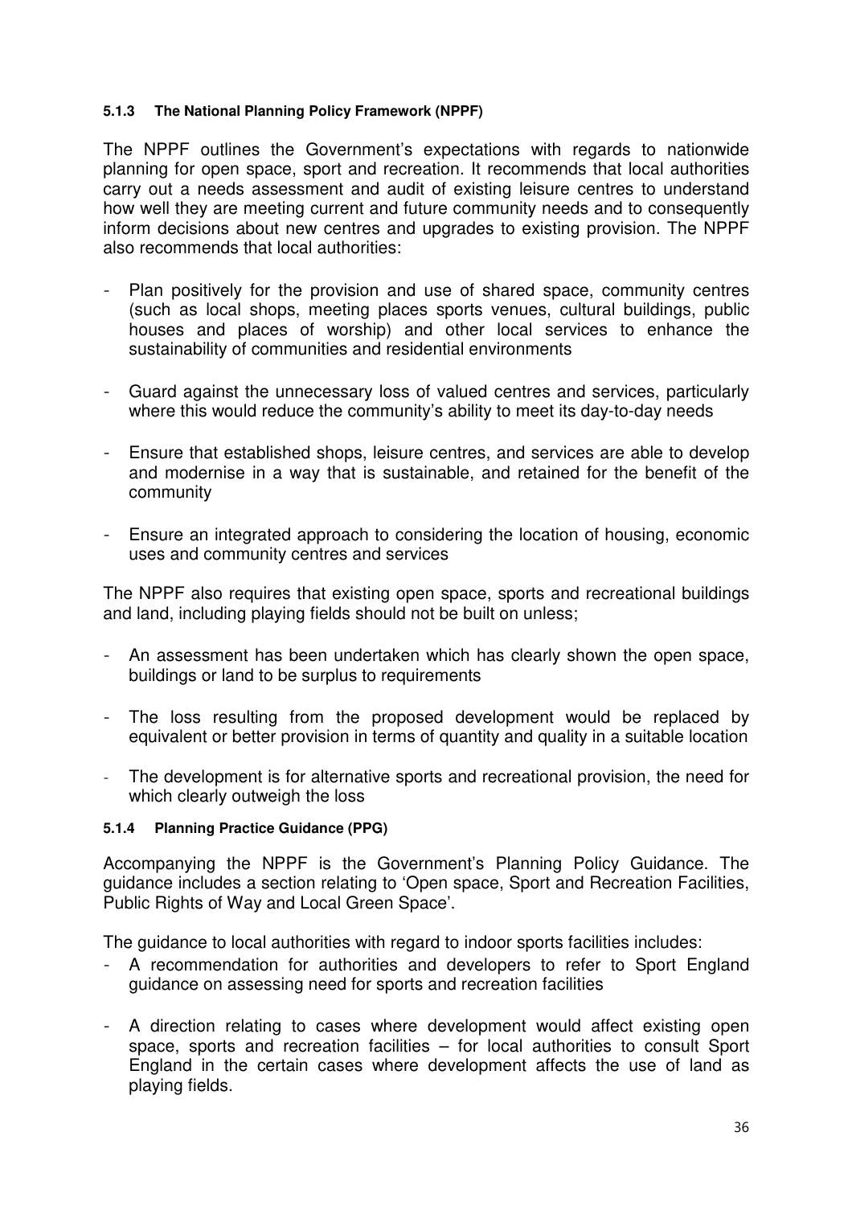#### 5.1.3 The National Planning Policy Framework (NPPF)

The NPPF outlines the Government's expectations with regards to nationwide planning for open space, sport and recreation. It recommends that local authorities carry out a needs assessment and audit of existing leisure centres to understand how well they are meeting current and future community needs and to consequently inform decisions about new centres and upgrades to existing provision. The NPPF also recommends that local authorities:

- Plan positively for the provision and use of shared space, community centres (such as local shops, meeting places sports venues, cultural buildings, public houses and places of worship) and other local services to enhance the sustainability of communities and residential environments

- Guard against the unnecessary loss of valued centres and services, particularly where this would reduce the community's ability to meet its day-to-day needs

- Ensure that established shops, leisure centres, and services are able to develop and modernise in a way that is sustainable, and retained for the benefit of the community

- Ensure an integrated approach to considering the location of housing, economic uses and community centres and services

The NPPF also requires that existing open space, sports and recreational buildings and land, including playing fields should not be built on unless;

- An assessment has been undertaken which has clearly shown the open space, buildings or land to be surplus to requirements

- The loss resulting from the proposed development would be replaced by equivalent or better provision in terms of quantity and quality in a suitable location

- The development is for alternative sports and recreational provision, the need for which clearly outweigh the loss

#### 5.1.4 Planning Practice Guidance (PPG)

Accompanying the NPPF is the Government's Planning Policy Guidance. The guidance includes a section relating to 'Open space, Sport and Recreation Facilities, Public Rights of Way and Local Green Space'.

The guidance to local authorities with regard to indoor sports facilities includes:

- A recommendation for authorities and developers to refer to Sport England guidance on assessing need for sports and recreation facilities

- A direction relating to cases where development would affect existing open space, sports and recreation facilities – for local authorities to consult Sport England in the certain cases where development affects the use of land as playing fields.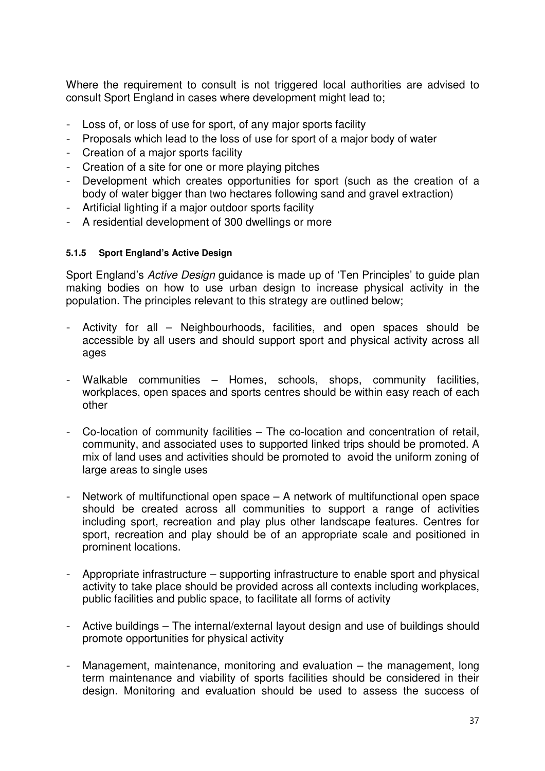Where the requirement to consult is not triggered local authorities are advised to consult Sport England in cases where development might lead to;

- Loss of, or loss of use for sport, of any major sports facility
- Proposals which lead to the loss of use for sport of a major body of water
- Creation of a major sports facility
- Creation of a site for one or more playing pitches
- Development which creates opportunities for sport (such as the creation of a body of water bigger than two hectares following sand and gravel extraction)
- Artificial lighting if a major outdoor sports facility
- A residential development of 300 dwellings or more

#### 5.1.5 Sport England's Active Design

Sport England's *Active Design* guidance is made up of 'Ten Principles' to guide plan making bodies on how to use urban design to increase physical activity in the population. The principles relevant to this strategy are outlined below;

- Activity for all – Neighbourhoods, facilities, and open spaces should be accessible by all users and should support sport and physical activity across all ages

- Walkable communities – Homes, schools, shops, community facilities, workplaces, open spaces and sports centres should be within easy reach of each other

- Co-location of community facilities – The co-location and concentration of retail, community, and associated uses to supported linked trips should be promoted. A mix of land uses and activities should be promoted to avoid the uniform zoning of large areas to single uses

- Network of multifunctional open space – A network of multifunctional open space should be created across all communities to support a range of activities including sport, recreation and play plus other landscape features. Centres for sport, recreation and play should be of an appropriate scale and positioned in prominent locations.

- Appropriate infrastructure – supporting infrastructure to enable sport and physical activity to take place should be provided across all contexts including workplaces, public facilities and public space, to facilitate all forms of activity

- Active buildings – The internal/external layout design and use of buildings should promote opportunities for physical activity

- Management, maintenance, monitoring and evaluation – the management, long term maintenance and viability of sports facilities should be considered in their design. Monitoring and evaluation should be used to assess the success of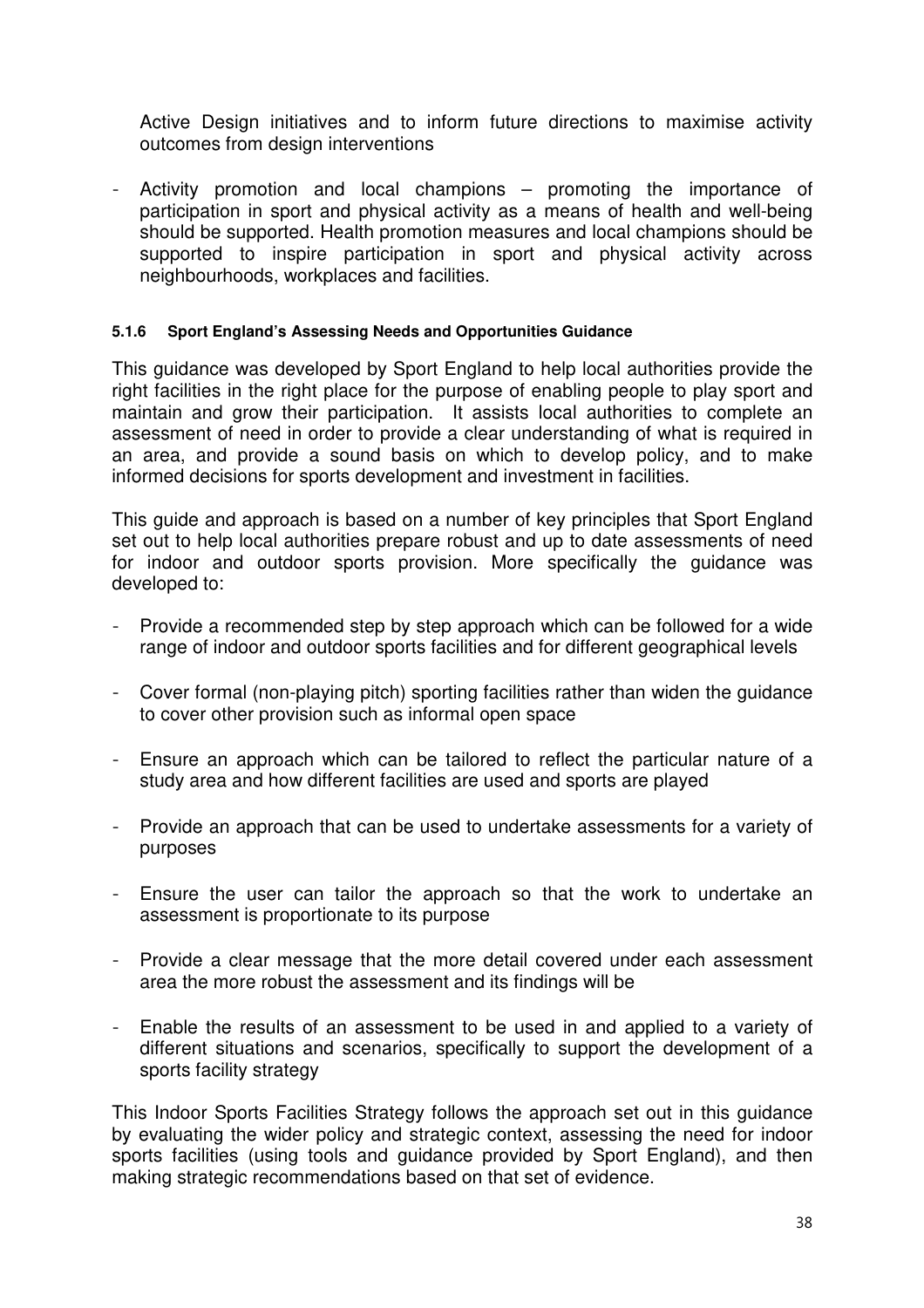Active Design initiatives and to inform future directions to maximise activity outcomes from design interventions

- Activity promotion and local champions – promoting the importance of participation in sport and physical activity as a means of health and well-being should be supported. Health promotion measures and local champions should be supported to inspire participation in sport and physical activity across neighbourhoods, workplaces and facilities.

#### 5.1.6 Sport England's Assessing Needs and Opportunities Guidance

This guidance was developed by Sport England to help local authorities provide the right facilities in the right place for the purpose of enabling people to play sport and maintain and grow their participation. It assists local authorities to complete an assessment of need in order to provide a clear understanding of what is required in an area, and provide a sound basis on which to develop policy, and to make informed decisions for sports development and investment in facilities.

This guide and approach is based on a number of key principles that Sport England set out to help local authorities prepare robust and up to date assessments of need for indoor and outdoor sports provision. More specifically the guidance was developed to:

- Provide a recommended step by step approach which can be followed for a wide range of indoor and outdoor sports facilities and for different geographical levels
- Cover formal (non-playing pitch) sporting facilities rather than widen the guidance to cover other provision such as informal open space
- Ensure an approach which can be tailored to reflect the particular nature of a study area and how different facilities are used and sports are played
- Provide an approach that can be used to undertake assessments for a variety of purposes
- Ensure the user can tailor the approach so that the work to undertake an assessment is proportionate to its purpose
- Provide a clear message that the more detail covered under each assessment area the more robust the assessment and its findings will be
- Enable the results of an assessment to be used in and applied to a variety of different situations and scenarios, specifically to support the development of a sports facility strategy

This Indoor Sports Facilities Strategy follows the approach set out in this guidance by evaluating the wider policy and strategic context, assessing the need for indoor sports facilities (using tools and guidance provided by Sport England), and then making strategic recommendations based on that set of evidence.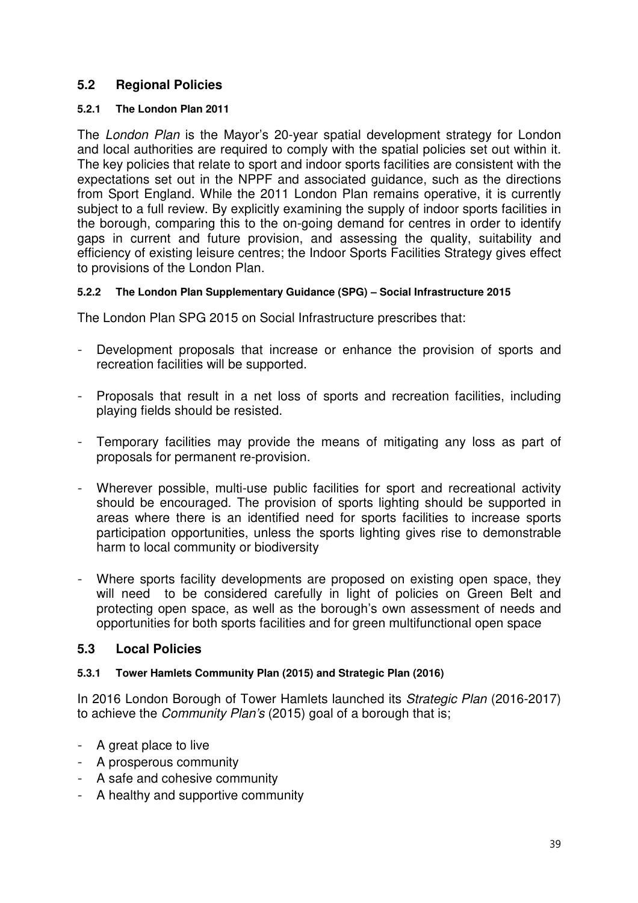## 5.2 Regional Policies

#### 5.2.1 The London Plan 2011

The *London Plan* is the Mayor's 20-year spatial development strategy for London and local authorities are required to comply with the spatial policies set out within it. The key policies that relate to sport and indoor sports facilities are consistent with the expectations set out in the NPPF and associated guidance, such as the directions from Sport England. While the 2011 London Plan remains operative, it is currently subject to a full review. By explicitly examining the supply of indoor sports facilities in the borough, comparing this to the on-going demand for centres in order to identify gaps in current and future provision, and assessing the quality, suitability and efficiency of existing leisure centres; the Indoor Sports Facilities Strategy gives effect to provisions of the London Plan.

#### 5.2.2 The London Plan Supplementary Guidance (SPG) – Social Infrastructure 2015

The London Plan SPG 2015 on Social Infrastructure prescribes that:

- Development proposals that increase or enhance the provision of sports and recreation facilities will be supported.
- Proposals that result in a net loss of sports and recreation facilities, including playing fields should be resisted.
- Temporary facilities may provide the means of mitigating any loss as part of proposals for permanent re-provision.
- Wherever possible, multi-use public facilities for sport and recreational activity should be encouraged. The provision of sports lighting should be supported in areas where there is an identified need for sports facilities to increase sports participation opportunities, unless the sports lighting gives rise to demonstrable harm to local community or biodiversity
- Where sports facility developments are proposed on existing open space, they will need to be considered carefully in light of policies on Green Belt and protecting open space, as well as the borough's own assessment of needs and opportunities for both sports facilities and for green multifunctional open space

## 5.3 Local Policies

#### 5.3.1 Tower Hamlets Community Plan (2015) and Strategic Plan (2016)

In 2016 London Borough of Tower Hamlets launched its *Strategic Plan* (2016-2017) to achieve the *Community Plan's* (2015) goal of a borough that is;

- A great place to live
- A prosperous community
- A safe and cohesive community
- A healthy and supportive community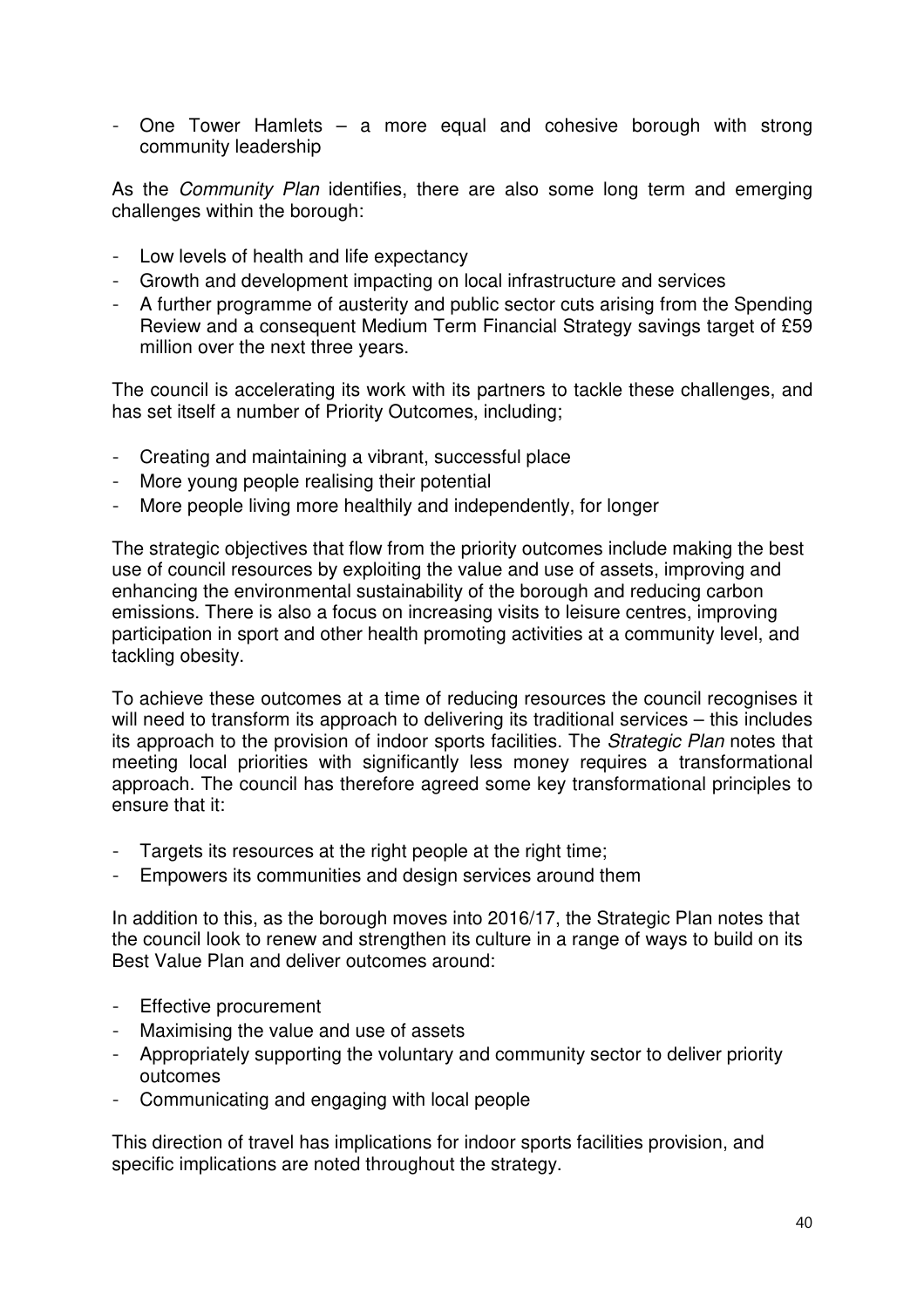- One Tower Hamlets – a more equal and cohesive borough with strong community leadership

As the *Community Plan* identifies, there are also some long term and emerging challenges within the borough:

- Low levels of health and life expectancy
- Growth and development impacting on local infrastructure and services
- A further programme of austerity and public sector cuts arising from the Spending Review and a consequent Medium Term Financial Strategy savings target of £59 million over the next three years.

The council is accelerating its work with its partners to tackle these challenges, and has set itself a number of Priority Outcomes, including;

- Creating and maintaining a vibrant, successful place
- More young people realising their potential
- More people living more healthily and independently, for longer

The strategic objectives that flow from the priority outcomes include making the best use of council resources by exploiting the value and use of assets, improving and enhancing the environmental sustainability of the borough and reducing carbon emissions. There is also a focus on increasing visits to leisure centres, improving participation in sport and other health promoting activities at a community level, and tackling obesity.

To achieve these outcomes at a time of reducing resources the council recognises it will need to transform its approach to delivering its traditional services – this includes its approach to the provision of indoor sports facilities. The *Strategic Plan* notes that meeting local priorities with significantly less money requires a transformational approach. The council has therefore agreed some key transformational principles to ensure that it:

- Targets its resources at the right people at the right time;
- Empowers its communities and design services around them

In addition to this, as the borough moves into 2016/17, the Strategic Plan notes that the council look to renew and strengthen its culture in a range of ways to build on its Best Value Plan and deliver outcomes around:

- Effective procurement
- Maximising the value and use of assets
- Appropriately supporting the voluntary and community sector to deliver priority outcomes
- Communicating and engaging with local people

This direction of travel has implications for indoor sports facilities provision, and specific implications are noted throughout the strategy.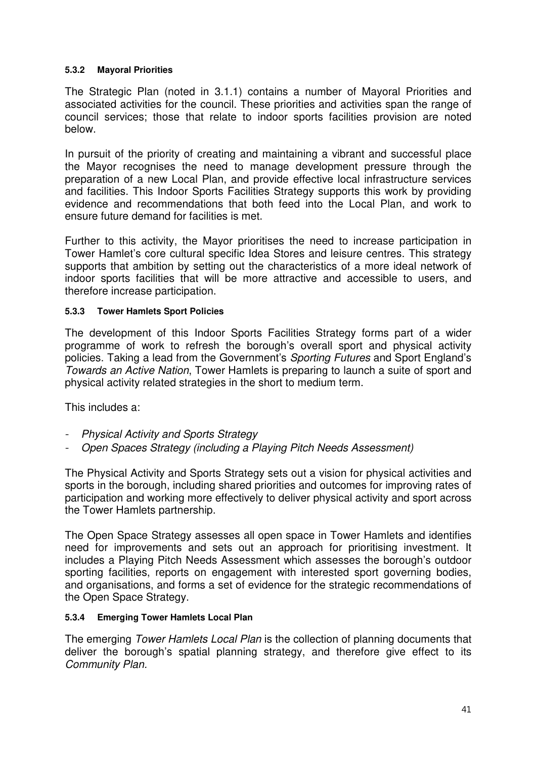#### 5.3.2 Mayoral Priorities

The Strategic Plan (noted in 3.1.1) contains a number of Mayoral Priorities and associated activities for the council. These priorities and activities span the range of council services; those that relate to indoor sports facilities provision are noted below.

In pursuit of the priority of creating and maintaining a vibrant and successful place the Mayor recognises the need to manage development pressure through the preparation of a new Local Plan, and provide effective local infrastructure services and facilities. This Indoor Sports Facilities Strategy supports this work by providing evidence and recommendations that both feed into the Local Plan, and work to ensure future demand for facilities is met.

Further to this activity, the Mayor prioritises the need to increase participation in Tower Hamlet's core cultural specific Idea Stores and leisure centres. This strategy supports that ambition by setting out the characteristics of a more ideal network of indoor sports facilities that will be more attractive and accessible to users, and therefore increase participation.

#### 5.3.3 Tower Hamlets Sport Policies

The development of this Indoor Sports Facilities Strategy forms part of a wider programme of work to refresh the borough's overall sport and physical activity policies. Taking a lead from the Government's *Sporting Futures* and Sport England's *Towards an Active Nation*, Tower Hamlets is preparing to launch a suite of sport and physical activity related strategies in the short to medium term.

This includes a:

- *Physical Activity and Sports Strategy*
- *Open Spaces Strategy (including a Playing Pitch Needs Assessment)*

The Physical Activity and Sports Strategy sets out a vision for physical activities and sports in the borough, including shared priorities and outcomes for improving rates of participation and working more effectively to deliver physical activity and sport across the Tower Hamlets partnership.

The Open Space Strategy assesses all open space in Tower Hamlets and identifies need for improvements and sets out an approach for prioritising investment. It includes a Playing Pitch Needs Assessment which assesses the borough's outdoor sporting facilities, reports on engagement with interested sport governing bodies, and organisations, and forms a set of evidence for the strategic recommendations of the Open Space Strategy.

#### 5.3.4 Emerging Tower Hamlets Local Plan

The emerging *Tower Hamlets Local Plan* is the collection of planning documents that deliver the borough's spatial planning strategy, and therefore give effect to its *Community Plan*.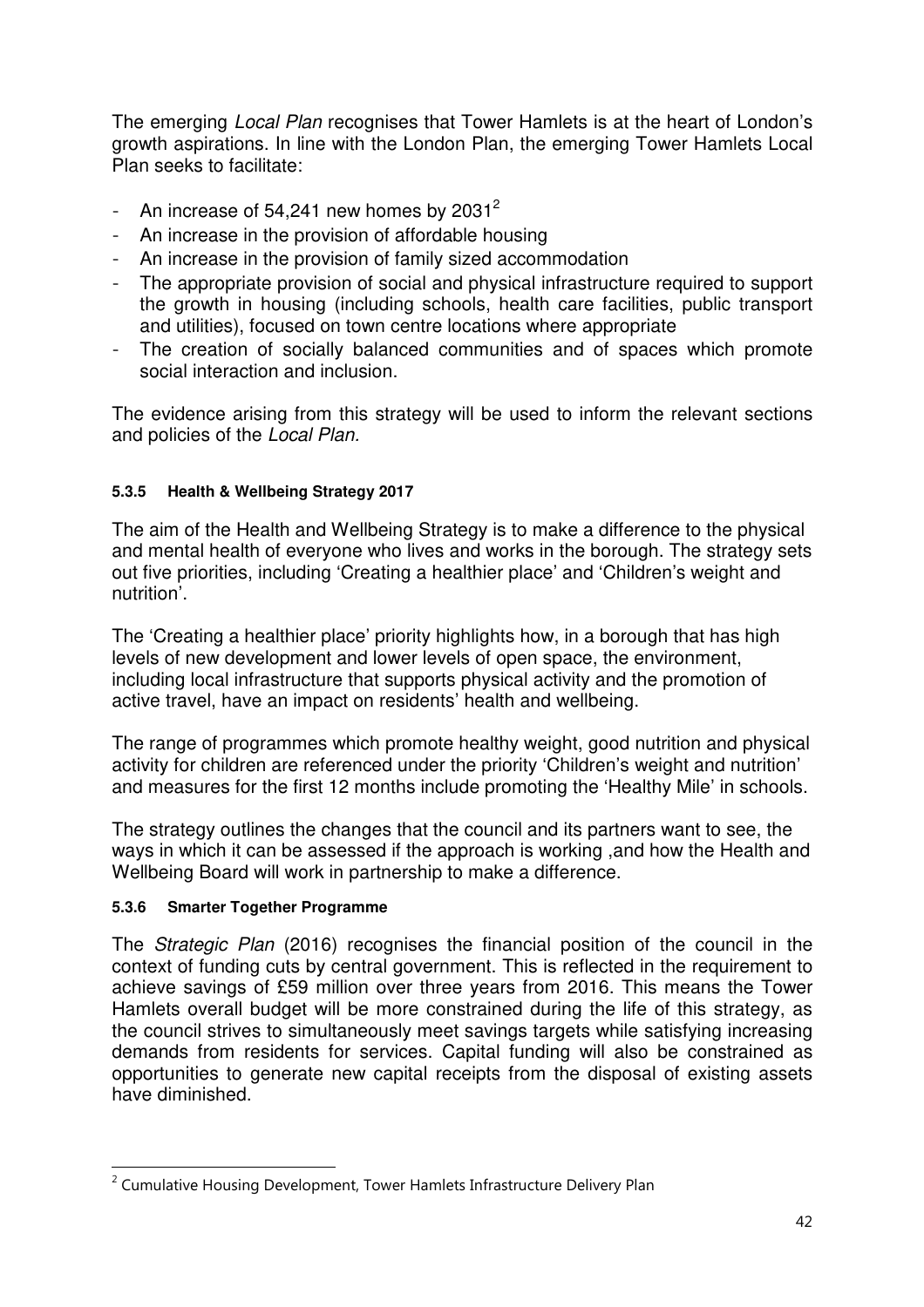The emerging *Local Plan* recognises that Tower Hamlets is at the heart of London's growth aspirations. In line with the London Plan, the emerging Tower Hamlets Local Plan seeks to facilitate:

- An increase of 54,241 new homes by 2031[2]
- An increase in the provision of affordable housing
- An increase in the provision of family sized accommodation
- The appropriate provision of social and physical infrastructure required to support the growth in housing (including schools, health care facilities, public transport and utilities), focused on town centre locations where appropriate
- The creation of socially balanced communities and of spaces which promote social interaction and inclusion.

The evidence arising from this strategy will be used to inform the relevant sections and policies of the *Local Plan.*

#### 5.3.5 Health & Wellbeing Strategy 2017

The aim of the Health and Wellbeing Strategy is to make a difference to the physical and mental health of everyone who lives and works in the borough. The strategy sets out five priorities, including 'Creating a healthier place' and 'Children's weight and nutrition'.

The 'Creating a healthier place' priority highlights how, in a borough that has high levels of new development and lower levels of open space, the environment, including local infrastructure that supports physical activity and the promotion of active travel, have an impact on residents' health and wellbeing.

The range of programmes which promote healthy weight, good nutrition and physical activity for children are referenced under the priority 'Children's weight and nutrition' and measures for the first 12 months include promoting the 'Healthy Mile' in schools.

The strategy outlines the changes that the council and its partners want to see, the ways in which it can be assessed if the approach is working ,and how the Health and Wellbeing Board will work in partnership to make a difference.

#### 5.3.6 Smarter Together Programme

The *Strategic Plan* (2016) recognises the financial position of the council in the context of funding cuts by central government. This is reflected in the requirement to achieve savings of £59 million over three years from 2016. This means the Tower Hamlets overall budget will be more constrained during the life of this strategy, as the council strives to simultaneously meet savings targets while satisfying increasing demands from residents for services. Capital funding will also be constrained as opportunities to generate new capital receipts from the disposal of existing assets have diminished.

---

[2] Cumulative Housing Development, Tower Hamlets Infrastructure Delivery Plan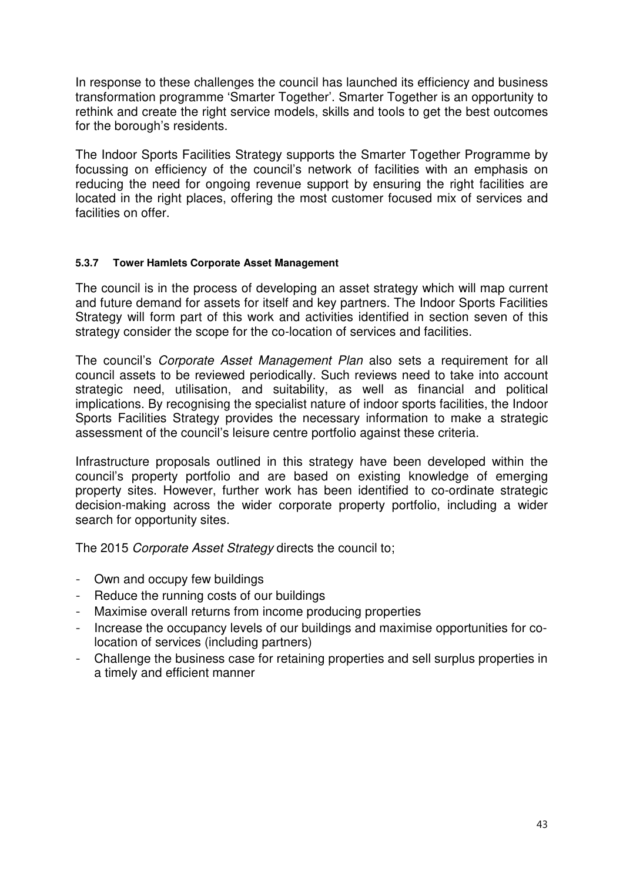In response to these challenges the council has launched its efficiency and business transformation programme 'Smarter Together'. Smarter Together is an opportunity to rethink and create the right service models, skills and tools to get the best outcomes for the borough's residents.

The Indoor Sports Facilities Strategy supports the Smarter Together Programme by focussing on efficiency of the council's network of facilities with an emphasis on reducing the need for ongoing revenue support by ensuring the right facilities are located in the right places, offering the most customer focused mix of services and facilities on offer.

#### 5.3.7 Tower Hamlets Corporate Asset Management

The council is in the process of developing an asset strategy which will map current and future demand for assets for itself and key partners. The Indoor Sports Facilities Strategy will form part of this work and activities identified in section seven of this strategy consider the scope for the co-location of services and facilities.

The council's *Corporate Asset Management Plan* also sets a requirement for all council assets to be reviewed periodically. Such reviews need to take into account strategic need, utilisation, and suitability, as well as financial and political implications. By recognising the specialist nature of indoor sports facilities, the Indoor Sports Facilities Strategy provides the necessary information to make a strategic assessment of the council's leisure centre portfolio against these criteria.

Infrastructure proposals outlined in this strategy have been developed within the council's property portfolio and are based on existing knowledge of emerging property sites. However, further work has been identified to co-ordinate strategic decision-making across the wider corporate property portfolio, including a wider search for opportunity sites.

The 2015 *Corporate Asset Strategy* directs the council to;

- Own and occupy few buildings
- Reduce the running costs of our buildings
- Maximise overall returns from income producing properties
- Increase the occupancy levels of our buildings and maximise opportunities for co-location of services (including partners)
- Challenge the business case for retaining properties and sell surplus properties in a timely and efficient manner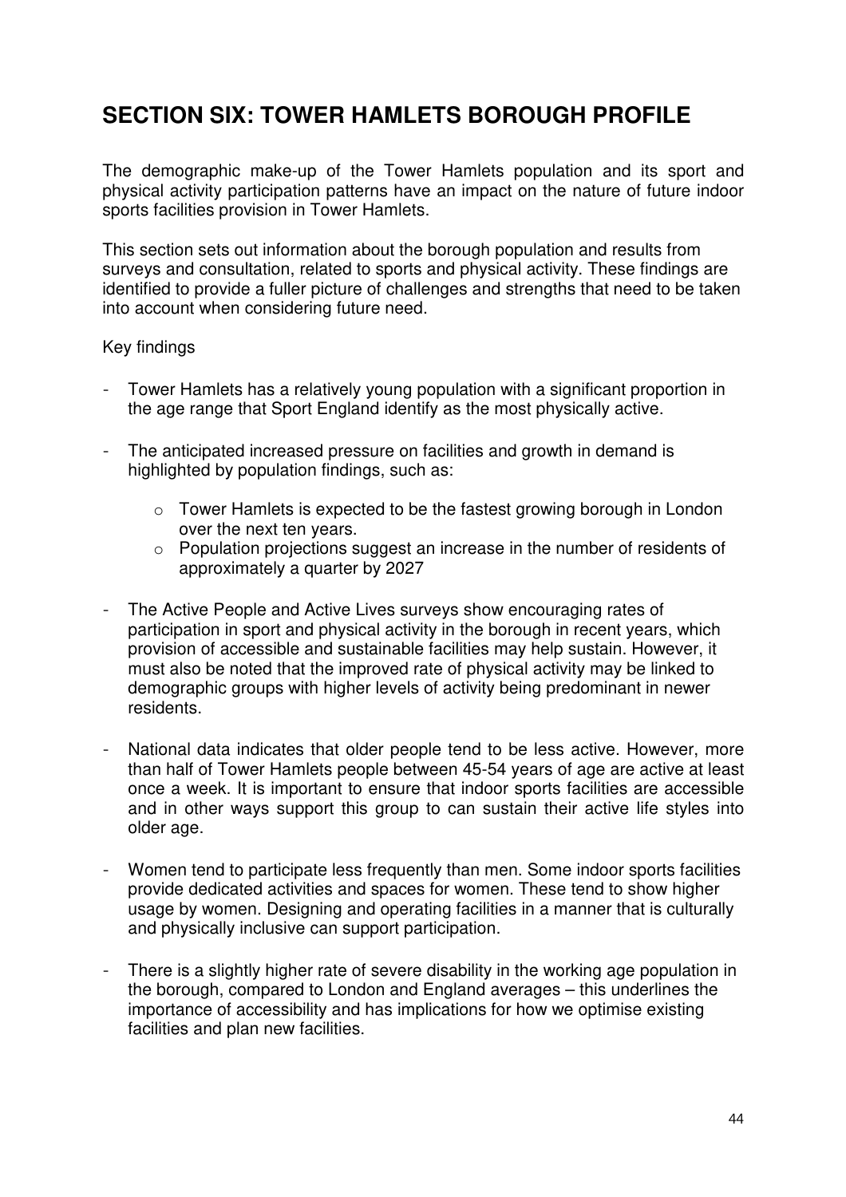# SECTION SIX: TOWER HAMLETS BOROUGH PROFILE

The demographic make-up of the Tower Hamlets population and its sport and physical activity participation patterns have an impact on the nature of future indoor sports facilities provision in Tower Hamlets.

This section sets out information about the borough population and results from surveys and consultation, related to sports and physical activity. These findings are identified to provide a fuller picture of challenges and strengths that need to be taken into account when considering future need.

Key findings

- Tower Hamlets has a relatively young population with a significant proportion in the age range that Sport England identify as the most physically active.

- The anticipated increased pressure on facilities and growth in demand is highlighted by population findings, such as:
    - Tower Hamlets is expected to be the fastest growing borough in London over the next ten years.
    - Population projections suggest an increase in the number of residents of approximately a quarter by 2027

- The Active People and Active Lives surveys show encouraging rates of participation in sport and physical activity in the borough in recent years, which provision of accessible and sustainable facilities may help sustain. However, it must also be noted that the improved rate of physical activity may be linked to demographic groups with higher levels of activity being predominant in newer residents.

- National data indicates that older people tend to be less active. However, more than half of Tower Hamlets people between 45-54 years of age are active at least once a week. It is important to ensure that indoor sports facilities are accessible and in other ways support this group to can sustain their active life styles into older age.

- Women tend to participate less frequently than men. Some indoor sports facilities provide dedicated activities and spaces for women. These tend to show higher usage by women. Designing and operating facilities in a manner that is culturally and physically inclusive can support participation.

- There is a slightly higher rate of severe disability in the working age population in the borough, compared to London and England averages – this underlines the importance of accessibility and has implications for how we optimise existing facilities and plan new facilities.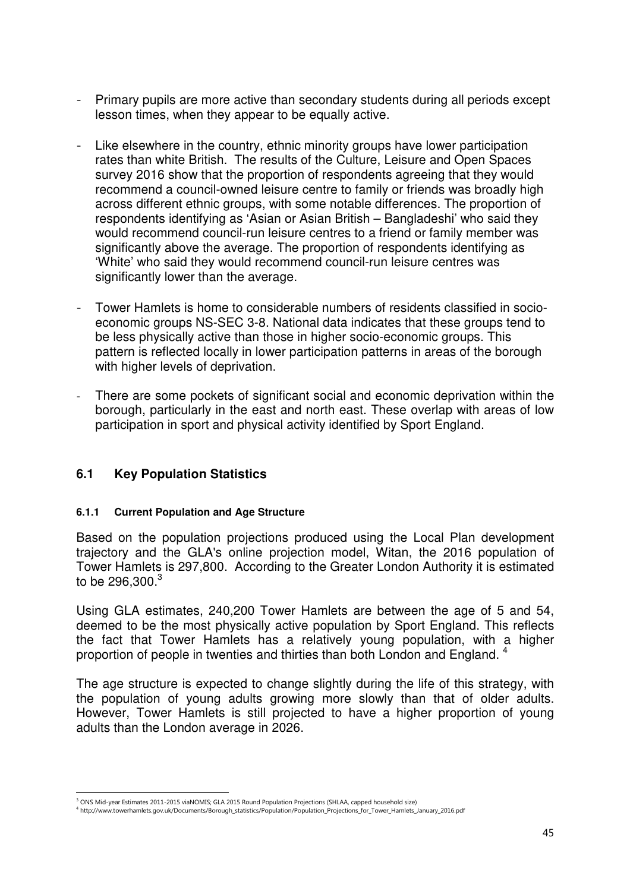- Primary pupils are more active than secondary students during all periods except lesson times, when they appear to be equally active.

- Like elsewhere in the country, ethnic minority groups have lower participation rates than white British. The results of the Culture, Leisure and Open Spaces survey 2016 show that the proportion of respondents agreeing that they would recommend a council-owned leisure centre to family or friends was broadly high across different ethnic groups, with some notable differences. The proportion of respondents identifying as 'Asian or Asian British – Bangladeshi' who said they would recommend council-run leisure centres to a friend or family member was significantly above the average. The proportion of respondents identifying as 'White' who said they would recommend council-run leisure centres was significantly lower than the average.

- Tower Hamlets is home to considerable numbers of residents classified in socio-economic groups NS-SEC 3-8. National data indicates that these groups tend to be less physically active than those in higher socio-economic groups. This pattern is reflected locally in lower participation patterns in areas of the borough with higher levels of deprivation.

- There are some pockets of significant social and economic deprivation within the borough, particularly in the east and north east. These overlap with areas of low participation in sport and physical activity identified by Sport England.

## 6.1 Key Population Statistics

### 6.1.1 Current Population and Age Structure

Based on the population projections produced using the Local Plan development trajectory and the GLA's online projection model, Witan, the 2016 population of Tower Hamlets is 297,800. According to the Greater London Authority it is estimated to be 296,300.[3]

Using GLA estimates, 240,200 Tower Hamlets are between the age of 5 and 54, deemed to be the most physically active population by Sport England. This reflects the fact that Tower Hamlets has a relatively young population, with a higher proportion of people in twenties and thirties than both London and England. [4]

The age structure is expected to change slightly during the life of this strategy, with the population of young adults growing more slowly than that of older adults. However, Tower Hamlets is still projected to have a higher proportion of young adults than the London average in 2026.

---

[3] ONS Mid-year Estimates 2011-2015 viaNOMIS; GLA 2015 Round Population Projections (SHLAA, capped household size)

[4] http://www.towerhamlets.gov.uk/Documents/Borough_statistics/Population/Population_Projections_for_Tower_Hamlets_January_2016.pdf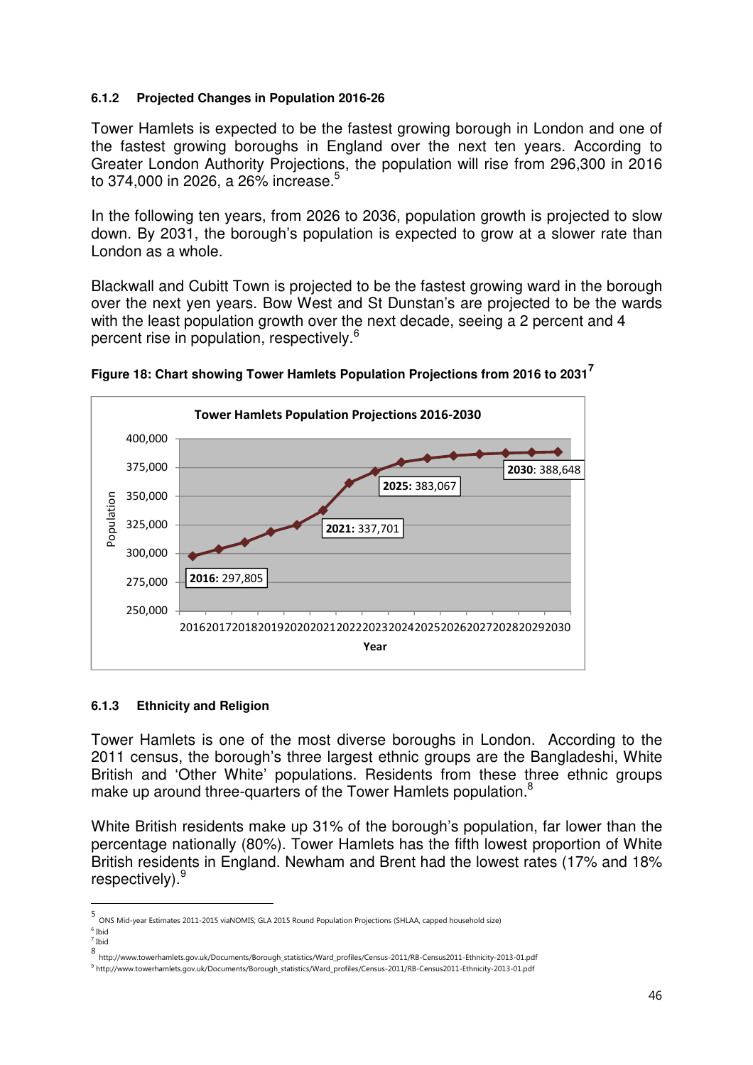#### 6.1.2 Projected Changes in Population 2016-26

Tower Hamlets is expected to be the fastest growing borough in London and one of the fastest growing boroughs in England over the next ten years. According to Greater London Authority Projections, the population will rise from 296,300 in 2016 to 374,000 in 2026, a 26% increase.[5]

In the following ten years, from 2026 to 2036, population growth is projected to slow down. By 2031, the borough's population is expected to grow at a slower rate than London as a whole.

Blackwall and Cubitt Town is projected to be the fastest growing ward in the borough over the next yen years. Bow West and St Dunstan's are projected to be the wards with the least population growth over the next decade, seeing a 2 percent and 4 percent rise in population, respectively.[6]

**Figure 18: Chart showing Tower Hamlets Population Projections from 2016 to 2031[7]**

Tower Hamlets Population Projections 2016-2030

2016: 297,805; 2021: 337,701; 2025: 383,067; 2030: 388,648

#### 6.1.3 Ethnicity and Religion

Tower Hamlets is one of the most diverse boroughs in London. According to the 2011 census, the borough's three largest ethnic groups are the Bangladeshi, White British and 'Other White' populations. Residents from these three ethnic groups make up around three-quarters of the Tower Hamlets population.[8]

White British residents make up 31% of the borough's population, far lower than the percentage nationally (80%). Tower Hamlets has the fifth lowest proportion of White British residents in England. Newham and Brent had the lowest rates (17% and 18% respectively).[9]

---

[5] ONS Mid-year Estimates 2011-2015 viaNOMIS; GLA 2015 Round Population Projections (SHLAA, capped household size)

[6] Ibid

[7] Ibid

[8] http://www.towerhamlets.gov.uk/Documents/Borough_statistics/Ward_profiles/Census-2011/RB-Census2011-Ethnicity-2013-01.pdf

[9] http://www.towerhamlets.gov.uk/Documents/Borough_statistics/Ward_profiles/Census-2011/RB-Census2011-Ethnicity-2013-01.pdf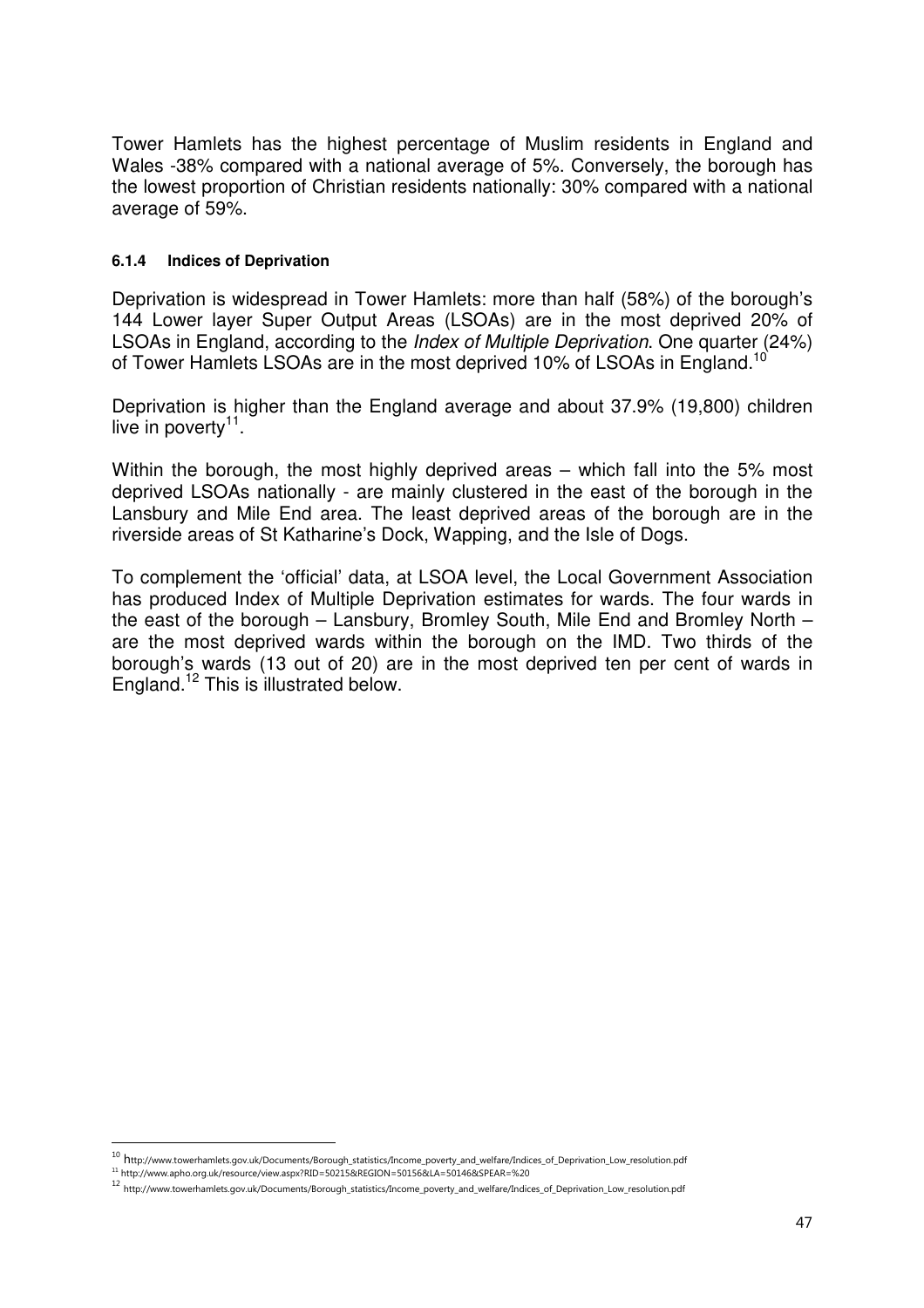Tower Hamlets has the highest percentage of Muslim residents in England and Wales -38% compared with a national average of 5%. Conversely, the borough has the lowest proportion of Christian residents nationally: 30% compared with a national average of 59%.

#### 6.1.4 Indices of Deprivation

Deprivation is widespread in Tower Hamlets: more than half (58%) of the borough's 144 Lower layer Super Output Areas (LSOAs) are in the most deprived 20% of LSOAs in England, according to the *Index of Multiple Deprivation*. One quarter (24%) of Tower Hamlets LSOAs are in the most deprived 10% of LSOAs in England.[10]

Deprivation is higher than the England average and about 37.9% (19,800) children live in poverty[11].

Within the borough, the most highly deprived areas – which fall into the 5% most deprived LSOAs nationally - are mainly clustered in the east of the borough in the Lansbury and Mile End area. The least deprived areas of the borough are in the riverside areas of St Katharine's Dock, Wapping, and the Isle of Dogs.

To complement the 'official' data, at LSOA level, the Local Government Association has produced Index of Multiple Deprivation estimates for wards. The four wards in the east of the borough – Lansbury, Bromley South, Mile End and Bromley North – are the most deprived wards within the borough on the IMD. Two thirds of the borough's wards (13 out of 20) are in the most deprived ten per cent of wards in England.[12] This is illustrated below.

---

[10] http://www.towerhamlets.gov.uk/Documents/Borough_statistics/Income_poverty_and_welfare/Indices_of_Deprivation_Low_resolution.pdf

[11] http://www.apho.org.uk/resource/view.aspx?RID=50215&REGION=50156&LA=50146&SPEAR=%20

[12] http://www.towerhamlets.gov.uk/Documents/Borough_statistics/Income_poverty_and_welfare/Indices_of_Deprivation_Low_resolution.pdf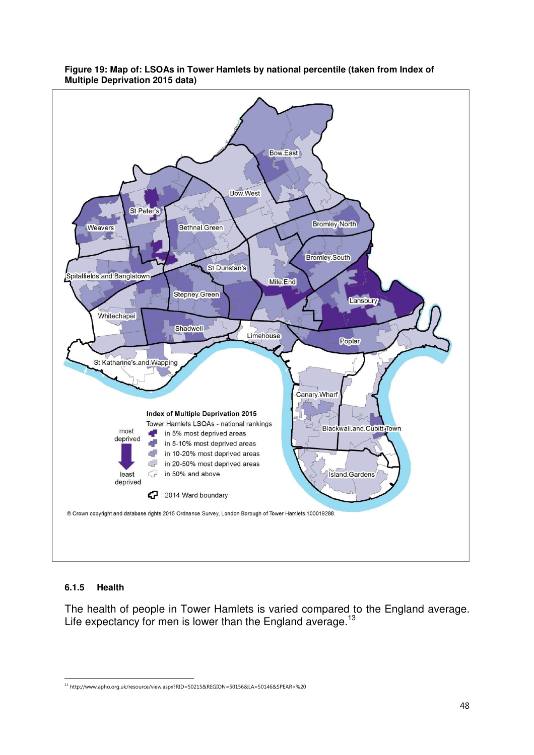**Figure 19: Map of: LSOAs in Tower Hamlets by national percentile (taken from Index of Multiple Deprivation 2015 data)**

#### 6.1.5 Health

The health of people in Tower Hamlets is varied compared to the England average. Life expectancy for men is lower than the England average.[13]

[13] http://www.apho.org.uk/resource/view.aspx?RID=50215&REGION=50156&LA=50146&SPEAR=%20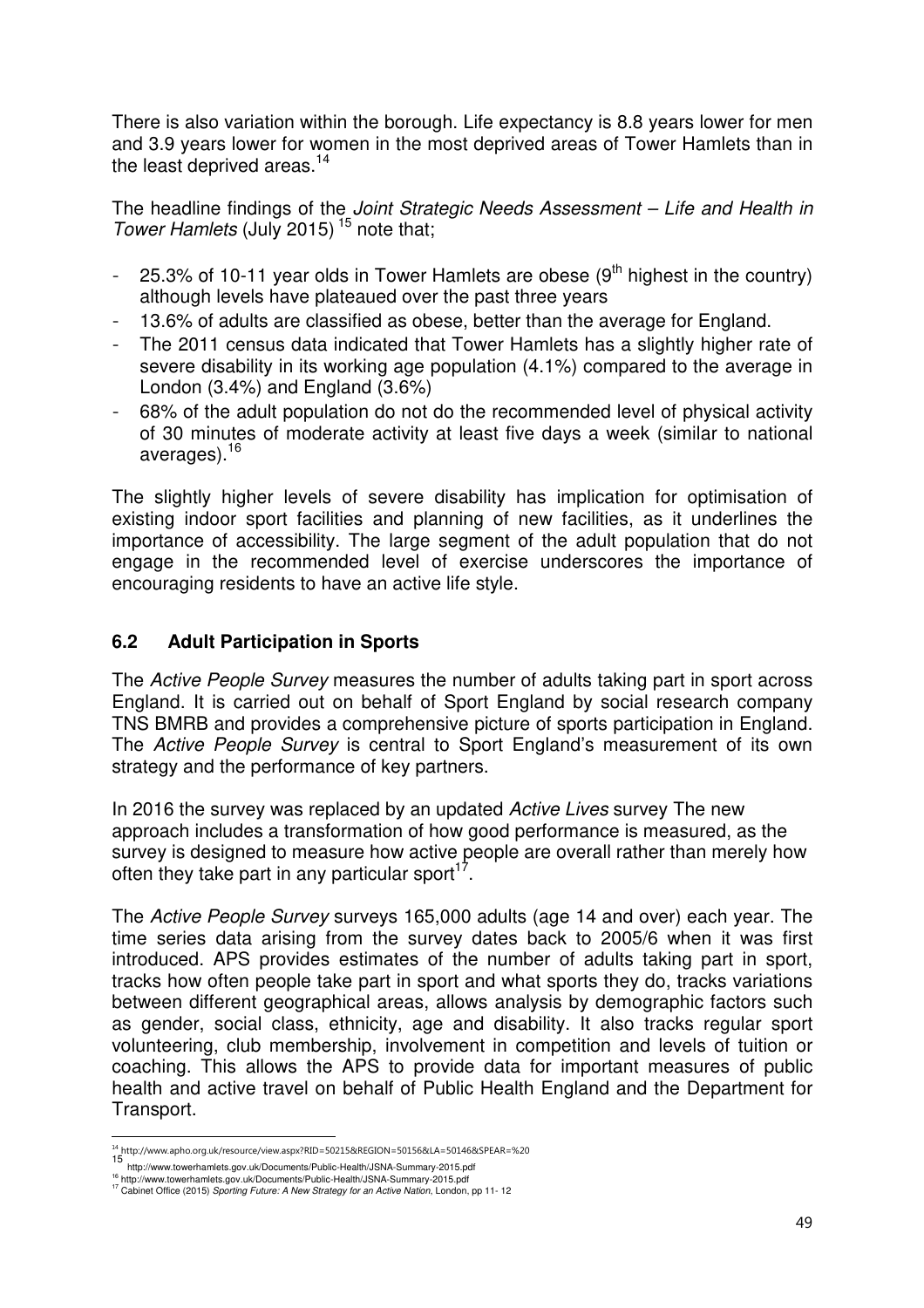There is also variation within the borough. Life expectancy is 8.8 years lower for men and 3.9 years lower for women in the most deprived areas of Tower Hamlets than in the least deprived areas.[14]

The headline findings of the *Joint Strategic Needs Assessment – Life and Health in Tower Hamlets* (July 2015) [15] note that;

- 25.3% of 10-11 year olds in Tower Hamlets are obese (9th highest in the country) although levels have plateaued over the past three years
- 13.6% of adults are classified as obese, better than the average for England.
- The 2011 census data indicated that Tower Hamlets has a slightly higher rate of severe disability in its working age population (4.1%) compared to the average in London (3.4%) and England (3.6%)
- 68% of the adult population do not do the recommended level of physical activity of 30 minutes of moderate activity at least five days a week (similar to national averages).[16]

The slightly higher levels of severe disability has implication for optimisation of existing indoor sport facilities and planning of new facilities, as it underlines the importance of accessibility. The large segment of the adult population that do not engage in the recommended level of exercise underscores the importance of encouraging residents to have an active life style.

## 6.2 Adult Participation in Sports

The *Active People Survey* measures the number of adults taking part in sport across England. It is carried out on behalf of Sport England by social research company TNS BMRB and provides a comprehensive picture of sports participation in England. The *Active People Survey* is central to Sport England's measurement of its own strategy and the performance of key partners.

In 2016 the survey was replaced by an updated *Active Lives* survey The new approach includes a transformation of how good performance is measured, as the survey is designed to measure how active people are overall rather than merely how often they take part in any particular sport[17].

The *Active People Survey* surveys 165,000 adults (age 14 and over) each year. The time series data arising from the survey dates back to 2005/6 when it was first introduced. APS provides estimates of the number of adults taking part in sport, tracks how often people take part in sport and what sports they do, tracks variations between different geographical areas, allows analysis by demographic factors such as gender, social class, ethnicity, age and disability. It also tracks regular sport volunteering, club membership, involvement in competition and levels of tuition or coaching. This allows the APS to provide data for important measures of public health and active travel on behalf of Public Health England and the Department for Transport.

---

[14] http://www.apho.org.uk/resource/view.aspx?RID=50215&REGION=50156&LA=50146&SPEAR=%20

[15] http://www.towerhamlets.gov.uk/Documents/Public-Health/JSNA-Summary-2015.pdf

[16] http://www.towerhamlets.gov.uk/Documents/Public-Health/JSNA-Summary-2015.pdf

[17] Cabinet Office (2015) *Sporting Future: A New Strategy for an Active Nation*, London, pp 11- 12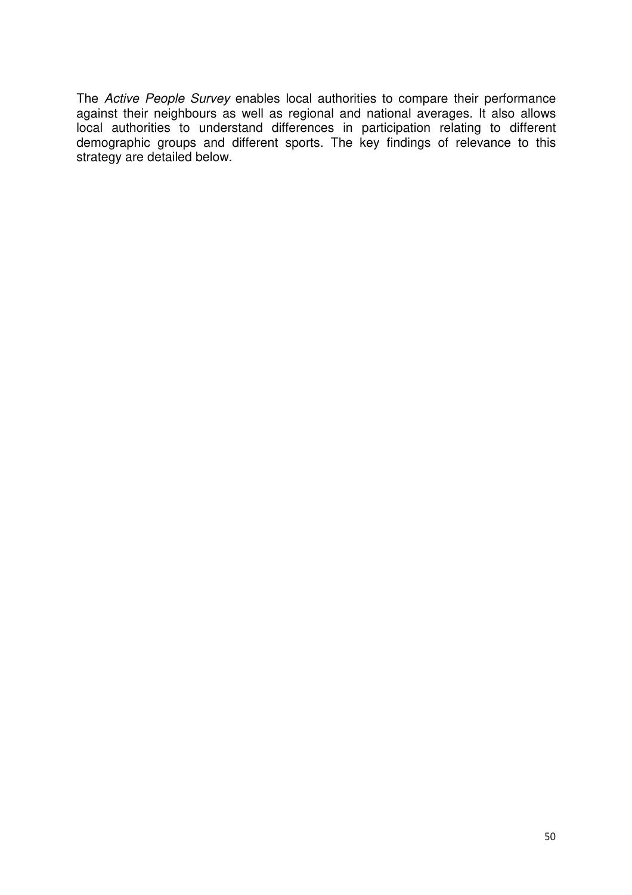The *Active People Survey* enables local authorities to compare their performance against their neighbours as well as regional and national averages. It also allows local authorities to understand differences in participation relating to different demographic groups and different sports. The key findings of relevance to this strategy are detailed below.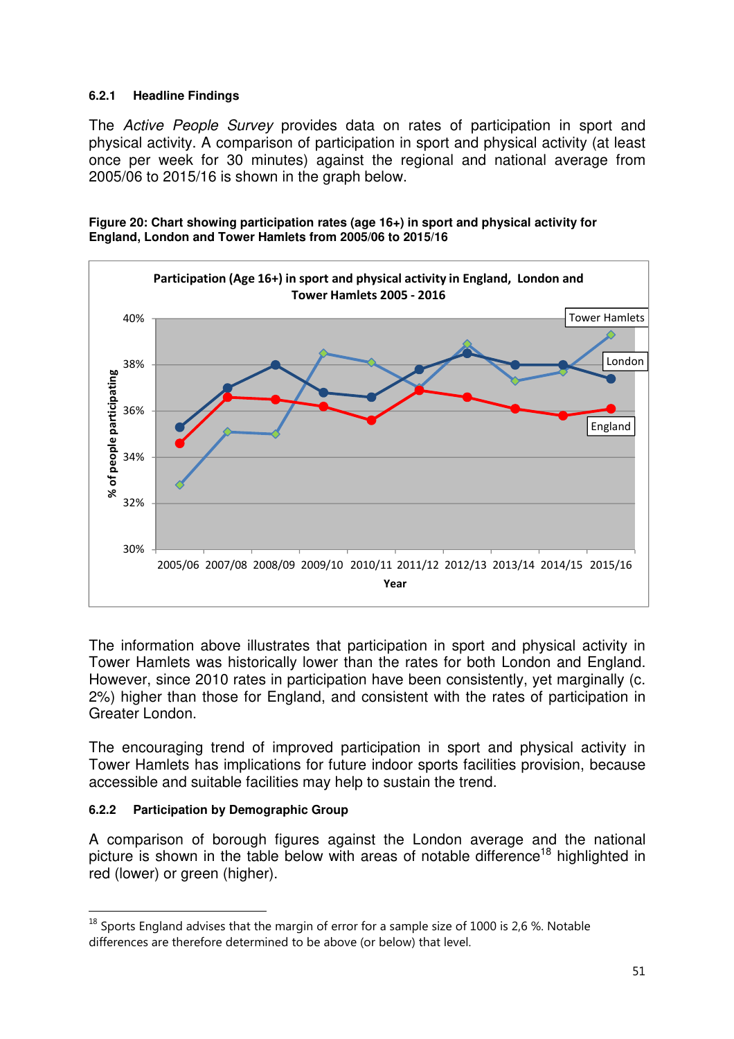#### 6.2.1 Headline Findings

The *Active People Survey* provides data on rates of participation in sport and physical activity. A comparison of participation in sport and physical activity (at least once per week for 30 minutes) against the regional and national average from 2005/06 to 2015/16 is shown in the graph below.

**Figure 20: Chart showing participation rates (age 16+) in sport and physical activity for England, London and Tower Hamlets from 2005/06 to 2015/16**

The information above illustrates that participation in sport and physical activity in Tower Hamlets was historically lower than the rates for both London and England. However, since 2010 rates in participation have been consistently, yet marginally (c. 2%) higher than those for England, and consistent with the rates of participation in Greater London.

The encouraging trend of improved participation in sport and physical activity in Tower Hamlets has implications for future indoor sports facilities provision, because accessible and suitable facilities may help to sustain the trend.

#### 6.2.2 Participation by Demographic Group

A comparison of borough figures against the London average and the national picture is shown in the table below with areas of notable difference[18] highlighted in red (lower) or green (higher).

[18] Sports England advises that the margin of error for a sample size of 1000 is 2,6 %. Notable differences are therefore determined to be above (or below) that level.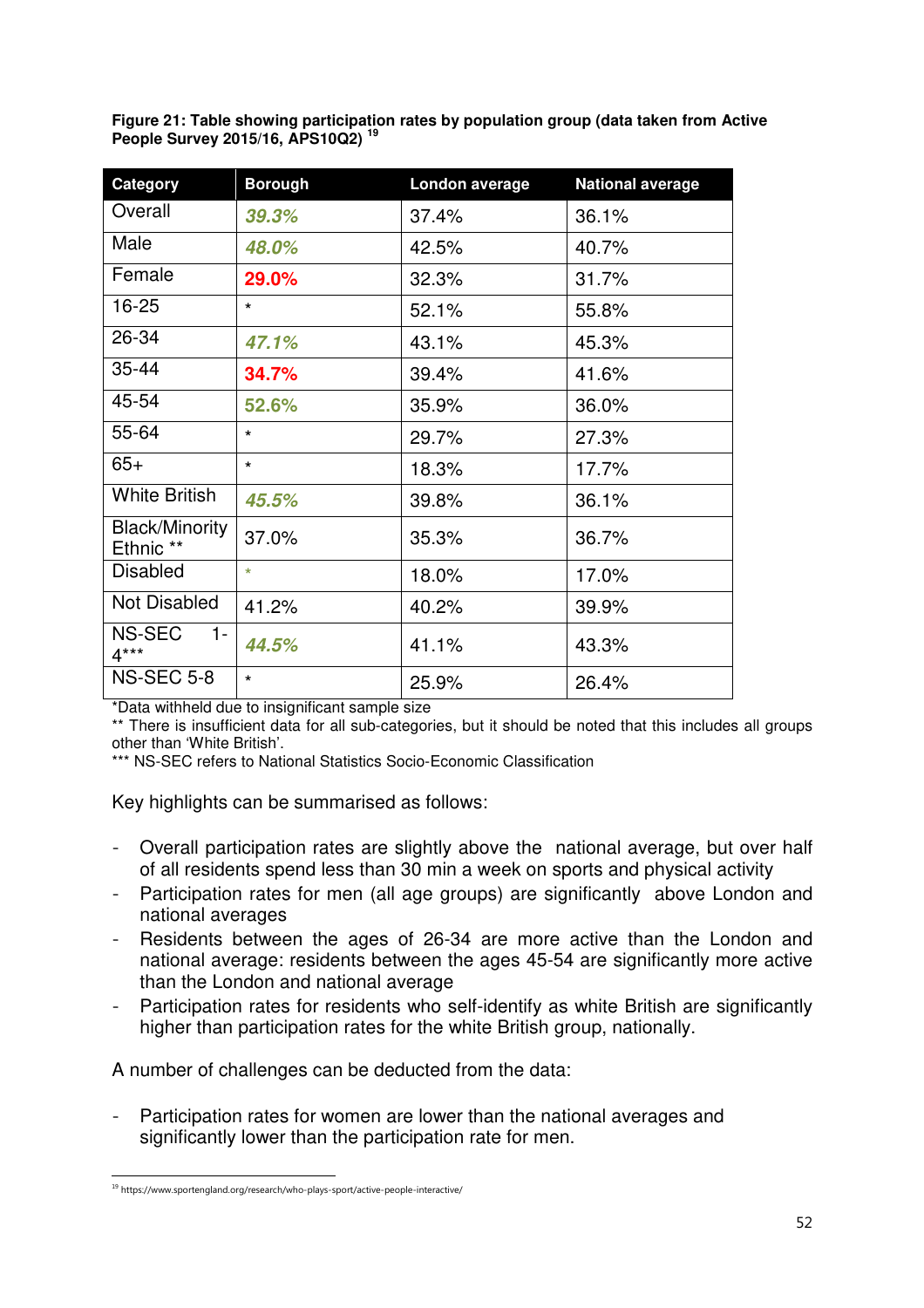**Figure 21: Table showing participation rates by population group (data taken from Active People Survey 2015/16, APS10Q2)** [19]

| Category | Borough | London average | National average |
|---|---|---|---|
| Overall | ***39.3%*** | 37.4% | 36.1% |
| Male | ***48.0%*** | 42.5% | 40.7% |
| Female | **29.0%** | 32.3% | 31.7% |
| 16-25 | * | 52.1% | 55.8% |
| 26-34 | ***47.1%*** | 43.1% | 45.3% |
| 35-44 | **34.7%** | 39.4% | 41.6% |
| 45-54 | **52.6%** | 35.9% | 36.0% |
| 55-64 | * | 29.7% | 27.3% |
| 65+ | * | 18.3% | 17.7% |
| White British | ***45.5%*** | 39.8% | 36.1% |
| Black/Minority Ethnic ** | 37.0% | 35.3% | 36.7% |
| Disabled | * | 18.0% | 17.0% |
| Not Disabled | 41.2% | 40.2% | 39.9% |
| NS-SEC 1-4*** | ***44.5%*** | 41.1% | 43.3% |
| NS-SEC 5-8 | * | 25.9% | 26.4% |

*Data withheld due to insignificant sample size

** There is insufficient data for all sub-categories, but it should be noted that this includes all groups other than 'White British'.

*** NS-SEC refers to National Statistics Socio-Economic Classification

Key highlights can be summarised as follows:

- Overall participation rates are slightly above the national average, but over half of all residents spend less than 30 min a week on sports and physical activity
- Participation rates for men (all age groups) are significantly above London and national averages
- Residents between the ages of 26-34 are more active than the London and national average: residents between the ages 45-54 are significantly more active than the London and national average
- Participation rates for residents who self-identify as white British are significantly higher than participation rates for the white British group, nationally.

A number of challenges can be deducted from the data:

- Participation rates for women are lower than the national averages and significantly lower than the participation rate for men.

[19] https://www.sportengland.org/research/who-plays-sport/active-people-interactive/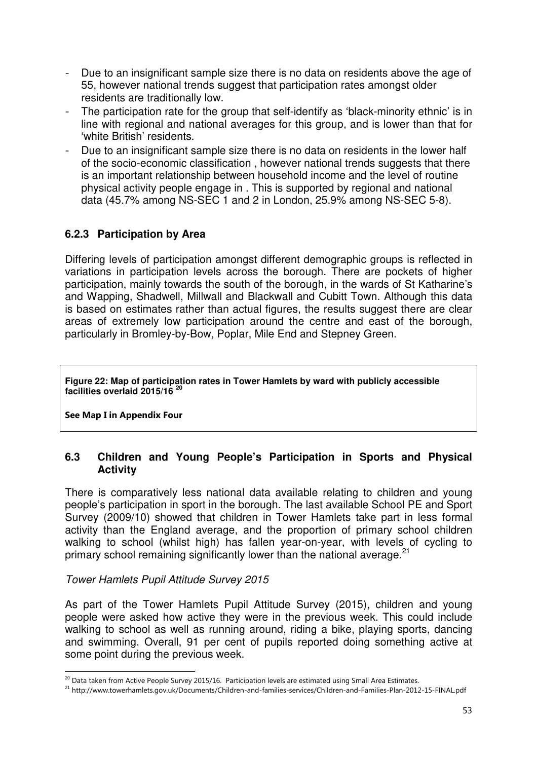- Due to an insignificant sample size there is no data on residents above the age of 55, however national trends suggest that participation rates amongst older residents are traditionally low.
- The participation rate for the group that self-identify as 'black-minority ethnic' is in line with regional and national averages for this group, and is lower than that for 'white British' residents.
- Due to an insignificant sample size there is no data on residents in the lower half of the socio-economic classification , however national trends suggests that there is an important relationship between household income and the level of routine physical activity people engage in . This is supported by regional and national data (45.7% among NS-SEC 1 and 2 in London, 25.9% among NS-SEC 5-8).

### 6.2.3 Participation by Area

Differing levels of participation amongst different demographic groups is reflected in variations in participation levels across the borough. There are pockets of higher participation, mainly towards the south of the borough, in the wards of St Katharine's and Wapping, Shadwell, Millwall and Blackwall and Cubitt Town. Although this data is based on estimates rather than actual figures, the results suggest there are clear areas of extremely low participation around the centre and east of the borough, particularly in Bromley-by-Bow, Poplar, Mile End and Stepney Green.

**Figure 22: Map of participation rates in Tower Hamlets by ward with publicly accessible facilities overlaid 2015/16** [20]

**See Map I in Appendix Four**

## 6.3 Children and Young People's Participation in Sports and Physical Activity

There is comparatively less national data available relating to children and young people's participation in sport in the borough. The last available School PE and Sport Survey (2009/10) showed that children in Tower Hamlets take part in less formal activity than the England average, and the proportion of primary school children walking to school (whilst high) has fallen year-on-year, with levels of cycling to primary school remaining significantly lower than the national average.[21]

*Tower Hamlets Pupil Attitude Survey 2015*

As part of the Tower Hamlets Pupil Attitude Survey (2015), children and young people were asked how active they were in the previous week. This could include walking to school as well as running around, riding a bike, playing sports, dancing and swimming. Overall, 91 per cent of pupils reported doing something active at some point during the previous week.

[20] Data taken from Active People Survey 2015/16. Participation levels are estimated using Small Area Estimates.

[21] http://www.towerhamlets.gov.uk/Documents/Children-and-families-services/Children-and-Families-Plan-2012-15-FINAL.pdf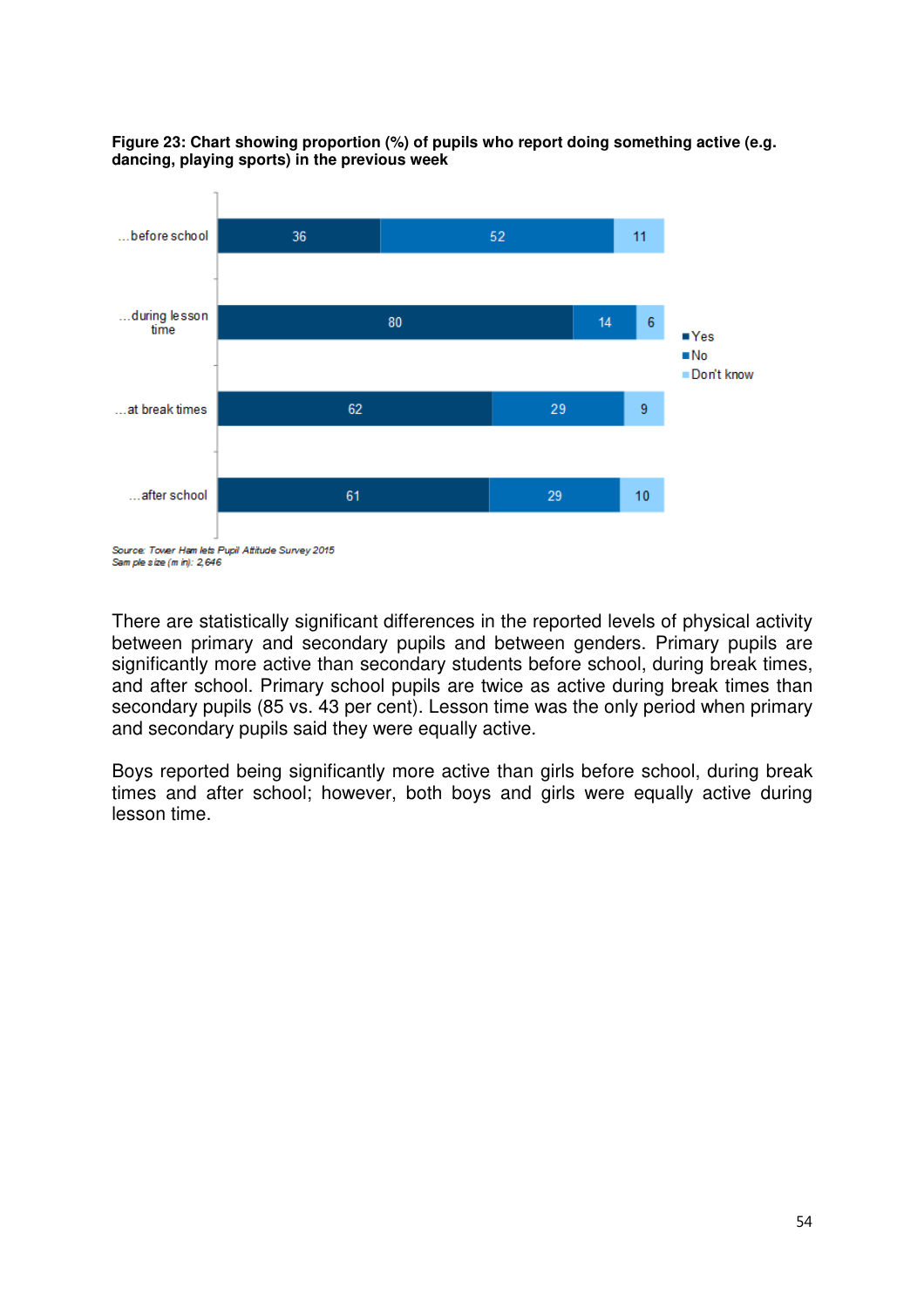**Figure 23: Chart showing proportion (%) of pupils who report doing something active (e.g. dancing, playing sports) in the previous week**

| | Yes | No | Don't know |
|---|---|---|---|
| ...before school | 36 | 52 | 11 |
| ...during lesson time | 80 | 14 | 6 |
| ...at break times | 62 | 29 | 9 |
| ...after school | 61 | 29 | 10 |

*Source: Tower Hamlets Pupil Attitude Survey 2015*
*Sample size (min): 2,646*

There are statistically significant differences in the reported levels of physical activity between primary and secondary pupils and between genders. Primary pupils are significantly more active than secondary students before school, during break times, and after school. Primary school pupils are twice as active during break times than secondary pupils (85 vs. 43 per cent). Lesson time was the only period when primary and secondary pupils said they were equally active.

Boys reported being significantly more active than girls before school, during break times and after school; however, both boys and girls were equally active during lesson time.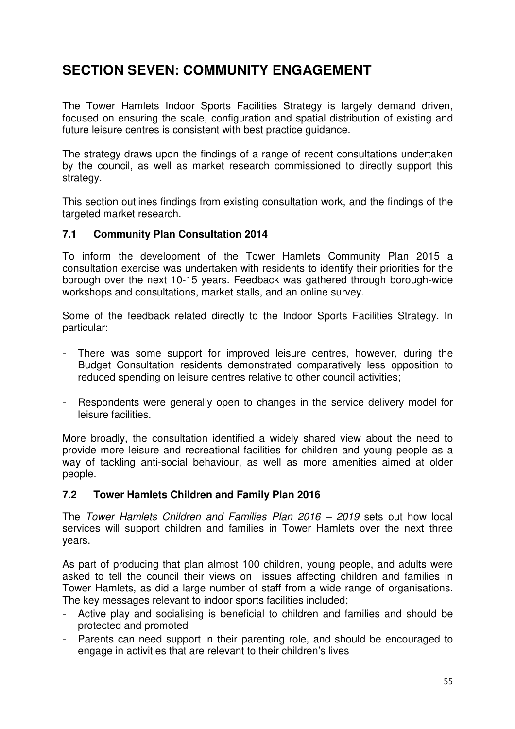# SECTION SEVEN: COMMUNITY ENGAGEMENT

The Tower Hamlets Indoor Sports Facilities Strategy is largely demand driven, focused on ensuring the scale, configuration and spatial distribution of existing and future leisure centres is consistent with best practice guidance.

The strategy draws upon the findings of a range of recent consultations undertaken by the council, as well as market research commissioned to directly support this strategy.

This section outlines findings from existing consultation work, and the findings of the targeted market research.

### 7.1 Community Plan Consultation 2014

To inform the development of the Tower Hamlets Community Plan 2015 a consultation exercise was undertaken with residents to identify their priorities for the borough over the next 10-15 years. Feedback was gathered through borough-wide workshops and consultations, market stalls, and an online survey.

Some of the feedback related directly to the Indoor Sports Facilities Strategy. In particular:

- There was some support for improved leisure centres, however, during the Budget Consultation residents demonstrated comparatively less opposition to reduced spending on leisure centres relative to other council activities;
- Respondents were generally open to changes in the service delivery model for leisure facilities.

More broadly, the consultation identified a widely shared view about the need to provide more leisure and recreational facilities for children and young people as a way of tackling anti-social behaviour, as well as more amenities aimed at older people.

### 7.2 Tower Hamlets Children and Family Plan 2016

The *Tower Hamlets Children and Families Plan 2016 – 2019* sets out how local services will support children and families in Tower Hamlets over the next three years.

As part of producing that plan almost 100 children, young people, and adults were asked to tell the council their views on issues affecting children and families in Tower Hamlets, as did a large number of staff from a wide range of organisations. The key messages relevant to indoor sports facilities included;

- Active play and socialising is beneficial to children and families and should be protected and promoted
- Parents can need support in their parenting role, and should be encouraged to engage in activities that are relevant to their children's lives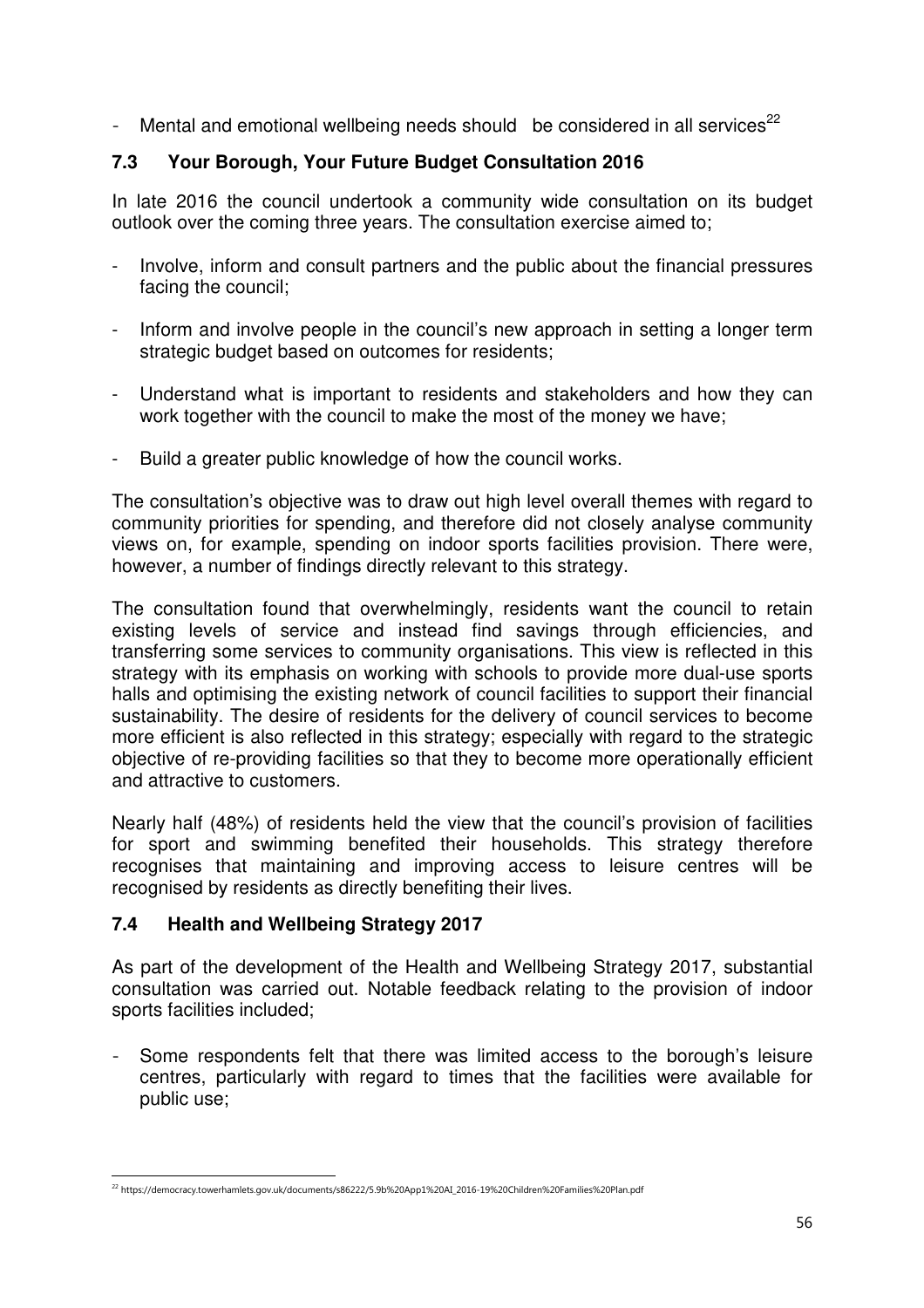- Mental and emotional wellbeing needs should be considered in all services[22]

## 7.3 Your Borough, Your Future Budget Consultation 2016

In late 2016 the council undertook a community wide consultation on its budget outlook over the coming three years. The consultation exercise aimed to;

- Involve, inform and consult partners and the public about the financial pressures facing the council;
- Inform and involve people in the council's new approach in setting a longer term strategic budget based on outcomes for residents;
- Understand what is important to residents and stakeholders and how they can work together with the council to make the most of the money we have;
- Build a greater public knowledge of how the council works.

The consultation's objective was to draw out high level overall themes with regard to community priorities for spending, and therefore did not closely analyse community views on, for example, spending on indoor sports facilities provision. There were, however, a number of findings directly relevant to this strategy.

The consultation found that overwhelmingly, residents want the council to retain existing levels of service and instead find savings through efficiencies, and transferring some services to community organisations. This view is reflected in this strategy with its emphasis on working with schools to provide more dual-use sports halls and optimising the existing network of council facilities to support their financial sustainability. The desire of residents for the delivery of council services to become more efficient is also reflected in this strategy; especially with regard to the strategic objective of re-providing facilities so that they to become more operationally efficient and attractive to customers.

Nearly half (48%) of residents held the view that the council's provision of facilities for sport and swimming benefited their households. This strategy therefore recognises that maintaining and improving access to leisure centres will be recognised by residents as directly benefiting their lives.

## 7.4 Health and Wellbeing Strategy 2017

As part of the development of the Health and Wellbeing Strategy 2017, substantial consultation was carried out. Notable feedback relating to the provision of indoor sports facilities included;

- Some respondents felt that there was limited access to the borough's leisure centres, particularly with regard to times that the facilities were available for public use;

[22] https://democracy.towerhamlets.gov.uk/documents/s86222/5.9b%20App1%20AI_2016-19%20Children%20Families%20Plan.pdf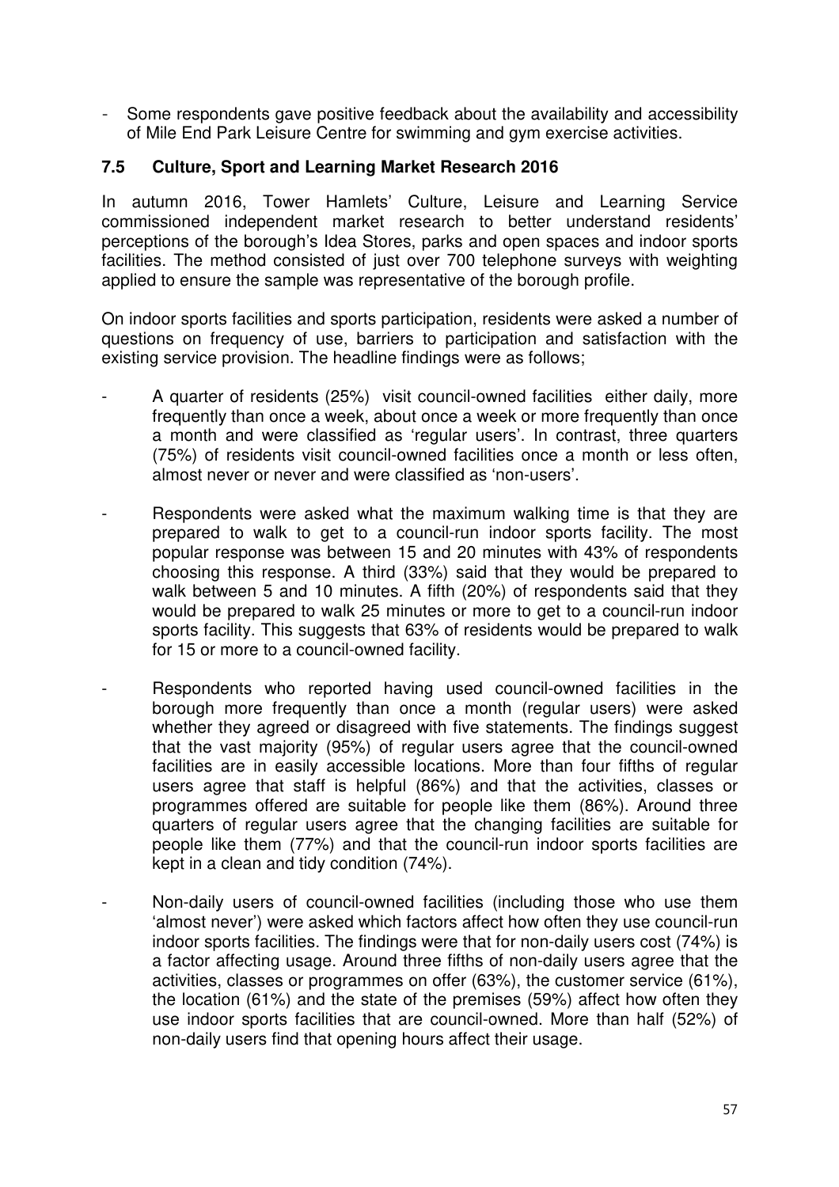- Some respondents gave positive feedback about the availability and accessibility of Mile End Park Leisure Centre for swimming and gym exercise activities.

### 7.5 Culture, Sport and Learning Market Research 2016

In autumn 2016, Tower Hamlets' Culture, Leisure and Learning Service commissioned independent market research to better understand residents' perceptions of the borough's Idea Stores, parks and open spaces and indoor sports facilities. The method consisted of just over 700 telephone surveys with weighting applied to ensure the sample was representative of the borough profile.

On indoor sports facilities and sports participation, residents were asked a number of questions on frequency of use, barriers to participation and satisfaction with the existing service provision. The headline findings were as follows;

- A quarter of residents (25%) visit council-owned facilities either daily, more frequently than once a week, about once a week or more frequently than once a month and were classified as 'regular users'. In contrast, three quarters (75%) of residents visit council-owned facilities once a month or less often, almost never or never and were classified as 'non-users'.
- Respondents were asked what the maximum walking time is that they are prepared to walk to get to a council-run indoor sports facility. The most popular response was between 15 and 20 minutes with 43% of respondents choosing this response. A third (33%) said that they would be prepared to walk between 5 and 10 minutes. A fifth (20%) of respondents said that they would be prepared to walk 25 minutes or more to get to a council-run indoor sports facility. This suggests that 63% of residents would be prepared to walk for 15 or more to a council-owned facility.
- Respondents who reported having used council-owned facilities in the borough more frequently than once a month (regular users) were asked whether they agreed or disagreed with five statements. The findings suggest that the vast majority (95%) of regular users agree that the council-owned facilities are in easily accessible locations. More than four fifths of regular users agree that staff is helpful (86%) and that the activities, classes or programmes offered are suitable for people like them (86%). Around three quarters of regular users agree that the changing facilities are suitable for people like them (77%) and that the council-run indoor sports facilities are kept in a clean and tidy condition (74%).
- Non-daily users of council-owned facilities (including those who use them 'almost never') were asked which factors affect how often they use council-run indoor sports facilities. The findings were that for non-daily users cost (74%) is a factor affecting usage. Around three fifths of non-daily users agree that the activities, classes or programmes on offer (63%), the customer service (61%), the location (61%) and the state of the premises (59%) affect how often they use indoor sports facilities that are council-owned. More than half (52%) of non-daily users find that opening hours affect their usage.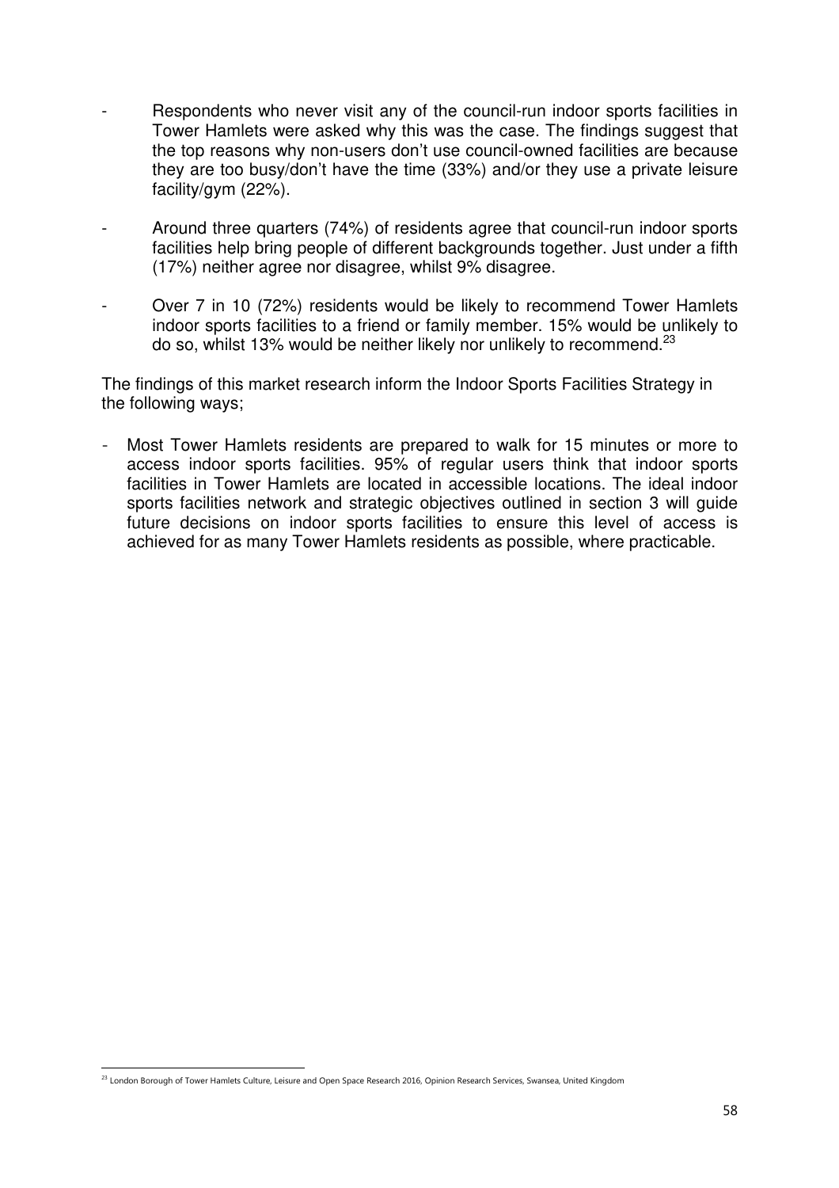- Respondents who never visit any of the council-run indoor sports facilities in Tower Hamlets were asked why this was the case. The findings suggest that the top reasons why non-users don't use council-owned facilities are because they are too busy/don't have the time (33%) and/or they use a private leisure facility/gym (22%).

- Around three quarters (74%) of residents agree that council-run indoor sports facilities help bring people of different backgrounds together. Just under a fifth (17%) neither agree nor disagree, whilst 9% disagree.

- Over 7 in 10 (72%) residents would be likely to recommend Tower Hamlets indoor sports facilities to a friend or family member. 15% would be unlikely to do so, whilst 13% would be neither likely nor unlikely to recommend.[23]

The findings of this market research inform the Indoor Sports Facilities Strategy in the following ways;

- Most Tower Hamlets residents are prepared to walk for 15 minutes or more to access indoor sports facilities. 95% of regular users think that indoor sports facilities in Tower Hamlets are located in accessible locations. The ideal indoor sports facilities network and strategic objectives outlined in section 3 will guide future decisions on indoor sports facilities to ensure this level of access is achieved for as many Tower Hamlets residents as possible, where practicable.

[23] London Borough of Tower Hamlets Culture, Leisure and Open Space Research 2016, Opinion Research Services, Swansea, United Kingdom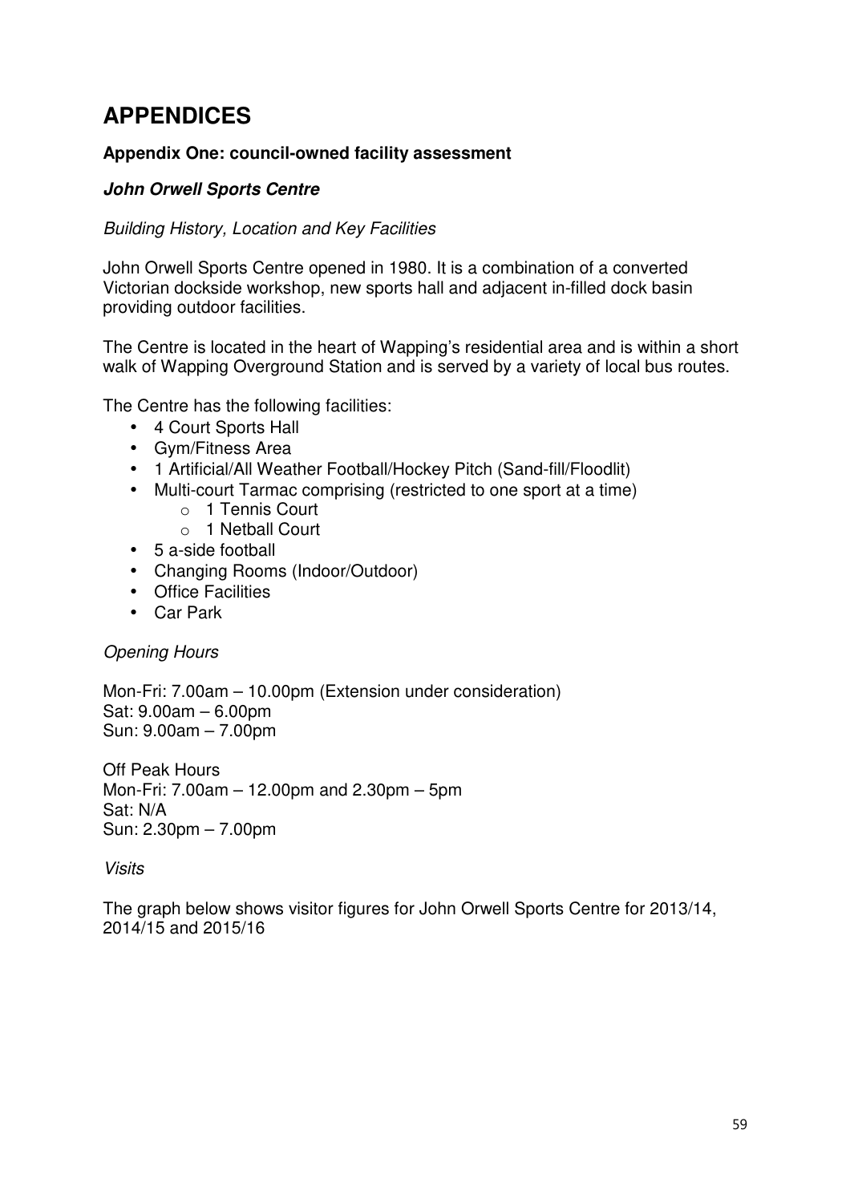# APPENDICES

### Appendix One: council-owned facility assessment

#### *John Orwell Sports Centre*

*Building History, Location and Key Facilities*

John Orwell Sports Centre opened in 1980. It is a combination of a converted Victorian dockside workshop, new sports hall and adjacent in-filled dock basin providing outdoor facilities.

The Centre is located in the heart of Wapping's residential area and is within a short walk of Wapping Overground Station and is served by a variety of local bus routes.

The Centre has the following facilities:

- 4 Court Sports Hall
- Gym/Fitness Area
- 1 Artificial/All Weather Football/Hockey Pitch (Sand-fill/Floodlit)
- Multi-court Tarmac comprising (restricted to one sport at a time)
  - 1 Tennis Court
  - 1 Netball Court
- 5 a-side football
- Changing Rooms (Indoor/Outdoor)
- Office Facilities
- Car Park

*Opening Hours*

Mon-Fri: 7.00am – 10.00pm (Extension under consideration)
Sat: 9.00am – 6.00pm
Sun: 9.00am – 7.00pm

Off Peak Hours
Mon-Fri: 7.00am – 12.00pm and 2.30pm – 5pm
Sat: N/A
Sun: 2.30pm – 7.00pm

*Visits*

The graph below shows visitor figures for John Orwell Sports Centre for 2013/14, 2014/15 and 2015/16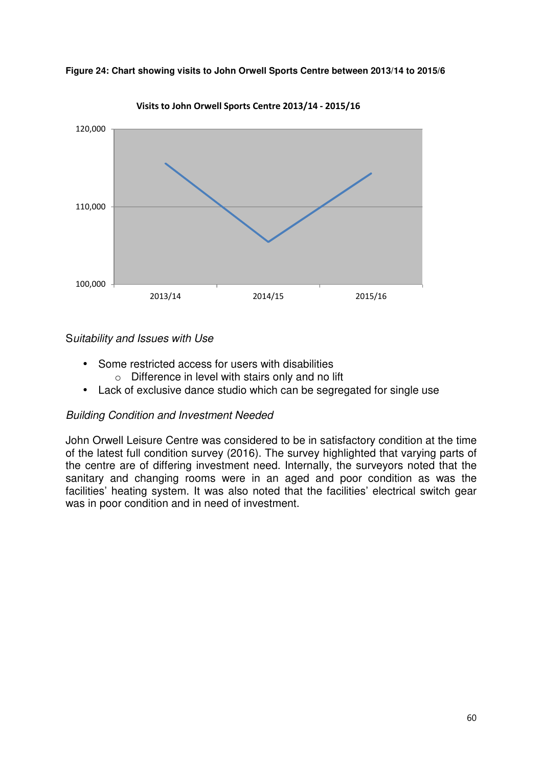**Figure 24: Chart showing visits to John Orwell Sports Centre between 2013/14 to 2015/6**

*Suitability and Issues with Use*

- Some restricted access for users with disabilities
    - Difference in level with stairs only and no lift
- Lack of exclusive dance studio which can be segregated for single use

*Building Condition and Investment Needed*

John Orwell Leisure Centre was considered to be in satisfactory condition at the time of the latest full condition survey (2016). The survey highlighted that varying parts of the centre are of differing investment need. Internally, the surveyors noted that the sanitary and changing rooms were in an aged and poor condition as was the facilities' heating system. It was also noted that the facilities' electrical switch gear was in poor condition and in need of investment.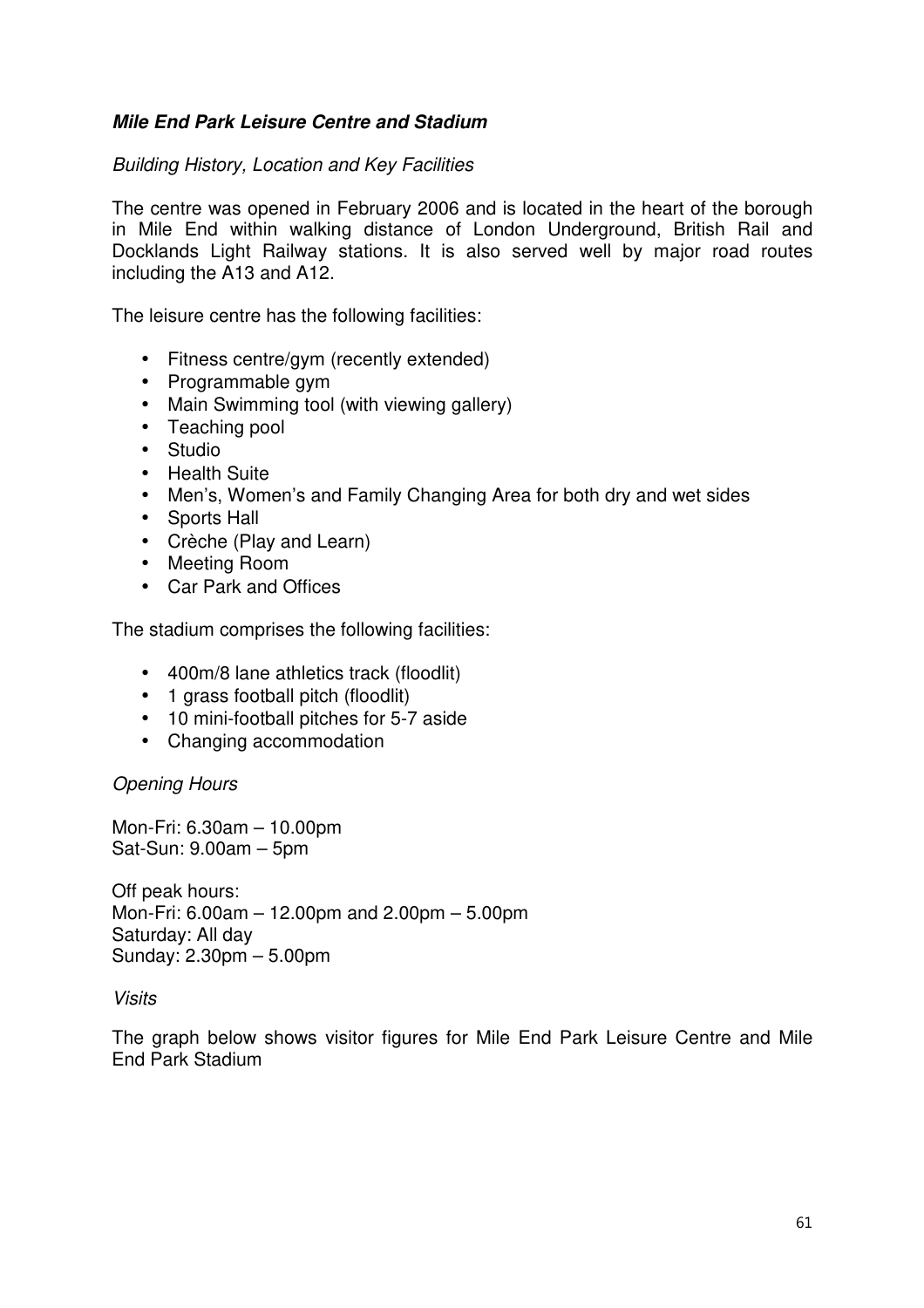### ***Mile End Park Leisure Centre and Stadium***

*Building History, Location and Key Facilities*

The centre was opened in February 2006 and is located in the heart of the borough in Mile End within walking distance of London Underground, British Rail and Docklands Light Railway stations. It is also served well by major road routes including the A13 and A12.

The leisure centre has the following facilities:

- Fitness centre/gym (recently extended)
- Programmable gym
- Main Swimming tool (with viewing gallery)
- Teaching pool
- Studio
- Health Suite
- Men's, Women's and Family Changing Area for both dry and wet sides
- Sports Hall
- Crèche (Play and Learn)
- Meeting Room
- Car Park and Offices

The stadium comprises the following facilities:

- 400m/8 lane athletics track (floodlit)
- 1 grass football pitch (floodlit)
- 10 mini-football pitches for 5-7 aside
- Changing accommodation

*Opening Hours*

Mon-Fri: 6.30am – 10.00pm
Sat-Sun: 9.00am – 5pm

Off peak hours:
Mon-Fri: 6.00am – 12.00pm and 2.00pm – 5.00pm
Saturday: All day
Sunday: 2.30pm – 5.00pm

*Visits*

The graph below shows visitor figures for Mile End Park Leisure Centre and Mile End Park Stadium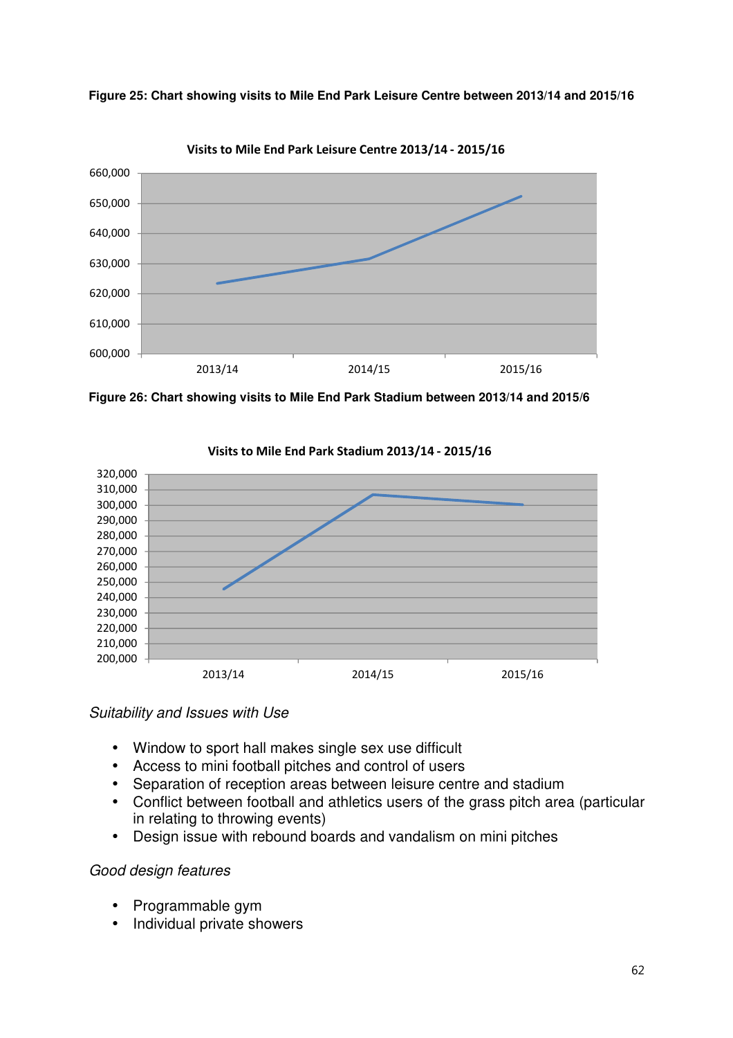**Figure 25: Chart showing visits to Mile End Park Leisure Centre between 2013/14 and 2015/16**

**Figure 26: Chart showing visits to Mile End Park Stadium between 2013/14 and 2015/6**

*Suitability and Issues with Use*

- Window to sport hall makes single sex use difficult
- Access to mini football pitches and control of users
- Separation of reception areas between leisure centre and stadium
- Conflict between football and athletics users of the grass pitch area (particular in relating to throwing events)
- Design issue with rebound boards and vandalism on mini pitches

*Good design features*

- Programmable gym
- Individual private showers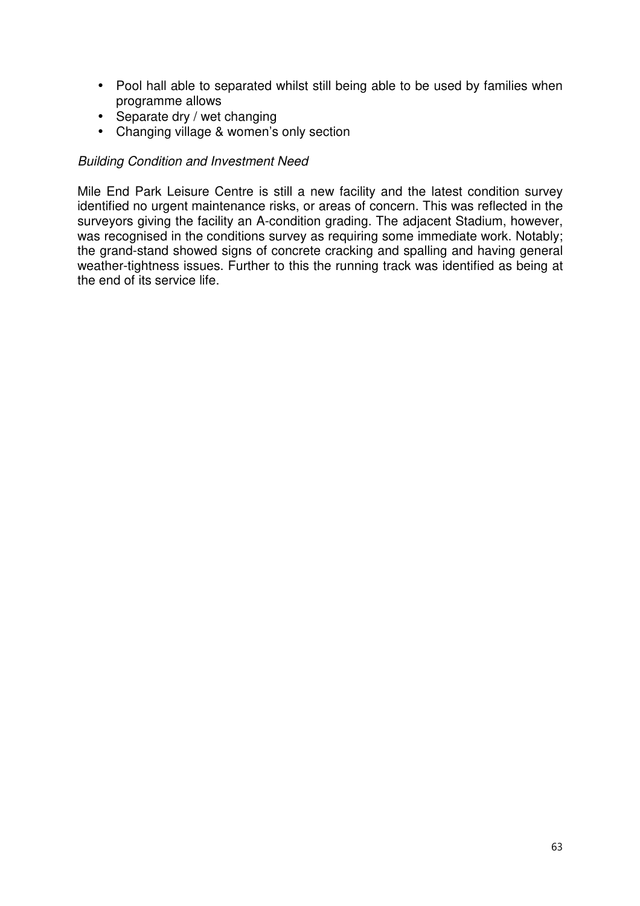- Pool hall able to separated whilst still being able to be used by families when programme allows
- Separate dry / wet changing
- Changing village & women's only section

*Building Condition and Investment Need*

Mile End Park Leisure Centre is still a new facility and the latest condition survey identified no urgent maintenance risks, or areas of concern. This was reflected in the surveyors giving the facility an A-condition grading. The adjacent Stadium, however, was recognised in the conditions survey as requiring some immediate work. Notably; the grand-stand showed signs of concrete cracking and spalling and having general weather-tightness issues. Further to this the running track was identified as being at the end of its service life.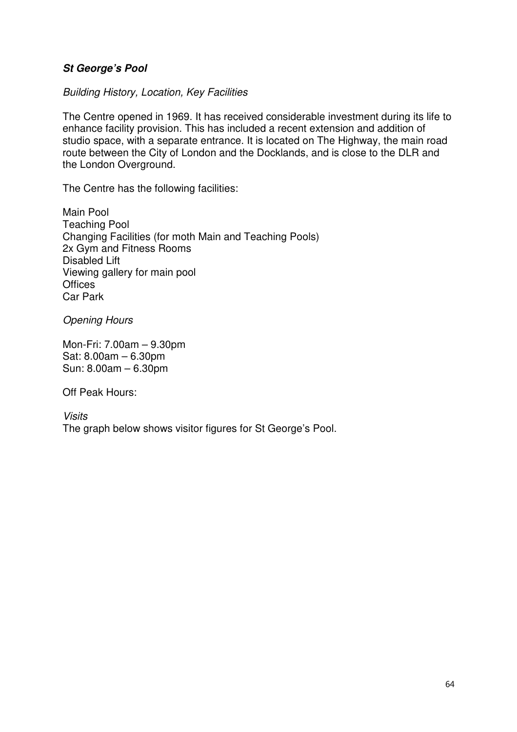### ***St George's Pool***

*Building History, Location, Key Facilities*

The Centre opened in 1969. It has received considerable investment during its life to enhance facility provision. This has included a recent extension and addition of studio space, with a separate entrance. It is located on The Highway, the main road route between the City of London and the Docklands, and is close to the DLR and the London Overground.

The Centre has the following facilities:

Main Pool
Teaching Pool
Changing Facilities (for moth Main and Teaching Pools)
2x Gym and Fitness Rooms
Disabled Lift
Viewing gallery for main pool
Offices
Car Park

*Opening Hours*

Mon-Fri: 7.00am – 9.30pm
Sat: 8.00am – 6.30pm
Sun: 8.00am – 6.30pm

Off Peak Hours:

*Visits*
The graph below shows visitor figures for St George's Pool.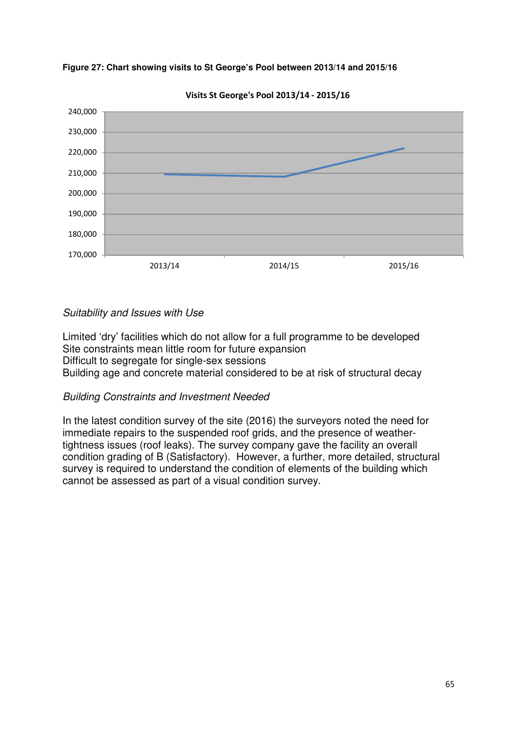**Figure 27: Chart showing visits to St George's Pool between 2013/14 and 2015/16**

*Suitability and Issues with Use*

Limited 'dry' facilities which do not allow for a full programme to be developed
Site constraints mean little room for future expansion
Difficult to segregate for single-sex sessions
Building age and concrete material considered to be at risk of structural decay

*Building Constraints and Investment Needed*

In the latest condition survey of the site (2016) the surveyors noted the need for immediate repairs to the suspended roof grids, and the presence of weather-tightness issues (roof leaks). The survey company gave the facility an overall condition grading of B (Satisfactory). However, a further, more detailed, structural survey is required to understand the condition of elements of the building which cannot be assessed as part of a visual condition survey.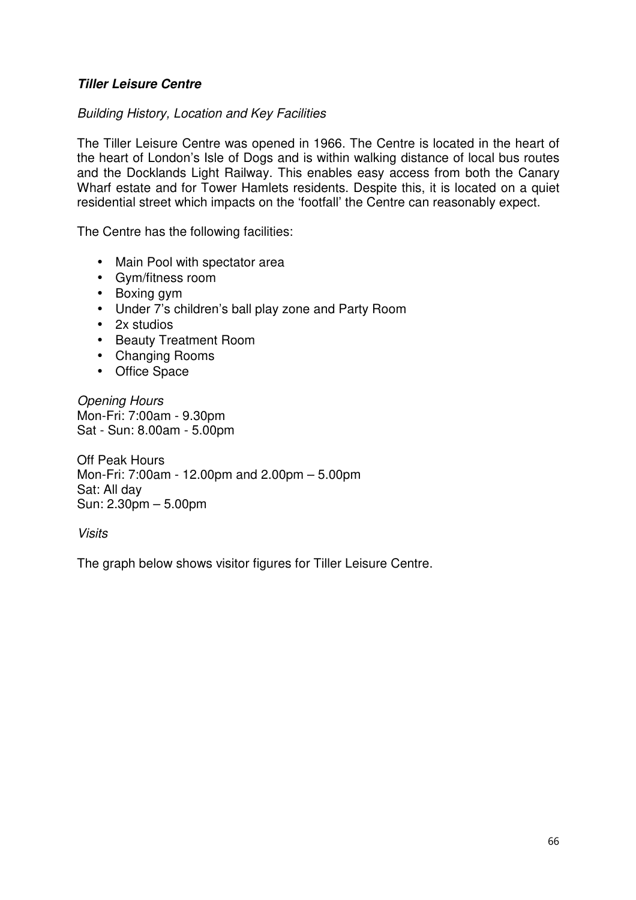***Tiller Leisure Centre***

*Building History, Location and Key Facilities*

The Tiller Leisure Centre was opened in 1966. The Centre is located in the heart of the heart of London's Isle of Dogs and is within walking distance of local bus routes and the Docklands Light Railway. This enables easy access from both the Canary Wharf estate and for Tower Hamlets residents. Despite this, it is located on a quiet residential street which impacts on the 'footfall' the Centre can reasonably expect.

The Centre has the following facilities:

- Main Pool with spectator area
- Gym/fitness room
- Boxing gym
- Under 7's children's ball play zone and Party Room
- 2x studios
- Beauty Treatment Room
- Changing Rooms
- Office Space

*Opening Hours*
Mon-Fri: 7:00am - 9.30pm
Sat - Sun: 8.00am - 5.00pm

Off Peak Hours
Mon-Fri: 7:00am - 12.00pm and 2.00pm – 5.00pm
Sat: All day
Sun: 2.30pm – 5.00pm

*Visits*

The graph below shows visitor figures for Tiller Leisure Centre.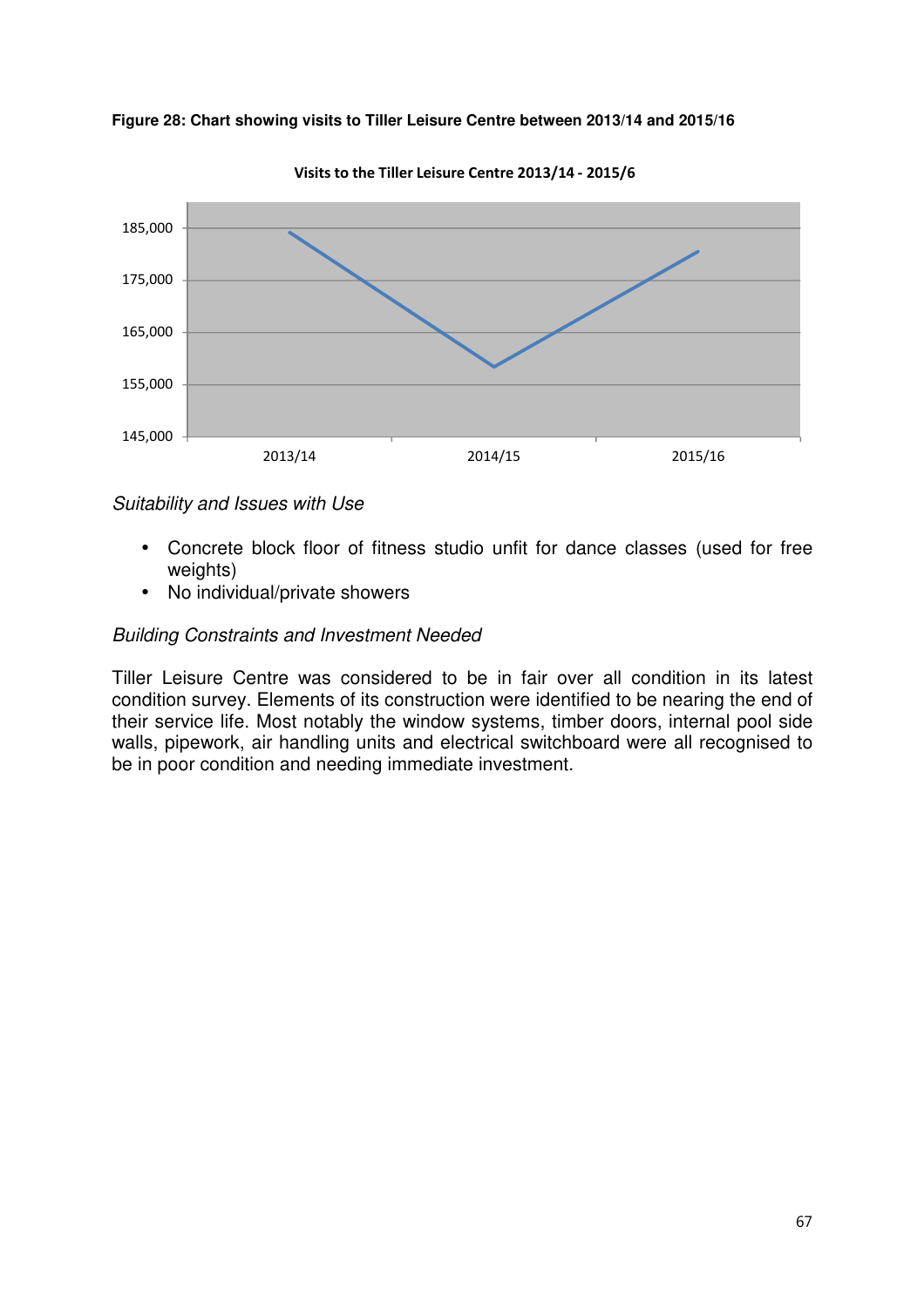**Figure 28: Chart showing visits to Tiller Leisure Centre between 2013/14 and 2015/16**

*Suitability and Issues with Use*

- Concrete block floor of fitness studio unfit for dance classes (used for free weights)
- No individual/private showers

*Building Constraints and Investment Needed*

Tiller Leisure Centre was considered to be in fair over all condition in its latest condition survey. Elements of its construction were identified to be nearing the end of their service life. Most notably the window systems, timber doors, internal pool side walls, pipework, air handling units and electrical switchboard were all recognised to be in poor condition and needing immediate investment.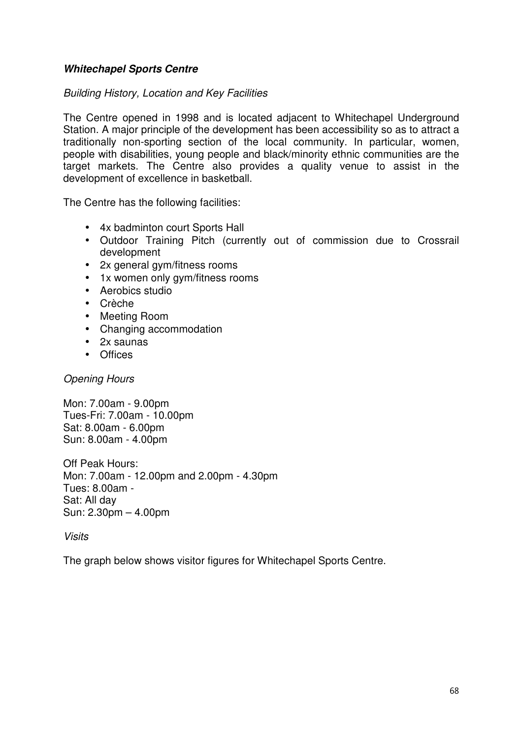***Whitechapel Sports Centre***

*Building History, Location and Key Facilities*

The Centre opened in 1998 and is located adjacent to Whitechapel Underground Station. A major principle of the development has been accessibility so as to attract a traditionally non-sporting section of the local community. In particular, women, people with disabilities, young people and black/minority ethnic communities are the target markets. The Centre also provides a quality venue to assist in the development of excellence in basketball.

The Centre has the following facilities:

- 4x badminton court Sports Hall
- Outdoor Training Pitch (currently out of commission due to Crossrail development
- 2x general gym/fitness rooms
- 1x women only gym/fitness rooms
- Aerobics studio
- Crèche
- Meeting Room
- Changing accommodation
- 2x saunas
- Offices

*Opening Hours*

Mon: 7.00am - 9.00pm
Tues-Fri: 7.00am - 10.00pm
Sat: 8.00am - 6.00pm
Sun: 8.00am - 4.00pm

Off Peak Hours:
Mon: 7.00am - 12.00pm and 2.00pm - 4.30pm
Tues: 8.00am -
Sat: All day
Sun: 2.30pm – 4.00pm

*Visits*

The graph below shows visitor figures for Whitechapel Sports Centre.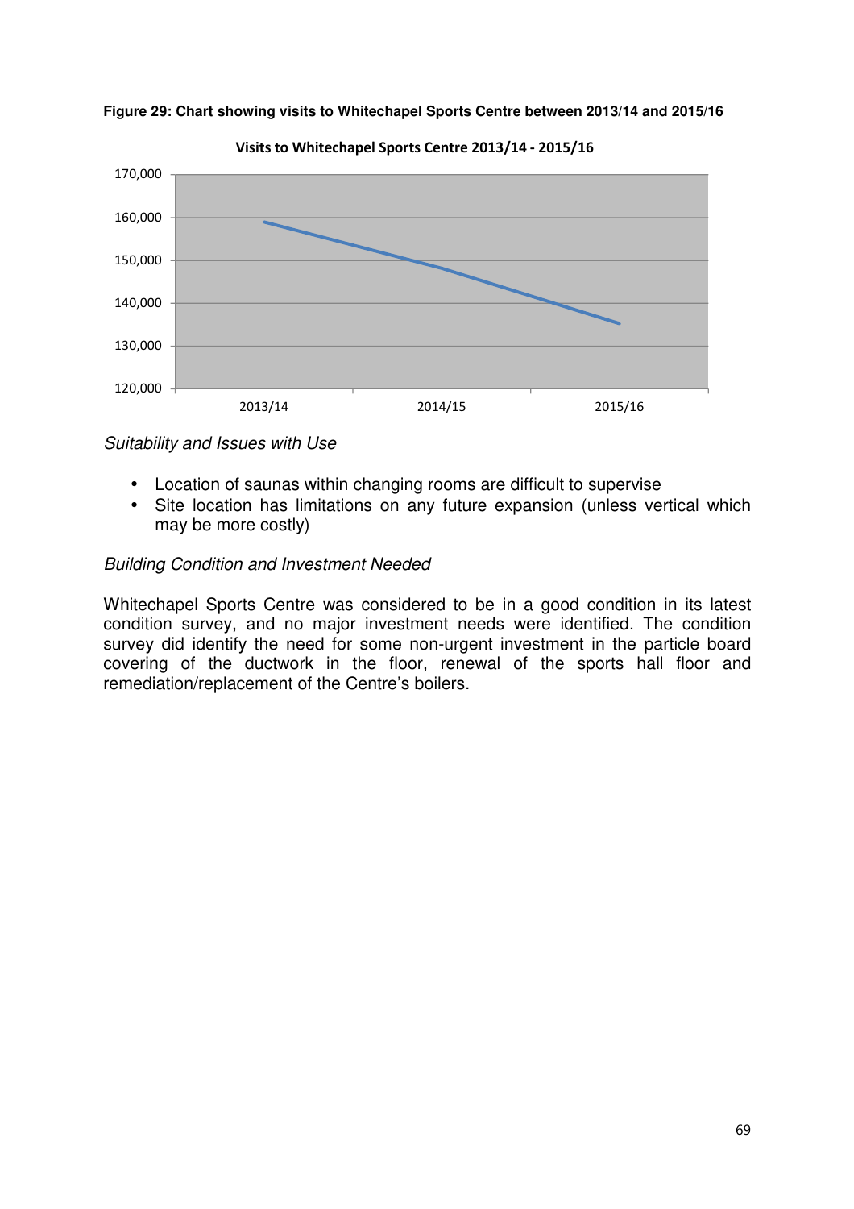**Figure 29: Chart showing visits to Whitechapel Sports Centre between 2013/14 and 2015/16**

*Suitability and Issues with Use*

- Location of saunas within changing rooms are difficult to supervise
- Site location has limitations on any future expansion (unless vertical which may be more costly)

*Building Condition and Investment Needed*

Whitechapel Sports Centre was considered to be in a good condition in its latest condition survey, and no major investment needs were identified. The condition survey did identify the need for some non-urgent investment in the particle board covering of the ductwork in the floor, renewal of the sports hall floor and remediation/replacement of the Centre's boilers.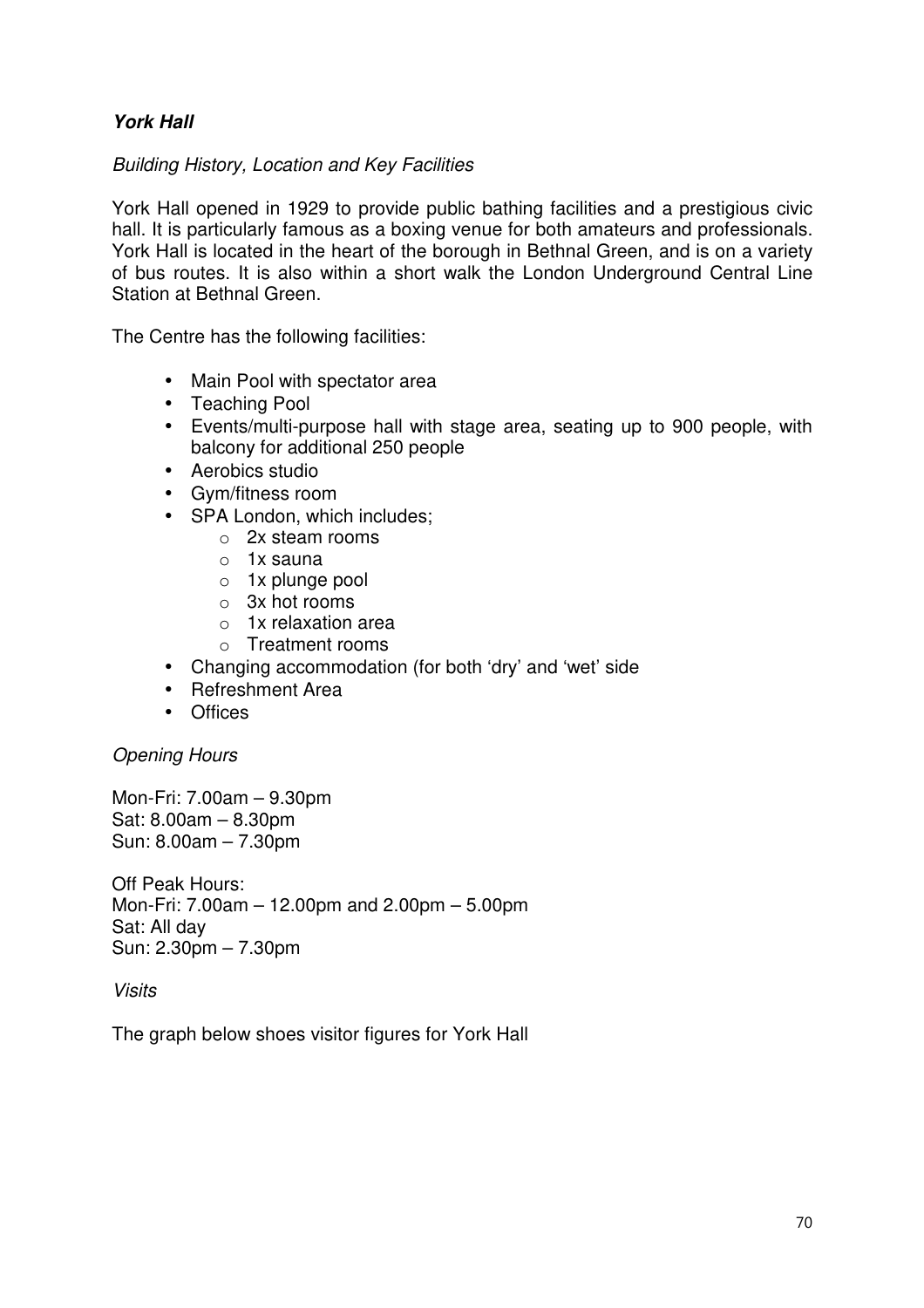### ***York Hall***

*Building History, Location and Key Facilities*

York Hall opened in 1929 to provide public bathing facilities and a prestigious civic hall. It is particularly famous as a boxing venue for both amateurs and professionals. York Hall is located in the heart of the borough in Bethnal Green, and is on a variety of bus routes. It is also within a short walk the London Underground Central Line Station at Bethnal Green.

The Centre has the following facilities:

- Main Pool with spectator area
- Teaching Pool
- Events/multi-purpose hall with stage area, seating up to 900 people, with balcony for additional 250 people
- Aerobics studio
- Gym/fitness room
- SPA London, which includes;
    - 2x steam rooms
    - 1x sauna
    - 1x plunge pool
    - 3x hot rooms
    - 1x relaxation area
    - Treatment rooms
- Changing accommodation (for both 'dry' and 'wet' side
- Refreshment Area
- Offices

*Opening Hours*

Mon-Fri: 7.00am – 9.30pm
Sat: 8.00am – 8.30pm
Sun: 8.00am – 7.30pm

Off Peak Hours:
Mon-Fri: 7.00am – 12.00pm and 2.00pm – 5.00pm
Sat: All day
Sun: 2.30pm – 7.30pm

*Visits*

The graph below shoes visitor figures for York Hall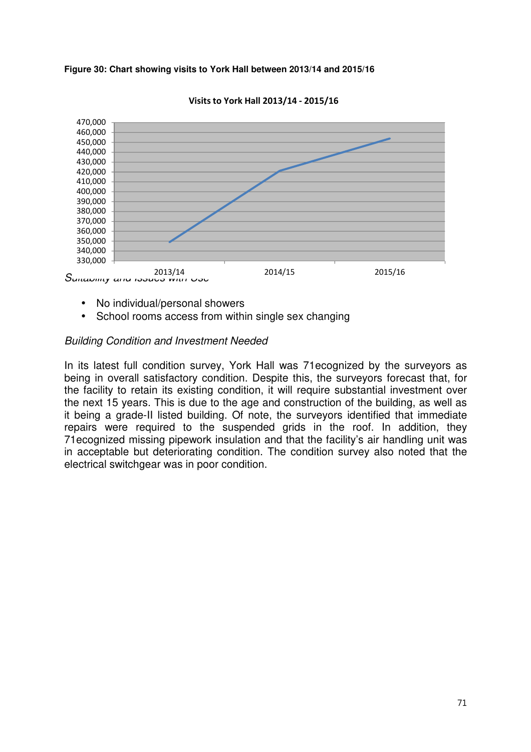**Figure 30: Chart showing visits to York Hall between 2013/14 and 2015/16**

*Suitability and Issues with Use*

- No individual/personal showers
- School rooms access from within single sex changing

*Building Condition and Investment Needed*

In its latest full condition survey, York Hall was 71ecognized by the surveyors as being in overall satisfactory condition. Despite this, the surveyors forecast that, for the facility to retain its existing condition, it will require substantial investment over the next 15 years. This is due to the age and construction of the building, as well as it being a grade-II listed building. Of note, the surveyors identified that immediate repairs were required to the suspended grids in the roof. In addition, they 71ecognized missing pipework insulation and that the facility's air handling unit was in acceptable but deteriorating condition. The condition survey also noted that the electrical switchgear was in poor condition.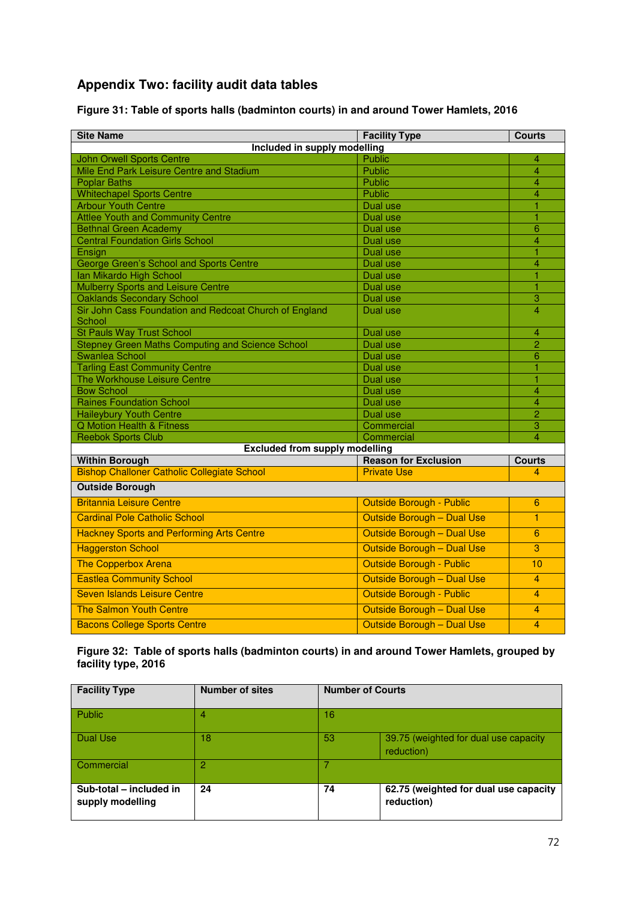## Appendix Two: facility audit data tables

**Figure 31: Table of sports halls (badminton courts) in and around Tower Hamlets, 2016**

| Site Name | Facility Type | Courts |
|---|---|---|
| **Included in supply modelling** | | |
| John Orwell Sports Centre | Public | 4 |
| Mile End Park Leisure Centre and Stadium | Public | 4 |
| Poplar Baths | Public | 4 |
| Whitechapel Sports Centre | Public | 4 |
| Arbour Youth Centre | Dual use | 1 |
| Attlee Youth and Community Centre | Dual use | 1 |
| Bethnal Green Academy | Dual use | 6 |
| Central Foundation Girls School | Dual use | 4 |
| Ensign | Dual use | 1 |
| George Green's School and Sports Centre | Dual use | 4 |
| Ian Mikardo High School | Dual use | 1 |
| Mulberry Sports and Leisure Centre | Dual use | 1 |
| Oaklands Secondary School | Dual use | 3 |
| Sir John Cass Foundation and Redcoat Church of England School | Dual use | 4 |
| St Pauls Way Trust School | Dual use | 4 |
| Stepney Green Maths Computing and Science School | Dual use | 2 |
| Swanlea School | Dual use | 6 |
| Tarling East Community Centre | Dual use | 1 |
| The Workhouse Leisure Centre | Dual use | 1 |
| Bow School | Dual use | 4 |
| Raines Foundation School | Dual use | 4 |
| Haileybury Youth Centre | Dual use | 2 |
| Q Motion Health & Fitness | Commercial | 3 |
| Reebok Sports Club | Commercial | 4 |
| **Excluded from supply modelling** | | |
| **Within Borough** | **Reason for Exclusion** | **Courts** |
| Bishop Challoner Catholic Collegiate School | Private Use | 4 |
| **Outside Borough** | | |
| Britannia Leisure Centre | Outside Borough - Public | 6 |
| Cardinal Pole Catholic School | Outside Borough – Dual Use | 1 |
| Hackney Sports and Performing Arts Centre | Outside Borough – Dual Use | 6 |
| Haggerston School | Outside Borough – Dual Use | 3 |
| The Copperbox Arena | Outside Borough - Public | 10 |
| Eastlea Community School | Outside Borough – Dual Use | 4 |
| Seven Islands Leisure Centre | Outside Borough - Public | 4 |
| The Salmon Youth Centre | Outside Borough – Dual Use | 4 |
| Bacons College Sports Centre | Outside Borough – Dual Use | 4 |

**Figure 32: Table of sports halls (badminton courts) in and around Tower Hamlets, grouped by facility type, 2016**

| Facility Type | Number of sites | Number of Courts | |
|---|---|---|---|
| Public | 4 | 16 | |
| Dual Use | 18 | 53 | 39.75 (weighted for dual use capacity reduction) |
| Commercial | 2 | 7 | |
| **Sub-total – included in supply modelling** | **24** | **74** | **62.75 (weighted for dual use capacity reduction)** |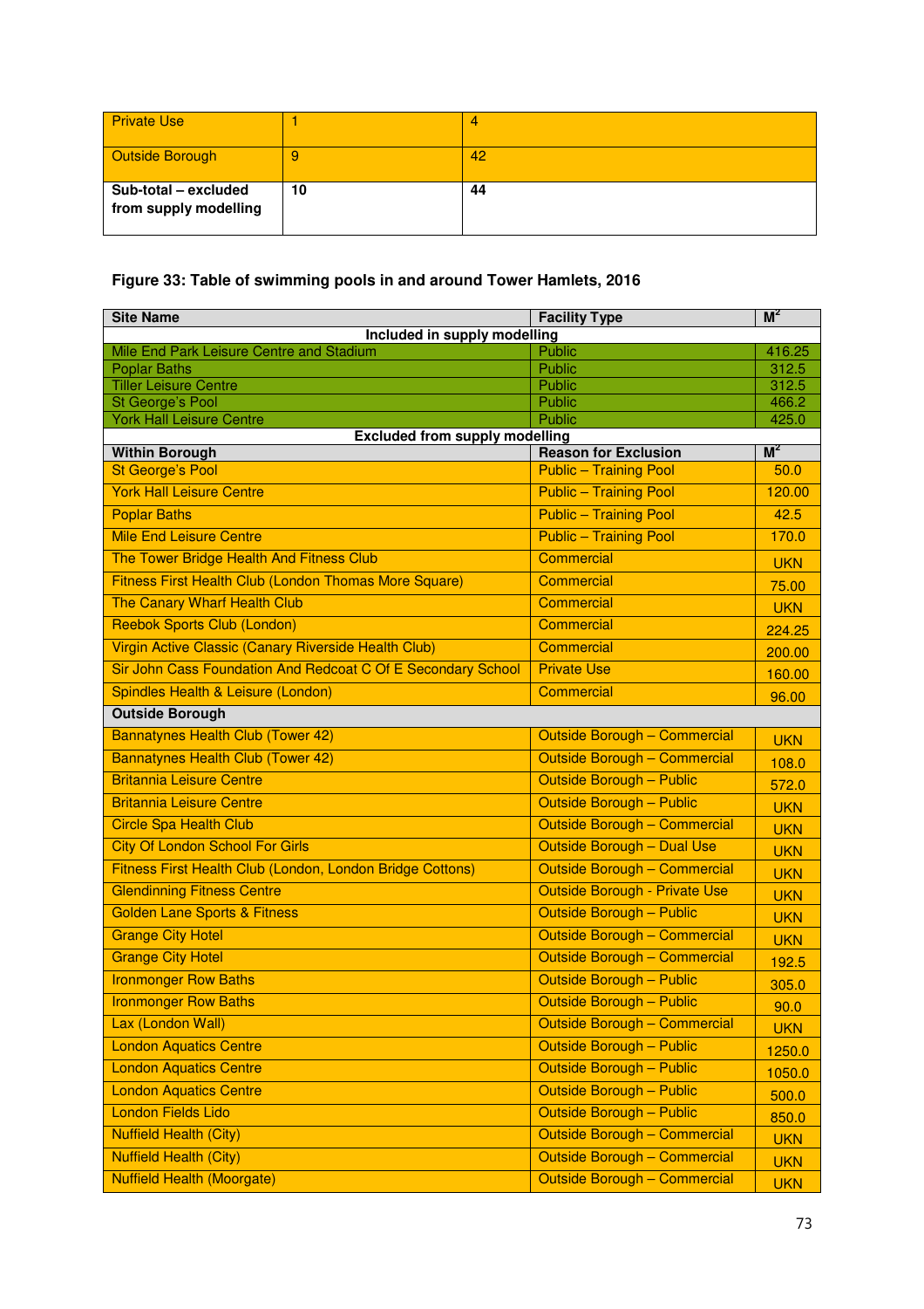| Private Use | 1 | 4 |
|---|---|---|
| Outside Borough | 9 | 42 |
| **Sub-total – excluded from supply modelling** | **10** | **44** |

**Figure 33: Table of swimming pools in and around Tower Hamlets, 2016**

| Site Name | Facility Type | $M^2$ |
|---|---|---|
| **Included in supply modelling** | | |
| Mile End Park Leisure Centre and Stadium | Public | 416.25 |
| Poplar Baths | Public | 312.5 |
| Tiller Leisure Centre | Public | 312.5 |
| St George's Pool | Public | 466.2 |
| York Hall Leisure Centre | Public | 425.0 |
| **Excluded from supply modelling** | | |
| **Within Borough** | **Reason for Exclusion** | **$M^2$** |
| St George's Pool | Public – Training Pool | 50.0 |
| York Hall Leisure Centre | Public – Training Pool | 120.00 |
| Poplar Baths | Public – Training Pool | 42.5 |
| Mile End Leisure Centre | Public – Training Pool | 170.0 |
| The Tower Bridge Health And Fitness Club | Commercial | UKN |
| Fitness First Health Club (London Thomas More Square) | Commercial | 75.00 |
| The Canary Wharf Health Club | Commercial | UKN |
| Reebok Sports Club (London) | Commercial | 224.25 |
| Virgin Active Classic (Canary Riverside Health Club) | Commercial | 200.00 |
| Sir John Cass Foundation And Redcoat C Of E Secondary School | Private Use | 160.00 |
| Spindles Health & Leisure (London) | Commercial | 96.00 |
| **Outside Borough** | | |
| Bannatynes Health Club (Tower 42) | Outside Borough – Commercial | UKN |
| Bannatynes Health Club (Tower 42) | Outside Borough – Commercial | 108.0 |
| Britannia Leisure Centre | Outside Borough – Public | 572.0 |
| Britannia Leisure Centre | Outside Borough – Public | UKN |
| Circle Spa Health Club | Outside Borough – Commercial | UKN |
| City Of London School For Girls | Outside Borough – Dual Use | UKN |
| Fitness First Health Club (London, London Bridge Cottons) | Outside Borough – Commercial | UKN |
| Glendinning Fitness Centre | Outside Borough - Private Use | UKN |
| Golden Lane Sports & Fitness | Outside Borough – Public | UKN |
| Grange City Hotel | Outside Borough – Commercial | UKN |
| Grange City Hotel | Outside Borough – Commercial | 192.5 |
| Ironmonger Row Baths | Outside Borough – Public | 305.0 |
| Ironmonger Row Baths | Outside Borough – Public | 90.0 |
| Lax (London Wall) | Outside Borough – Commercial | UKN |
| London Aquatics Centre | Outside Borough – Public | 1250.0 |
| London Aquatics Centre | Outside Borough – Public | 1050.0 |
| London Aquatics Centre | Outside Borough – Public | 500.0 |
| London Fields Lido | Outside Borough – Public | 850.0 |
| Nuffield Health (City) | Outside Borough – Commercial | UKN |
| Nuffield Health (City) | Outside Borough – Commercial | UKN |
| Nuffield Health (Moorgate) | Outside Borough – Commercial | UKN |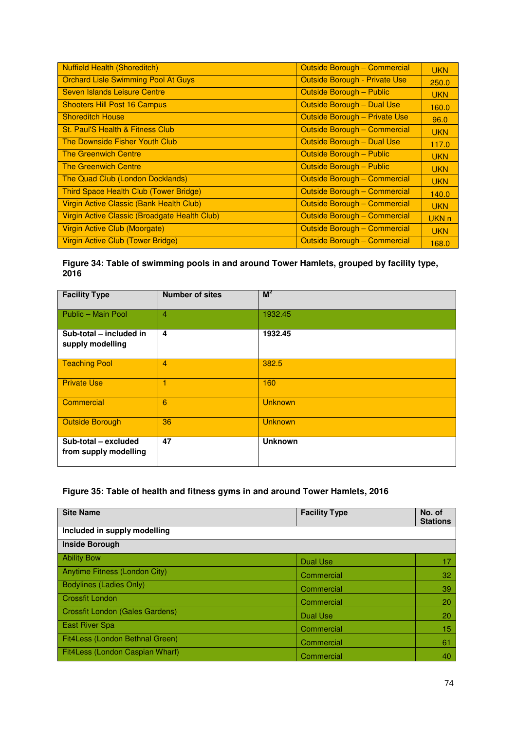| | | |
|---|---|---|
| Nuffield Health (Shoreditch) | Outside Borough – Commercial | UKN |
| Orchard Lisle Swimming Pool At Guys | Outside Borough - Private Use | 250.0 |
| Seven Islands Leisure Centre | Outside Borough – Public | UKN |
| Shooters Hill Post 16 Campus | Outside Borough – Dual Use | 160.0 |
| Shoreditch House | Outside Borough – Private Use | 96.0 |
| St. Paul'S Health & Fitness Club | Outside Borough – Commercial | UKN |
| The Downside Fisher Youth Club | Outside Borough – Dual Use | 117.0 |
| The Greenwich Centre | Outside Borough – Public | UKN |
| The Greenwich Centre | Outside Borough – Public | UKN |
| The Quad Club (London Docklands) | Outside Borough – Commercial | UKN |
| Third Space Health Club (Tower Bridge) | Outside Borough – Commercial | 140.0 |
| Virgin Active Classic (Bank Health Club) | Outside Borough – Commercial | UKN |
| Virgin Active Classic (Broadgate Health Club) | Outside Borough – Commercial | UKN n |
| Virgin Active Club (Moorgate) | Outside Borough – Commercial | UKN |
| Virgin Active Club (Tower Bridge) | Outside Borough – Commercial | 168.0 |

**Figure 34: Table of swimming pools in and around Tower Hamlets, grouped by facility type, 2016**

| Facility Type | Number of sites | $M^2$ |
|---|---|---|
| Public – Main Pool | 4 | 1932.45 |
| **Sub-total – included in supply modelling** | **4** | **1932.45** |
| Teaching Pool | 4 | 382.5 |
| Private Use | 1 | 160 |
| Commercial | 6 | Unknown |
| Outside Borough | 36 | Unknown |
| **Sub-total – excluded from supply modelling** | **47** | **Unknown** |

**Figure 35: Table of health and fitness gyms in and around Tower Hamlets, 2016**

| Site Name | Facility Type | No. of Stations |
|---|---|---|
| **Included in supply modelling** | | |
| **Inside Borough** | | |
| Ability Bow | Dual Use | 17 |
| Anytime Fitness (London City) | Commercial | 32 |
| Bodylines (Ladies Only) | Commercial | 39 |
| Crossfit London | Commercial | 20 |
| Crossfit London (Gales Gardens) | Dual Use | 20 |
| East River Spa | Commercial | 15 |
| Fit4Less (London Bethnal Green) | Commercial | 61 |
| Fit4Less (London Caspian Wharf) | Commercial | 40 |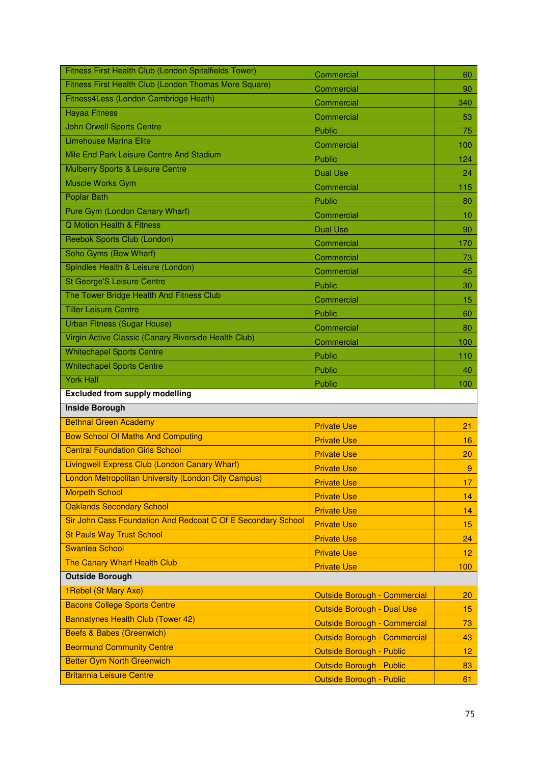| | | |
|---|---|---|
| Fitness First Health Club (London Spitalfields Tower) | Commercial | 60 |
| Fitness First Health Club (London Thomas More Square) | Commercial | 90 |
| Fitness4Less (London Cambridge Heath) | Commercial | 340 |
| Hayaa Fitness | Commercial | 53 |
| John Orwell Sports Centre | Public | 75 |
| Limehouse Marina Elite | Commercial | 100 |
| Mile End Park Leisure Centre And Stadium | Public | 124 |
| Mulberry Sports & Leisure Centre | Dual Use | 24 |
| Muscle Works Gym | Commercial | 115 |
| Poplar Bath | Public | 80 |
| Pure Gym (London Canary Wharf) | Commercial | 10 |
| Q Motion Health & Fitness | Dual Use | 90 |
| Reebok Sports Club (London) | Commercial | 170 |
| Soho Gyms (Bow Wharf) | Commercial | 73 |
| Spindles Health & Leisure (London) | Commercial | 45 |
| St George'S Leisure Centre | Public | 30 |
| The Tower Bridge Health And Fitness Club | Commercial | 15 |
| Tiller Leisure Centre | Public | 60 |
| Urban Fitness (Sugar House) | Commercial | 80 |
| Virgin Active Classic (Canary Riverside Health Club) | Commercial | 100 |
| Whitechapel Sports Centre | Public | 110 |
| Whitechapel Sports Centre | Public | 40 |
| York Hall | Public | 100 |
| **Excluded from supply modelling** | | |
| **Inside Borough** | | |
| Bethnal Green Academy | Private Use | 21 |
| Bow School Of Maths And Computing | Private Use | 16 |
| Central Foundation Girls School | Private Use | 20 |
| Livingwell Express Club (London Canary Wharf) | Private Use | 9 |
| London Metropolitan University (London City Campus) | Private Use | 17 |
| Morpeth School | Private Use | 14 |
| Oaklands Secondary School | Private Use | 14 |
| Sir John Cass Foundation And Redcoat C Of E Secondary School | Private Use | 15 |
| St Pauls Way Trust School | Private Use | 24 |
| Swanlea School | Private Use | 12 |
| The Canary Wharf Health Club | Private Use | 100 |
| **Outside Borough** | | |
| 1Rebel (St Mary Axe) | Outside Borough - Commercial | 20 |
| Bacons College Sports Centre | Outside Borough - Dual Use | 15 |
| Bannatynes Health Club (Tower 42) | Outside Borough - Commercial | 73 |
| Beefs & Babes (Greenwich) | Outside Borough - Commercial | 43 |
| Beormund Community Centre | Outside Borough - Public | 12 |
| Better Gym North Greenwich | Outside Borough - Public | 83 |
| Britannia Leisure Centre | Outside Borough - Public | 61 |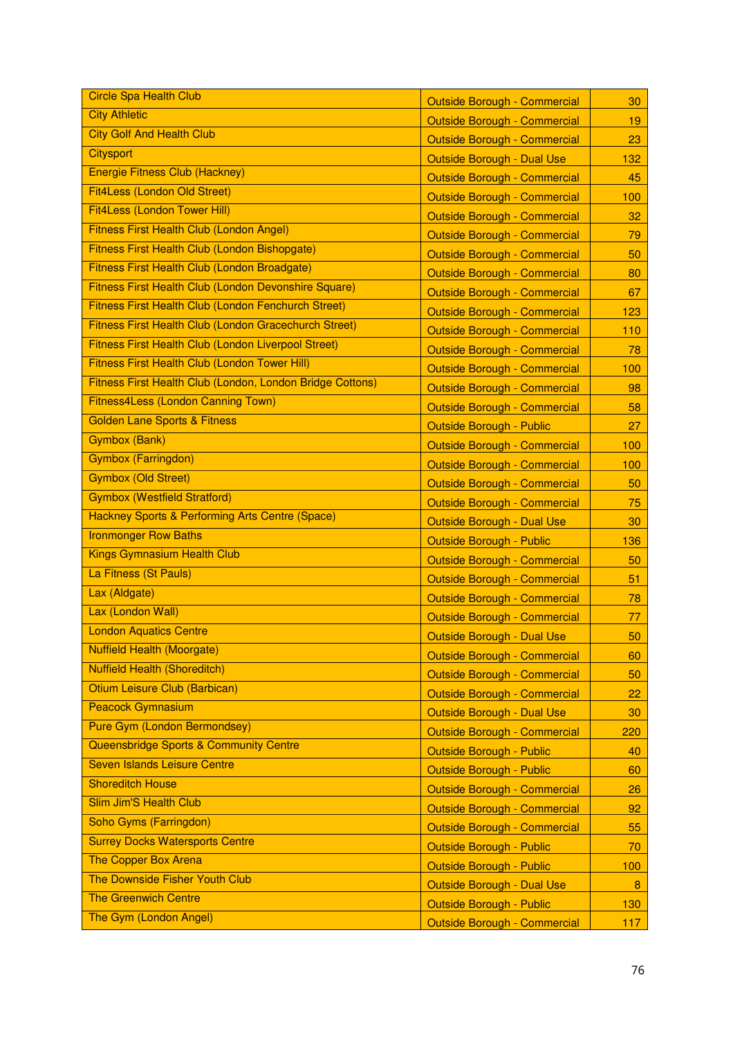| | | |
|---|---|---|
| Circle Spa Health Club | Outside Borough - Commercial | 30 |
| City Athletic | Outside Borough - Commercial | 19 |
| City Golf And Health Club | Outside Borough - Commercial | 23 |
| Citysport | Outside Borough - Dual Use | 132 |
| Energie Fitness Club (Hackney) | Outside Borough - Commercial | 45 |
| Fit4Less (London Old Street) | Outside Borough - Commercial | 100 |
| Fit4Less (London Tower Hill) | Outside Borough - Commercial | 32 |
| Fitness First Health Club (London Angel) | Outside Borough - Commercial | 79 |
| Fitness First Health Club (London Bishopgate) | Outside Borough - Commercial | 50 |
| Fitness First Health Club (London Broadgate) | Outside Borough - Commercial | 80 |
| Fitness First Health Club (London Devonshire Square) | Outside Borough - Commercial | 67 |
| Fitness First Health Club (London Fenchurch Street) | Outside Borough - Commercial | 123 |
| Fitness First Health Club (London Gracechurch Street) | Outside Borough - Commercial | 110 |
| Fitness First Health Club (London Liverpool Street) | Outside Borough - Commercial | 78 |
| Fitness First Health Club (London Tower Hill) | Outside Borough - Commercial | 100 |
| Fitness First Health Club (London, London Bridge Cottons) | Outside Borough - Commercial | 98 |
| Fitness4Less (London Canning Town) | Outside Borough - Commercial | 58 |
| Golden Lane Sports & Fitness | Outside Borough - Public | 27 |
| Gymbox (Bank) | Outside Borough - Commercial | 100 |
| Gymbox (Farringdon) | Outside Borough - Commercial | 100 |
| Gymbox (Old Street) | Outside Borough - Commercial | 50 |
| Gymbox (Westfield Stratford) | Outside Borough - Commercial | 75 |
| Hackney Sports & Performing Arts Centre (Space) | Outside Borough - Dual Use | 30 |
| Ironmonger Row Baths | Outside Borough - Public | 136 |
| Kings Gymnasium Health Club | Outside Borough - Commercial | 50 |
| La Fitness (St Pauls) | Outside Borough - Commercial | 51 |
| Lax (Aldgate) | Outside Borough - Commercial | 78 |
| Lax (London Wall) | Outside Borough - Commercial | 77 |
| London Aquatics Centre | Outside Borough - Dual Use | 50 |
| Nuffield Health (Moorgate) | Outside Borough - Commercial | 60 |
| Nuffield Health (Shoreditch) | Outside Borough - Commercial | 50 |
| Otium Leisure Club (Barbican) | Outside Borough - Commercial | 22 |
| Peacock Gymnasium | Outside Borough - Dual Use | 30 |
| Pure Gym (London Bermondsey) | Outside Borough - Commercial | 220 |
| Queensbridge Sports & Community Centre | Outside Borough - Public | 40 |
| Seven Islands Leisure Centre | Outside Borough - Public | 60 |
| Shoreditch House | Outside Borough - Commercial | 26 |
| Slim Jim'S Health Club | Outside Borough - Commercial | 92 |
| Soho Gyms (Farringdon) | Outside Borough - Commercial | 55 |
| Surrey Docks Watersports Centre | Outside Borough - Public | 70 |
| The Copper Box Arena | Outside Borough - Public | 100 |
| The Downside Fisher Youth Club | Outside Borough - Dual Use | 8 |
| The Greenwich Centre | Outside Borough - Public | 130 |
| The Gym (London Angel) | Outside Borough - Commercial | 117 |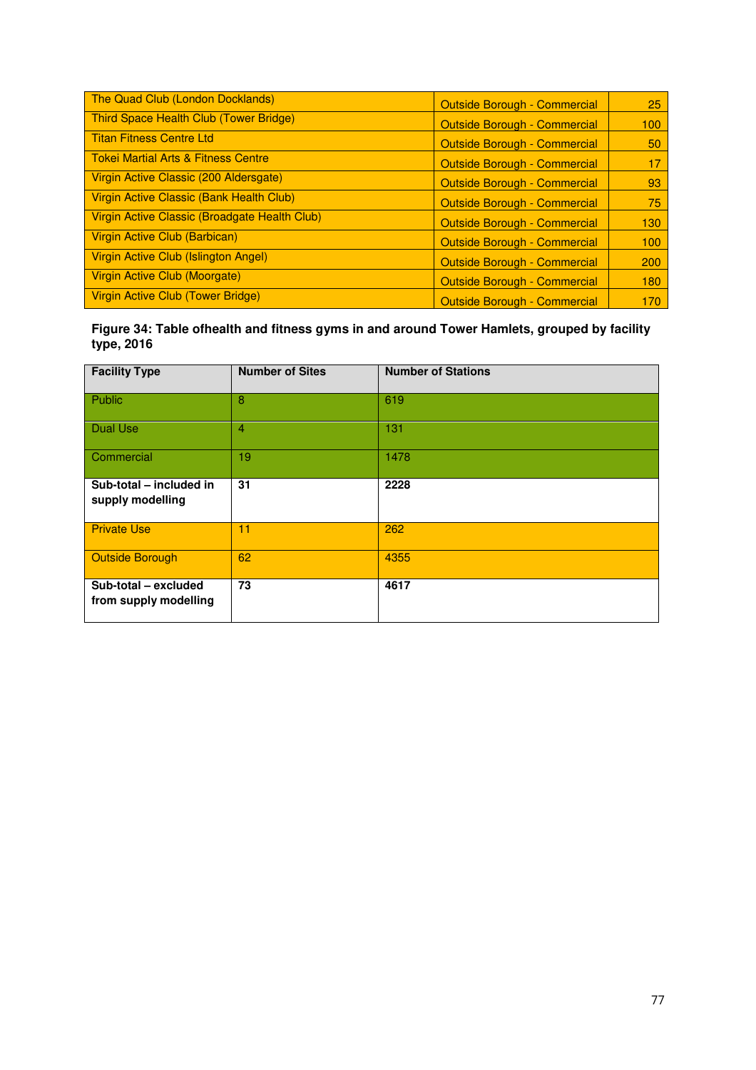| | | |
|---|---|---|
| The Quad Club (London Docklands) | Outside Borough - Commercial | 25 |
| Third Space Health Club (Tower Bridge) | Outside Borough - Commercial | 100 |
| Titan Fitness Centre Ltd | Outside Borough - Commercial | 50 |
| Tokei Martial Arts & Fitness Centre | Outside Borough - Commercial | 17 |
| Virgin Active Classic (200 Aldersgate) | Outside Borough - Commercial | 93 |
| Virgin Active Classic (Bank Health Club) | Outside Borough - Commercial | 75 |
| Virgin Active Classic (Broadgate Health Club) | Outside Borough - Commercial | 130 |
| Virgin Active Club (Barbican) | Outside Borough - Commercial | 100 |
| Virgin Active Club (Islington Angel) | Outside Borough - Commercial | 200 |
| Virgin Active Club (Moorgate) | Outside Borough - Commercial | 180 |
| Virgin Active Club (Tower Bridge) | Outside Borough - Commercial | 170 |

**Figure 34: Table ofhealth and fitness gyms in and around Tower Hamlets, grouped by facility type, 2016**

| Facility Type | Number of Sites | Number of Stations |
|---|---|---|
| Public | 8 | 619 |
| Dual Use | 4 | 131 |
| Commercial | 19 | 1478 |
| **Sub-total – included in supply modelling** | **31** | **2228** |
| Private Use | 11 | 262 |
| Outside Borough | 62 | 4355 |
| **Sub-total – excluded from supply modelling** | **73** | **4617** |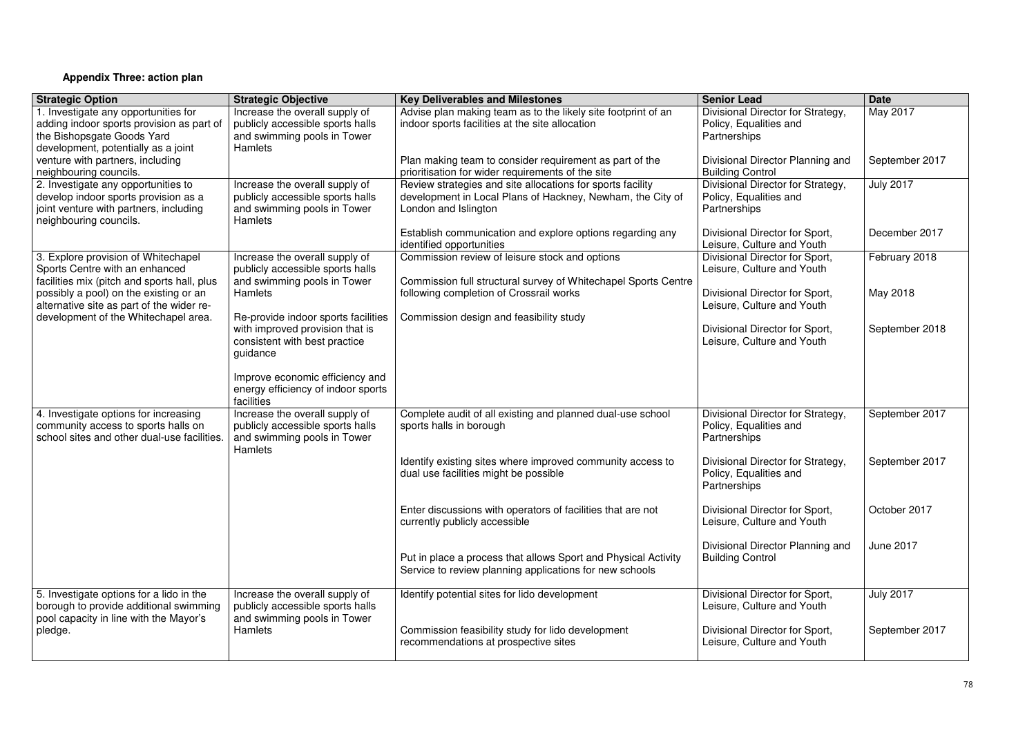**Appendix Three: action plan**

| Strategic Option | Strategic Objective | Key Deliverables and Milestones | Senior Lead | Date |
|---|---|---|---|---|
| 1. Investigate any opportunities for adding indoor sports provision as part of the Bishopsgate Goods Yard development, potentially as a joint venture with partners, including neighbouring councils. | Increase the overall supply of publicly accessible sports halls and swimming pools in Tower Hamlets | Advise plan making team as to the likely site footprint of an indoor sports facilities at the site allocation | Divisional Director for Strategy, Policy, Equalities and Partnerships | May 2017 |
| | | Plan making team to consider requirement as part of the prioritisation for wider requirements of the site | Divisional Director Planning and Building Control | September 2017 |
| 2. Investigate any opportunities to develop indoor sports provision as a joint venture with partners, including neighbouring councils. | Increase the overall supply of publicly accessible sports halls and swimming pools in Tower Hamlets | Review strategies and site allocations for sports facility development in Local Plans of Hackney, Newham, the City of London and Islington | Divisional Director for Strategy, Policy, Equalities and Partnerships | July 2017 |
| | | Establish communication and explore options regarding any identified opportunities | Divisional Director for Sport, Leisure, Culture and Youth | December 2017 |
| 3. Explore provision of Whitechapel Sports Centre with an enhanced facilities mix (pitch and sports hall, plus possibly a pool) on the existing or an alternative site as part of the wider re-development of the Whitechapel area. | Increase the overall supply of publicly accessible sports halls and swimming pools in Tower Hamlets<br><br>Re-provide indoor sports facilities with improved provision that is consistent with best practice guidance<br><br>Improve economic efficiency and energy efficiency of indoor sports facilities | Commission review of leisure stock and options | Divisional Director for Sport, Leisure, Culture and Youth | February 2018 |
| | | Commission full structural survey of Whitechapel Sports Centre following completion of Crossrail works | Divisional Director for Sport, Leisure, Culture and Youth | May 2018 |
| | | Commission design and feasibility study | Divisional Director for Sport, Leisure, Culture and Youth | September 2018 |
| 4. Investigate options for increasing community access to sports halls on school sites and other dual-use facilities. | Increase the overall supply of publicly accessible sports halls and swimming pools in Tower Hamlets | Complete audit of all existing and planned dual-use school sports halls in borough | Divisional Director for Strategy, Policy, Equalities and Partnerships | September 2017 |
| | | Identify existing sites where improved community access to dual use facilities might be possible | Divisional Director for Strategy, Policy, Equalities and Partnerships | September 2017 |
| | | Enter discussions with operators of facilities that are not currently publicly accessible | Divisional Director for Sport, Leisure, Culture and Youth | October 2017 |
| | | Put in place a process that allows Sport and Physical Activity Service to review planning applications for new schools | Divisional Director Planning and Building Control | June 2017 |
| 5. Investigate options for a lido in the borough to provide additional swimming pool capacity in line with the Mayor's pledge. | Increase the overall supply of publicly accessible sports halls and swimming pools in Tower Hamlets | Identify potential sites for lido development | Divisional Director for Sport, Leisure, Culture and Youth | July 2017 |
| | | Commission feasibility study for lido development recommendations at prospective sites | Divisional Director for Sport, Leisure, Culture and Youth | September 2017 |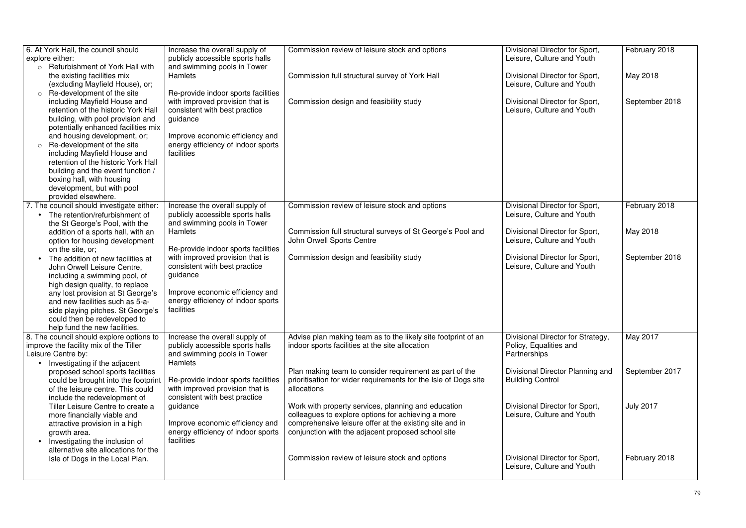| 6. At York Hall, the council should explore either:<br>○ Refurbishment of York Hall with the existing facilities mix (excluding Mayfield House), or;<br>○ Re-development of the site including Mayfield House and retention of the historic York Hall building, with pool provision and potentially enhanced facilities mix and housing development, or;<br>○ Re-development of the site including Mayfield House and retention of the historic York Hall building and the event function / boxing hall, with housing development, but with pool provided elsewhere. | Increase the overall supply of publicly accessible sports halls and swimming pools in Tower Hamlets<br><br>Re-provide indoor sports facilities with improved provision that is consistent with best practice guidance<br><br>Improve economic efficiency and energy efficiency of indoor sports facilities | Commission review of leisure stock and options<br><br>Commission full structural survey of York Hall<br><br>Commission design and feasibility study | Divisional Director for Sport, Leisure, Culture and Youth<br><br>Divisional Director for Sport, Leisure, Culture and Youth<br><br>Divisional Director for Sport, Leisure, Culture and Youth | February 2018<br><br>May 2018<br><br>September 2018 |
|---|---|---|---|---|
| 7. The council should investigate either:<br>• The retention/refurbishment of the St George's Pool, with the addition of a sports hall, with an option for housing development on the site, or;<br>• The addition of new facilities at John Orwell Leisure Centre, including a swimming pool, of high design quality, to replace any lost provision at St George's and new facilities such as 5-a-side playing pitches. St George's could then be redeveloped to help fund the new facilities. | Increase the overall supply of publicly accessible sports halls and swimming pools in Tower Hamlets<br><br>Re-provide indoor sports facilities with improved provision that is consistent with best practice guidance<br><br>Improve economic efficiency and energy efficiency of indoor sports facilities | Commission review of leisure stock and options<br><br>Commission full structural surveys of St George's Pool and John Orwell Sports Centre<br><br>Commission design and feasibility study | Divisional Director for Sport, Leisure, Culture and Youth<br><br>Divisional Director for Sport, Leisure, Culture and Youth<br><br>Divisional Director for Sport, Leisure, Culture and Youth | February 2018<br><br>May 2018<br><br>September 2018 |
| 8. The council should explore options to improve the facility mix of the Tiller Leisure Centre by:<br>• Investigating if the adjacent proposed school sports facilities could be brought into the footprint of the leisure centre. This could include the redevelopment of Tiller Leisure Centre to create a more financially viable and attractive provision in a high growth area.<br>• Investigating the inclusion of alternative site allocations for the Isle of Dogs in the Local Plan. | Increase the overall supply of publicly accessible sports halls and swimming pools in Tower Hamlets<br><br>Re-provide indoor sports facilities with improved provision that is consistent with best practice guidance<br><br>Improve economic efficiency and energy efficiency of indoor sports facilities | Advise plan making team as to the likely site footprint of an indoor sports facilities at the site allocation<br><br>Plan making team to consider requirement as part of the prioritisation for wider requirements for the Isle of Dogs site allocations<br><br>Work with property services, planning and education colleagues to explore options for achieving a more comprehensive leisure offer at the existing site and in conjunction with the adjacent proposed school site<br><br>Commission review of leisure stock and options | Divisional Director for Strategy, Policy, Equalities and Partnerships<br><br>Divisional Director Planning and Building Control<br><br>Divisional Director for Sport, Leisure, Culture and Youth<br><br>Divisional Director for Sport, Leisure, Culture and Youth | May 2017<br><br>September 2017<br><br>July 2017<br><br>February 2018 |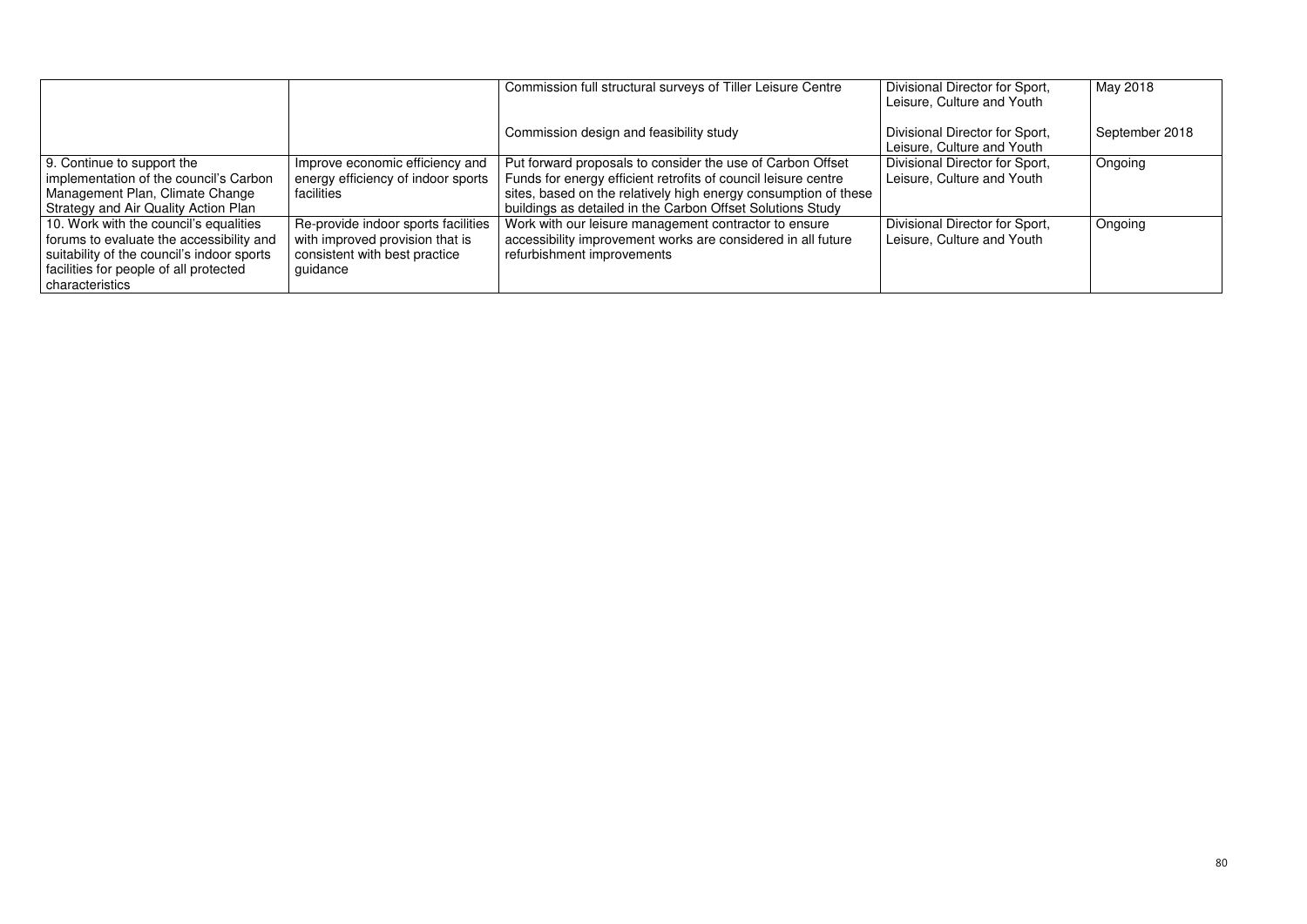| | | | | |
|---|---|---|---|---|
| | | Commission full structural surveys of Tiller Leisure Centre | Divisional Director for Sport, Leisure, Culture and Youth | May 2018 |
| | | Commission design and feasibility study | Divisional Director for Sport, Leisure, Culture and Youth | September 2018 |
| 9. Continue to support the implementation of the council's Carbon Management Plan, Climate Change Strategy and Air Quality Action Plan | Improve economic efficiency and energy efficiency of indoor sports facilities | Put forward proposals to consider the use of Carbon Offset Funds for energy efficient retrofits of council leisure centre sites, based on the relatively high energy consumption of these buildings as detailed in the Carbon Offset Solutions Study | Divisional Director for Sport, Leisure, Culture and Youth | Ongoing |
| 10. Work with the council's equalities forums to evaluate the accessibility and suitability of the council's indoor sports facilities for people of all protected characteristics | Re-provide indoor sports facilities with improved provision that is consistent with best practice guidance | Work with our leisure management contractor to ensure accessibility improvement works are considered in all future refurbishment improvements | Divisional Director for Sport, Leisure, Culture and Youth | Ongoing |